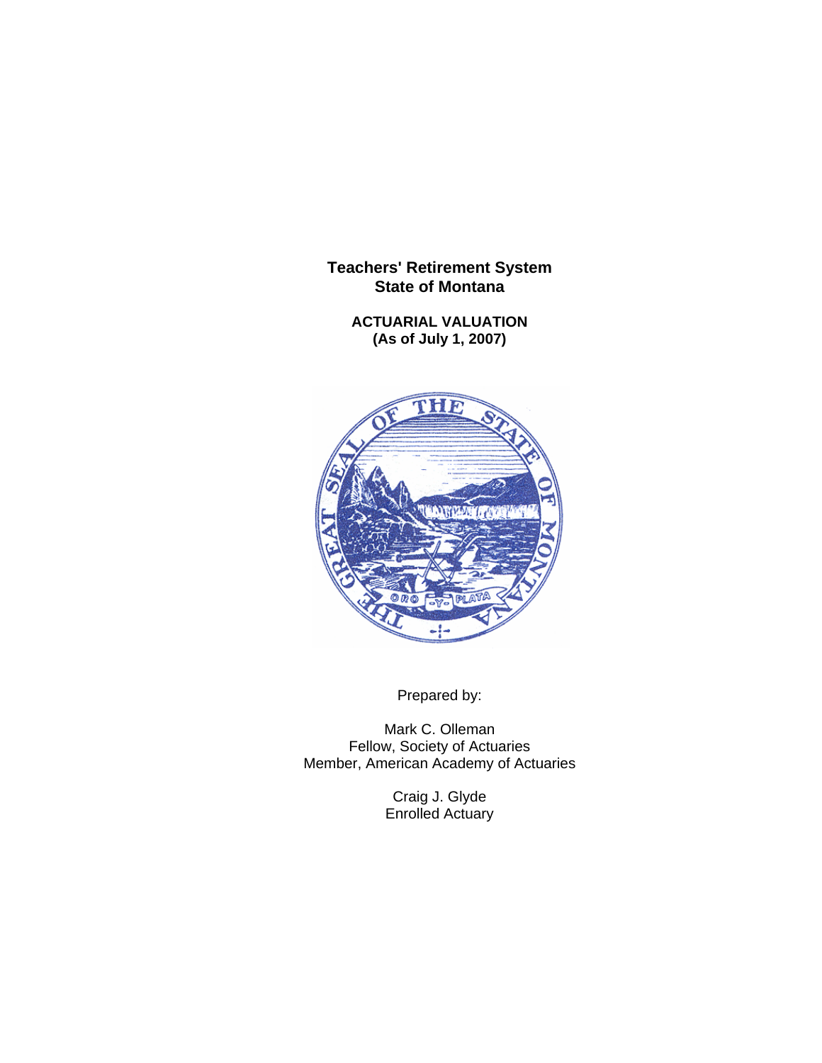# Teachers' Retirement System
# State of Montana

## ACTUARIAL VALUATION
## (As of July 1, 2007)

Prepared by:

Mark C. Olleman
Fellow, Society of Actuaries
Member, American Academy of Actuaries

Craig J. Glyde
Enrolled Actuary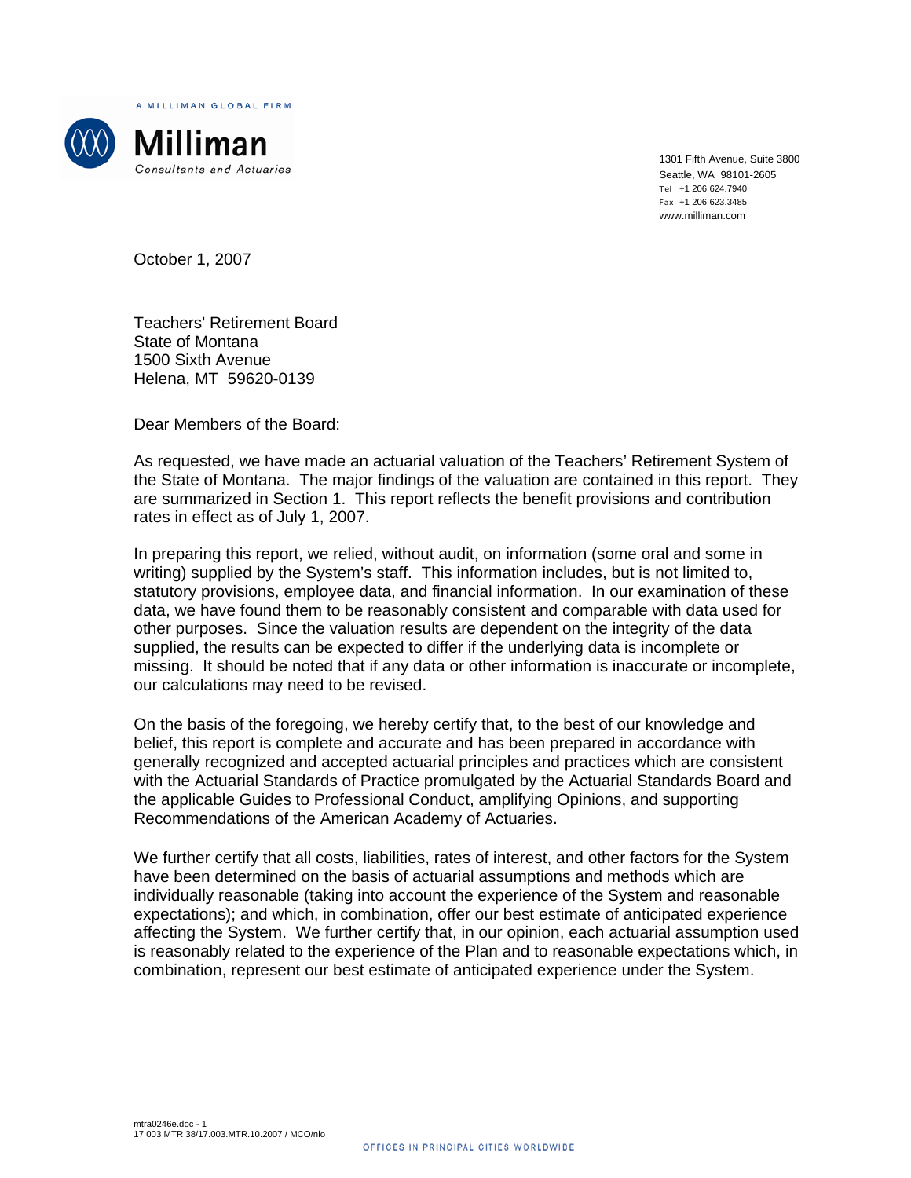A MILLIMAN GLOBAL FIRM

**Milliman**
*Consultants and Actuaries*

1301 Fifth Avenue, Suite 3800
Seattle, WA 98101-2605
Tel +1 206 624.7940
Fax +1 206 623.3485
www.milliman.com

October 1, 2007

Teachers' Retirement Board
State of Montana
1500 Sixth Avenue
Helena, MT 59620-0139

Dear Members of the Board:

As requested, we have made an actuarial valuation of the Teachers' Retirement System of the State of Montana. The major findings of the valuation are contained in this report. They are summarized in Section 1. This report reflects the benefit provisions and contribution rates in effect as of July 1, 2007.

In preparing this report, we relied, without audit, on information (some oral and some in writing) supplied by the System's staff. This information includes, but is not limited to, statutory provisions, employee data, and financial information. In our examination of these data, we have found them to be reasonably consistent and comparable with data used for other purposes. Since the valuation results are dependent on the integrity of the data supplied, the results can be expected to differ if the underlying data is incomplete or missing. It should be noted that if any data or other information is inaccurate or incomplete, our calculations may need to be revised.

On the basis of the foregoing, we hereby certify that, to the best of our knowledge and belief, this report is complete and accurate and has been prepared in accordance with generally recognized and accepted actuarial principles and practices which are consistent with the Actuarial Standards of Practice promulgated by the Actuarial Standards Board and the applicable Guides to Professional Conduct, amplifying Opinions, and supporting Recommendations of the American Academy of Actuaries.

We further certify that all costs, liabilities, rates of interest, and other factors for the System have been determined on the basis of actuarial assumptions and methods which are individually reasonable (taking into account the experience of the System and reasonable expectations); and which, in combination, offer our best estimate of anticipated experience affecting the System. We further certify that, in our opinion, each actuarial assumption used is reasonably related to the experience of the Plan and to reasonable expectations which, in combination, represent our best estimate of anticipated experience under the System.

mtra0246e.doc - 1
17 003 MTR 38/17.003.MTR.10.2007 / MCO/nlo

OFFICES IN PRINCIPAL CITIES WORLDWIDE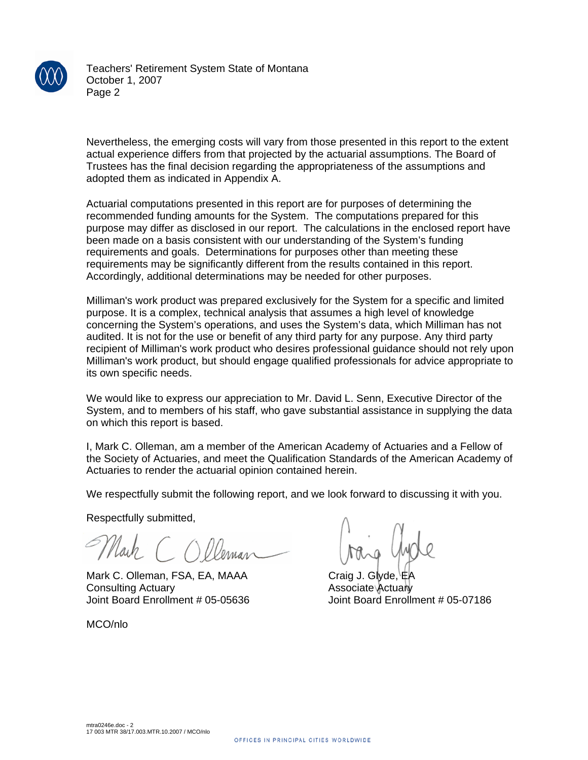Nevertheless, the emerging costs will vary from those presented in this report to the extent actual experience differs from that projected by the actuarial assumptions. The Board of Trustees has the final decision regarding the appropriateness of the assumptions and adopted them as indicated in Appendix A.

Actuarial computations presented in this report are for purposes of determining the recommended funding amounts for the System. The computations prepared for this purpose may differ as disclosed in our report. The calculations in the enclosed report have been made on a basis consistent with our understanding of the System's funding requirements and goals. Determinations for purposes other than meeting these requirements may be significantly different from the results contained in this report. Accordingly, additional determinations may be needed for other purposes.

Milliman's work product was prepared exclusively for the System for a specific and limited purpose. It is a complex, technical analysis that assumes a high level of knowledge concerning the System's operations, and uses the System's data, which Milliman has not audited. It is not for the use or benefit of any third party for any purpose. Any third party recipient of Milliman's work product who desires professional guidance should not rely upon Milliman's work product, but should engage qualified professionals for advice appropriate to its own specific needs.

We would like to express our appreciation to Mr. David L. Senn, Executive Director of the System, and to members of his staff, who gave substantial assistance in supplying the data on which this report is based.

I, Mark C. Olleman, am a member of the American Academy of Actuaries and a Fellow of the Society of Actuaries, and meet the Qualification Standards of the American Academy of Actuaries to render the actuarial opinion contained herein.

We respectfully submit the following report, and we look forward to discussing it with you.

Respectfully submitted,

| | |
|---|---|
| Mark C. Olleman, FSA, EA, MAAA | Craig J. Glyde, EA |
| Consulting Actuary | Associate Actuary |
| Joint Board Enrollment # 05-05636 | Joint Board Enrollment # 05-07186 |

MCO/nlo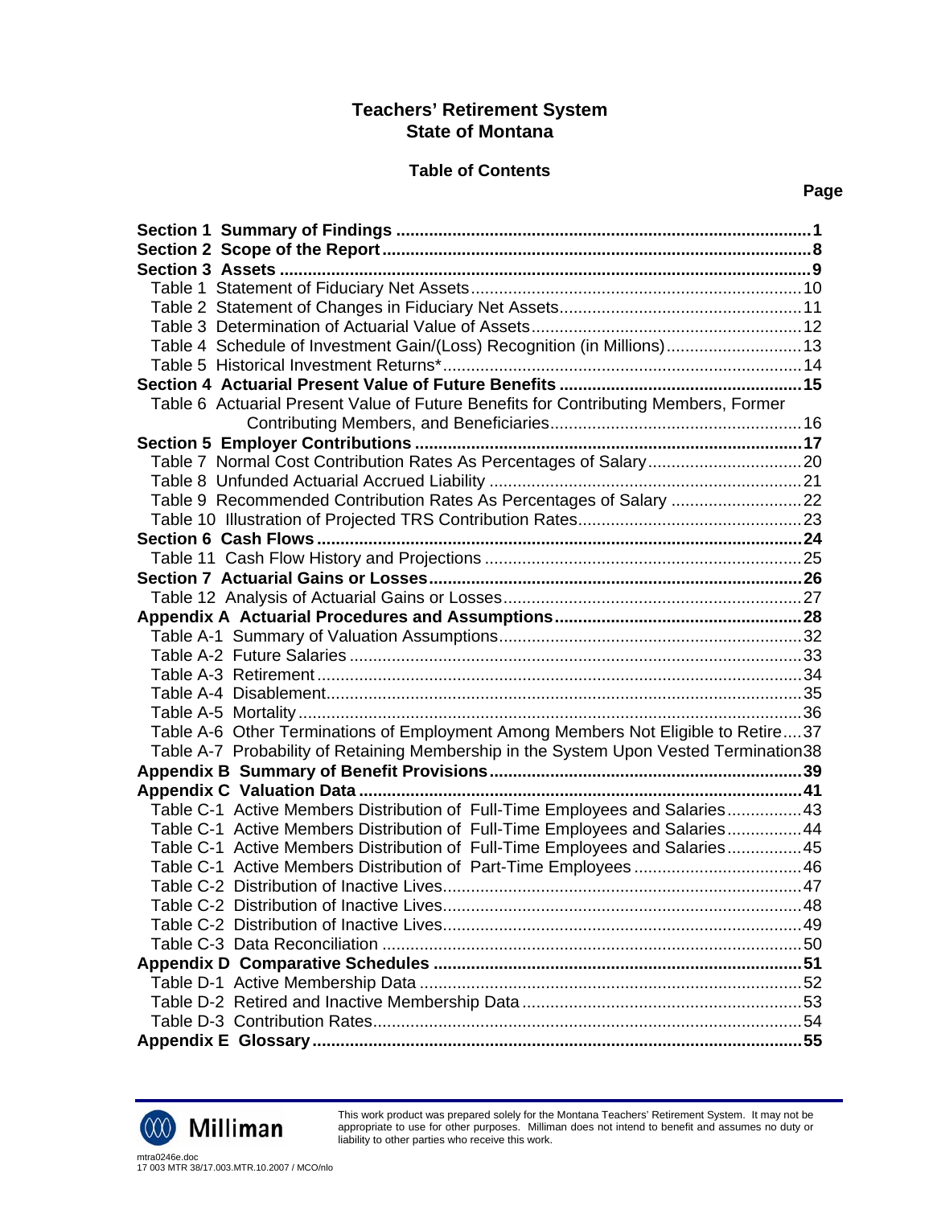# Teachers' Retirement System
# State of Montana

## Table of Contents

| | Page |
|---|---|
| **Section 1 Summary of Findings** | **1** |
| **Section 2 Scope of the Report** | **8** |
| **Section 3 Assets** | **9** |
| Table 1 Statement of Fiduciary Net Assets | 10 |
| Table 2 Statement of Changes in Fiduciary Net Assets | 11 |
| Table 3 Determination of Actuarial Value of Assets | 12 |
| Table 4 Schedule of Investment Gain/(Loss) Recognition (in Millions) | 13 |
| Table 5 Historical Investment Returns* | 14 |
| **Section 4 Actuarial Present Value of Future Benefits** | **15** |
| Table 6 Actuarial Present Value of Future Benefits for Contributing Members, Former Contributing Members, and Beneficiaries | 16 |
| **Section 5 Employer Contributions** | **17** |
| Table 7 Normal Cost Contribution Rates As Percentages of Salary | 20 |
| Table 8 Unfunded Actuarial Accrued Liability | 21 |
| Table 9 Recommended Contribution Rates As Percentages of Salary | 22 |
| Table 10 Illustration of Projected TRS Contribution Rates | 23 |
| **Section 6 Cash Flows** | **24** |
| Table 11 Cash Flow History and Projections | 25 |
| **Section 7 Actuarial Gains or Losses** | **26** |
| Table 12 Analysis of Actuarial Gains or Losses | 27 |
| **Appendix A Actuarial Procedures and Assumptions** | **28** |
| Table A-1 Summary of Valuation Assumptions | 32 |
| Table A-2 Future Salaries | 33 |
| Table A-3 Retirement | 34 |
| Table A-4 Disablement | 35 |
| Table A-5 Mortality | 36 |
| Table A-6 Other Terminations of Employment Among Members Not Eligible to Retire | 37 |
| Table A-7 Probability of Retaining Membership in the System Upon Vested Termination | 38 |
| **Appendix B Summary of Benefit Provisions** | **39** |
| **Appendix C Valuation Data** | **41** |
| Table C-1 Active Members Distribution of Full-Time Employees and Salaries | 43 |
| Table C-1 Active Members Distribution of Full-Time Employees and Salaries | 44 |
| Table C-1 Active Members Distribution of Full-Time Employees and Salaries | 45 |
| Table C-1 Active Members Distribution of Part-Time Employees | 46 |
| Table C-2 Distribution of Inactive Lives | 47 |
| Table C-2 Distribution of Inactive Lives | 48 |
| Table C-2 Distribution of Inactive Lives | 49 |
| Table C-3 Data Reconciliation | 50 |
| **Appendix D Comparative Schedules** | **51** |
| Table D-1 Active Membership Data | 52 |
| Table D-2 Retired and Inactive Membership Data | 53 |
| Table D-3 Contribution Rates | 54 |
| **Appendix E Glossary** | **55** |

This work product was prepared solely for the Montana Teachers' Retirement System. It may not be appropriate to use for other purposes. Milliman does not intend to benefit and assumes no duty or liability to other parties who receive this work.

mtra0246e.doc
17 003 MTR 38/17.003.MTR.10.2007 / MCO/nlo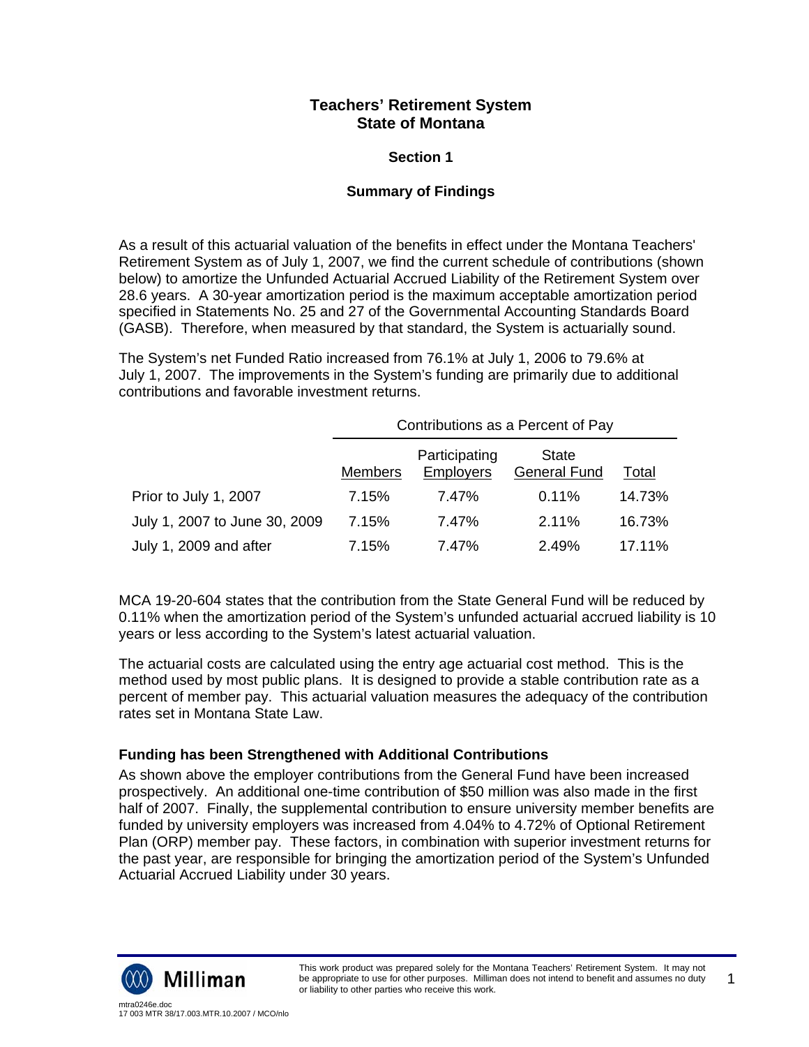# Teachers' Retirement System
# State of Montana

## Section 1

## Summary of Findings

As a result of this actuarial valuation of the benefits in effect under the Montana Teachers' Retirement System as of July 1, 2007, we find the current schedule of contributions (shown below) to amortize the Unfunded Actuarial Accrued Liability of the Retirement System over 28.6 years. A 30-year amortization period is the maximum acceptable amortization period specified in Statements No. 25 and 27 of the Governmental Accounting Standards Board (GASB). Therefore, when measured by that standard, the System is actuarially sound.

The System's net Funded Ratio increased from 76.1% at July 1, 2006 to 79.6% at July 1, 2007. The improvements in the System's funding are primarily due to additional contributions and favorable investment returns.

| | Contributions as a Percent of Pay | | | |
|---|---|---|---|---|
| | Members | Participating Employers | State General Fund | Total |
| Prior to July 1, 2007 | 7.15% | 7.47% | 0.11% | 14.73% |
| July 1, 2007 to June 30, 2009 | 7.15% | 7.47% | 2.11% | 16.73% |
| July 1, 2009 and after | 7.15% | 7.47% | 2.49% | 17.11% |

MCA 19-20-604 states that the contribution from the State General Fund will be reduced by 0.11% when the amortization period of the System's unfunded actuarial accrued liability is 10 years or less according to the System's latest actuarial valuation.

The actuarial costs are calculated using the entry age actuarial cost method. This is the method used by most public plans. It is designed to provide a stable contribution rate as a percent of member pay. This actuarial valuation measures the adequacy of the contribution rates set in Montana State Law.

### Funding has been Strengthened with Additional Contributions

As shown above the employer contributions from the General Fund have been increased prospectively. An additional one-time contribution of $50 million was also made in the first half of 2007. Finally, the supplemental contribution to ensure university member benefits are funded by university employers was increased from 4.04% to 4.72% of Optional Retirement Plan (ORP) member pay. These factors, in combination with superior investment returns for the past year, are responsible for bringing the amortization period of the System's Unfunded Actuarial Accrued Liability under 30 years.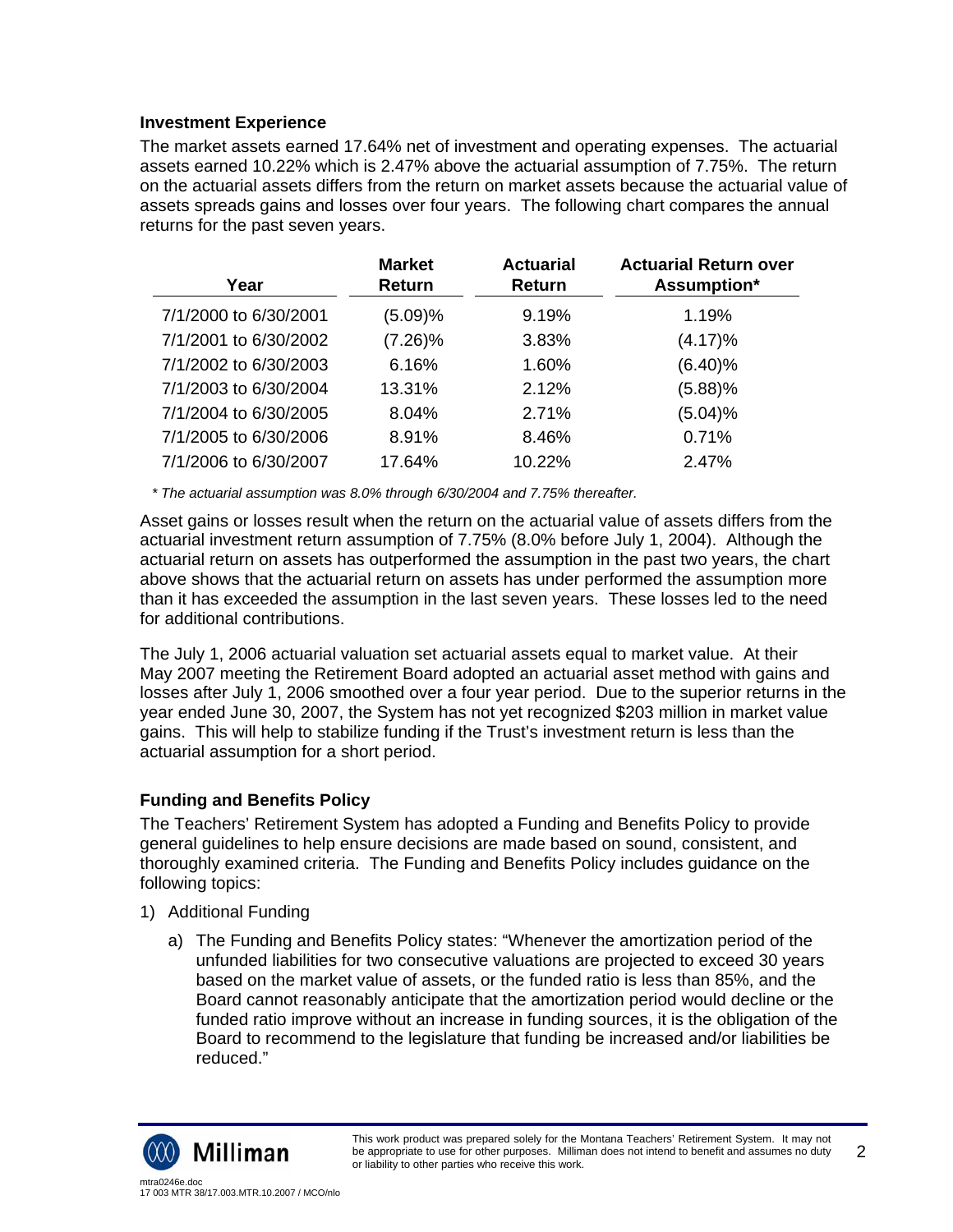### Investment Experience

The market assets earned 17.64% net of investment and operating expenses. The actuarial assets earned 10.22% which is 2.47% above the actuarial assumption of 7.75%. The return on the actuarial assets differs from the return on market assets because the actuarial value of assets spreads gains and losses over four years. The following chart compares the annual returns for the past seven years.

| Year | Market Return | Actuarial Return | Actuarial Return over Assumption* |
|---|---|---|---|
| 7/1/2000 to 6/30/2001 | (5.09)% | 9.19% | 1.19% |
| 7/1/2001 to 6/30/2002 | (7.26)% | 3.83% | (4.17)% |
| 7/1/2002 to 6/30/2003 | 6.16% | 1.60% | (6.40)% |
| 7/1/2003 to 6/30/2004 | 13.31% | 2.12% | (5.88)% |
| 7/1/2004 to 6/30/2005 | 8.04% | 2.71% | (5.04)% |
| 7/1/2005 to 6/30/2006 | 8.91% | 8.46% | 0.71% |
| 7/1/2006 to 6/30/2007 | 17.64% | 10.22% | 2.47% |

*\* The actuarial assumption was 8.0% through 6/30/2004 and 7.75% thereafter.*

Asset gains or losses result when the return on the actuarial value of assets differs from the actuarial investment return assumption of 7.75% (8.0% before July 1, 2004). Although the actuarial return on assets has outperformed the assumption in the past two years, the chart above shows that the actuarial return on assets has under performed the assumption more than it has exceeded the assumption in the last seven years. These losses led to the need for additional contributions.

The July 1, 2006 actuarial valuation set actuarial assets equal to market value. At their May 2007 meeting the Retirement Board adopted an actuarial asset method with gains and losses after July 1, 2006 smoothed over a four year period. Due to the superior returns in the year ended June 30, 2007, the System has not yet recognized $203 million in market value gains. This will help to stabilize funding if the Trust's investment return is less than the actuarial assumption for a short period.

### Funding and Benefits Policy

The Teachers' Retirement System has adopted a Funding and Benefits Policy to provide general guidelines to help ensure decisions are made based on sound, consistent, and thoroughly examined criteria. The Funding and Benefits Policy includes guidance on the following topics:

1) Additional Funding

   a) The Funding and Benefits Policy states: "Whenever the amortization period of the unfunded liabilities for two consecutive valuations are projected to exceed 30 years based on the market value of assets, or the funded ratio is less than 85%, and the Board cannot reasonably anticipate that the amortization period would decline or the funded ratio improve without an increase in funding sources, it is the obligation of the Board to recommend to the legislature that funding be increased and/or liabilities be reduced."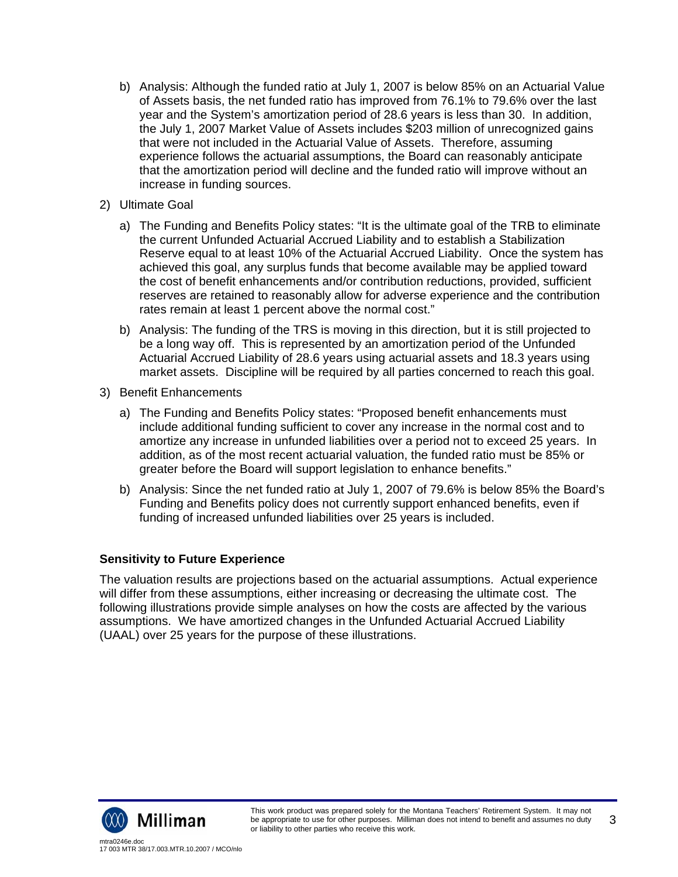b) Analysis: Although the funded ratio at July 1, 2007 is below 85% on an Actuarial Value of Assets basis, the net funded ratio has improved from 76.1% to 79.6% over the last year and the System's amortization period of 28.6 years is less than 30. In addition, the July 1, 2007 Market Value of Assets includes $203 million of unrecognized gains that were not included in the Actuarial Value of Assets. Therefore, assuming experience follows the actuarial assumptions, the Board can reasonably anticipate that the amortization period will decline and the funded ratio will improve without an increase in funding sources.

2) Ultimate Goal

   a) The Funding and Benefits Policy states: "It is the ultimate goal of the TRB to eliminate the current Unfunded Actuarial Accrued Liability and to establish a Stabilization Reserve equal to at least 10% of the Actuarial Accrued Liability. Once the system has achieved this goal, any surplus funds that become available may be applied toward the cost of benefit enhancements and/or contribution reductions, provided, sufficient reserves are retained to reasonably allow for adverse experience and the contribution rates remain at least 1 percent above the normal cost."

   b) Analysis: The funding of the TRS is moving in this direction, but it is still projected to be a long way off. This is represented by an amortization period of the Unfunded Actuarial Accrued Liability of 28.6 years using actuarial assets and 18.3 years using market assets. Discipline will be required by all parties concerned to reach this goal.

3) Benefit Enhancements

   a) The Funding and Benefits Policy states: "Proposed benefit enhancements must include additional funding sufficient to cover any increase in the normal cost and to amortize any increase in unfunded liabilities over a period not to exceed 25 years. In addition, as of the most recent actuarial valuation, the funded ratio must be 85% or greater before the Board will support legislation to enhance benefits."

   b) Analysis: Since the net funded ratio at July 1, 2007 of 79.6% is below 85% the Board's Funding and Benefits policy does not currently support enhanced benefits, even if funding of increased unfunded liabilities over 25 years is included.

**Sensitivity to Future Experience**

The valuation results are projections based on the actuarial assumptions. Actual experience will differ from these assumptions, either increasing or decreasing the ultimate cost. The following illustrations provide simple analyses on how the costs are affected by the various assumptions. We have amortized changes in the Unfunded Actuarial Accrued Liability (UAAL) over 25 years for the purpose of these illustrations.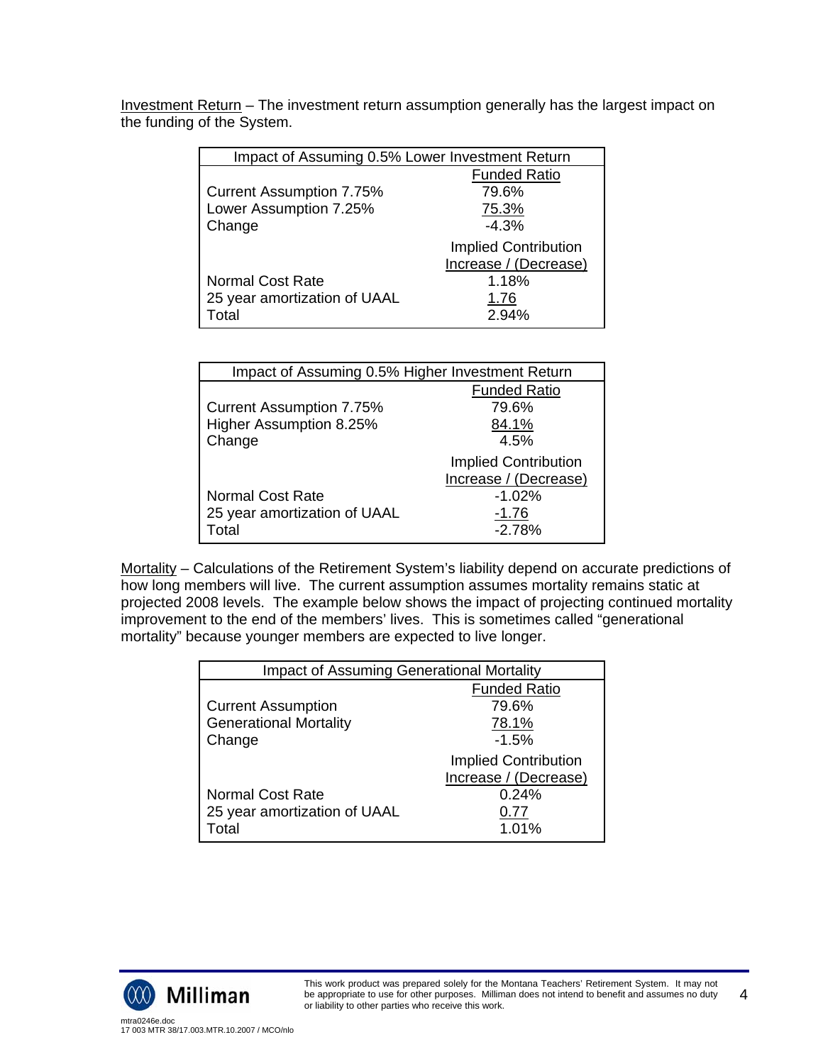Investment Return – The investment return assumption generally has the largest impact on the funding of the System.

| Impact of Assuming 0.5% Lower Investment Return | |
|---|---|
| | Funded Ratio |
| Current Assumption 7.75% | 79.6% |
| Lower Assumption 7.25% | 75.3% |
| Change | -4.3% |
| | Implied Contribution Increase / (Decrease) |
| Normal Cost Rate | 1.18% |
| 25 year amortization of UAAL | 1.76 |
| Total | 2.94% |

| Impact of Assuming 0.5% Higher Investment Return | |
|---|---|
| | Funded Ratio |
| Current Assumption 7.75% | 79.6% |
| Higher Assumption 8.25% | 84.1% |
| Change | 4.5% |
| | Implied Contribution Increase / (Decrease) |
| Normal Cost Rate | -1.02% |
| 25 year amortization of UAAL | -1.76 |
| Total | -2.78% |

Mortality – Calculations of the Retirement System's liability depend on accurate predictions of how long members will live. The current assumption assumes mortality remains static at projected 2008 levels. The example below shows the impact of projecting continued mortality improvement to the end of the members' lives. This is sometimes called "generational mortality" because younger members are expected to live longer.

| Impact of Assuming Generational Mortality | |
|---|---|
| | Funded Ratio |
| Current Assumption | 79.6% |
| Generational Mortality | 78.1% |
| Change | -1.5% |
| | Implied Contribution Increase / (Decrease) |
| Normal Cost Rate | 0.24% |
| 25 year amortization of UAAL | 0.77 |
| Total | 1.01% |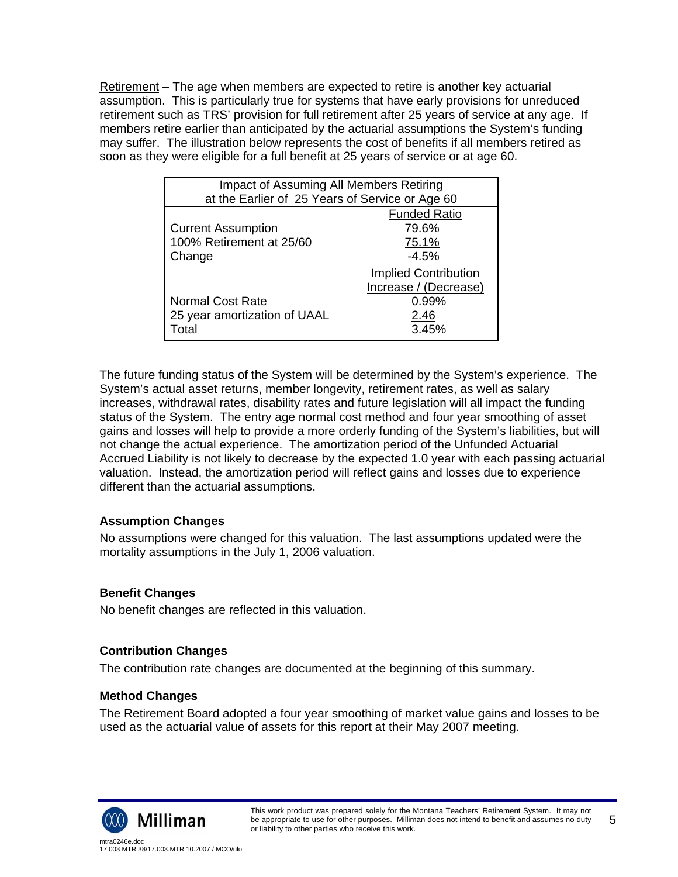Retirement – The age when members are expected to retire is another key actuarial assumption. This is particularly true for systems that have early provisions for unreduced retirement such as TRS' provision for full retirement after 25 years of service at any age. If members retire earlier than anticipated by the actuarial assumptions the System's funding may suffer. The illustration below represents the cost of benefits if all members retired as soon as they were eligible for a full benefit at 25 years of service or at age 60.

| Impact of Assuming All Members Retiring at the Earlier of 25 Years of Service or Age 60 | |
|---|---|
| | Funded Ratio |
| Current Assumption | 79.6% |
| 100% Retirement at 25/60 | 75.1% |
| Change | -4.5% |
| | Implied Contribution Increase / (Decrease) |
| Normal Cost Rate | 0.99% |
| 25 year amortization of UAAL | 2.46 |
| Total | 3.45% |

The future funding status of the System will be determined by the System's experience. The System's actual asset returns, member longevity, retirement rates, as well as salary increases, withdrawal rates, disability rates and future legislation will all impact the funding status of the System. The entry age normal cost method and four year smoothing of asset gains and losses will help to provide a more orderly funding of the System's liabilities, but will not change the actual experience. The amortization period of the Unfunded Actuarial Accrued Liability is not likely to decrease by the expected 1.0 year with each passing actuarial valuation. Instead, the amortization period will reflect gains and losses due to experience different than the actuarial assumptions.

### Assumption Changes

No assumptions were changed for this valuation. The last assumptions updated were the mortality assumptions in the July 1, 2006 valuation.

### Benefit Changes

No benefit changes are reflected in this valuation.

### Contribution Changes

The contribution rate changes are documented at the beginning of this summary.

### Method Changes

The Retirement Board adopted a four year smoothing of market value gains and losses to be used as the actuarial value of assets for this report at their May 2007 meeting.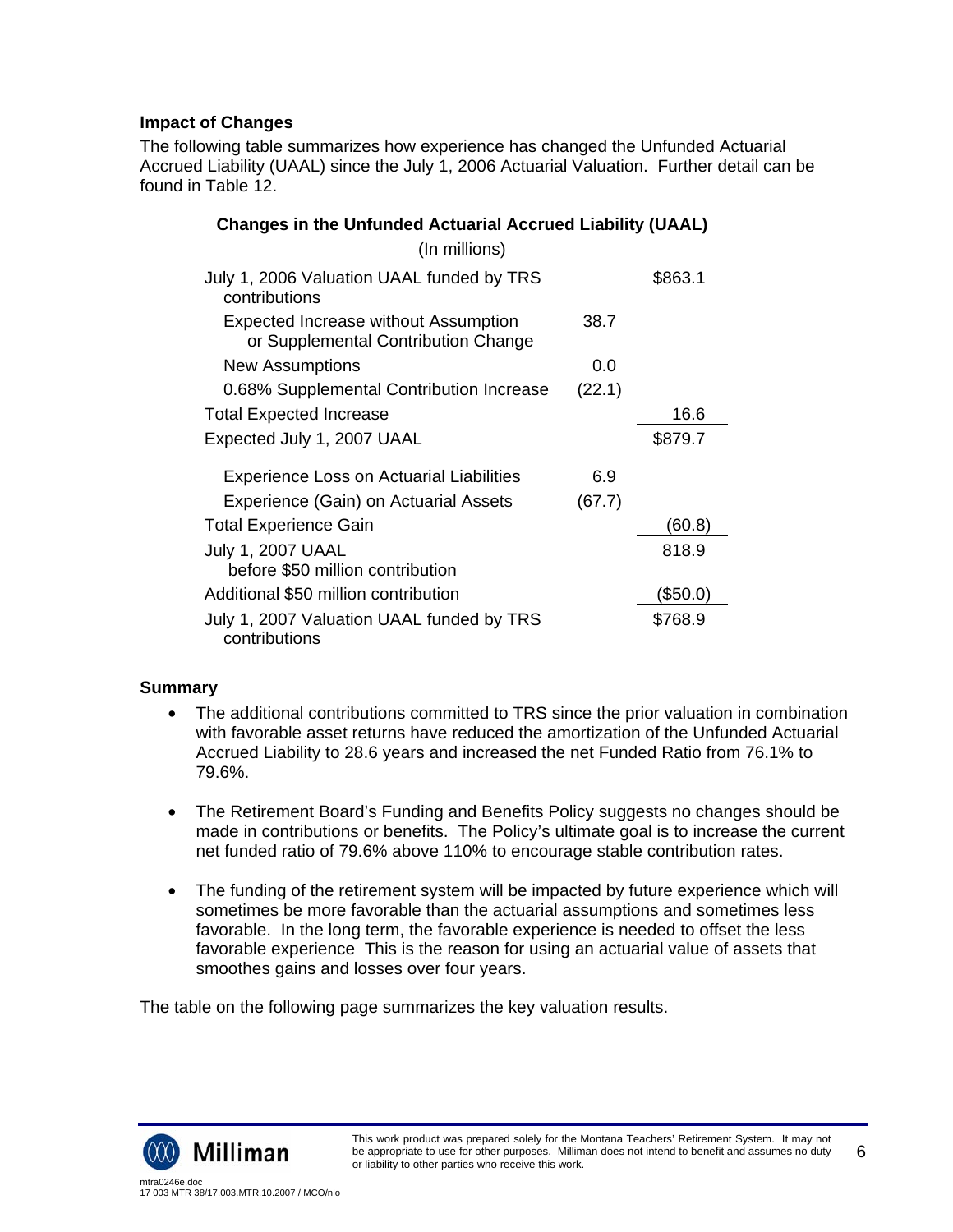### Impact of Changes

The following table summarizes how experience has changed the Unfunded Actuarial Accrued Liability (UAAL) since the July 1, 2006 Actuarial Valuation. Further detail can be found in Table 12.

**Changes in the Unfunded Actuarial Accrued Liability (UAAL)**

(In millions)

| | | |
|---|---|---|
| July 1, 2006 Valuation UAAL funded by TRS contributions | | $863.1 |
| Expected Increase without Assumption or Supplemental Contribution Change | 38.7 | |
| New Assumptions | 0.0 | |
| 0.68% Supplemental Contribution Increase | (22.1) | |
| Total Expected Increase | | 16.6 |
| Expected July 1, 2007 UAAL | | $879.7 |
| Experience Loss on Actuarial Liabilities | 6.9 | |
| Experience (Gain) on Actuarial Assets | (67.7) | |
| Total Experience Gain | | (60.8) |
| July 1, 2007 UAAL before $50 million contribution | | 818.9 |
| Additional $50 million contribution | | ($50.0) |
| July 1, 2007 Valuation UAAL funded by TRS contributions | | $768.9 |

### Summary

- The additional contributions committed to TRS since the prior valuation in combination with favorable asset returns have reduced the amortization of the Unfunded Actuarial Accrued Liability to 28.6 years and increased the net Funded Ratio from 76.1% to 79.6%.

- The Retirement Board's Funding and Benefits Policy suggests no changes should be made in contributions or benefits. The Policy's ultimate goal is to increase the current net funded ratio of 79.6% above 110% to encourage stable contribution rates.

- The funding of the retirement system will be impacted by future experience which will sometimes be more favorable than the actuarial assumptions and sometimes less favorable. In the long term, the favorable experience is needed to offset the less favorable experience This is the reason for using an actuarial value of assets that smoothes gains and losses over four years.

The table on the following page summarizes the key valuation results.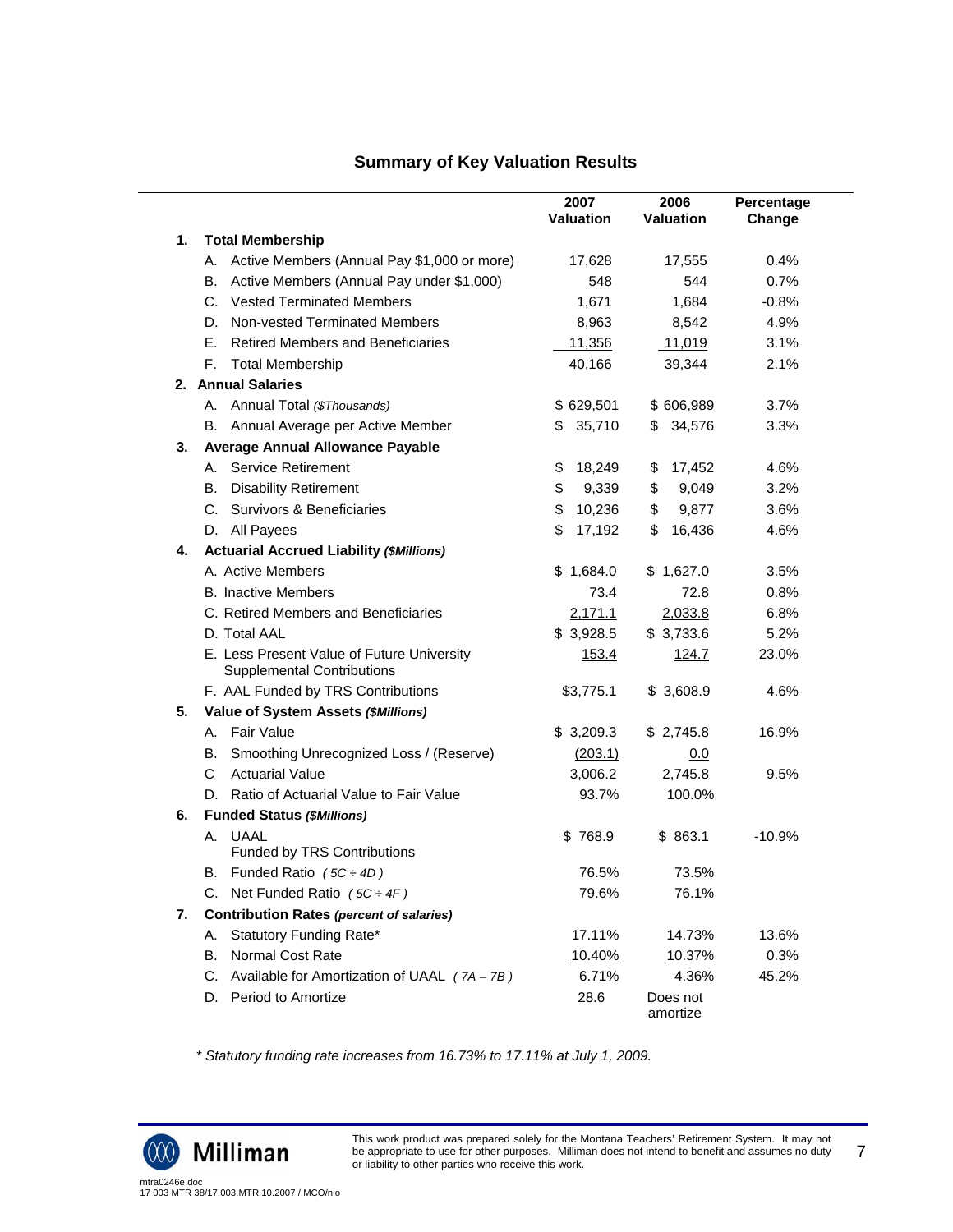## Summary of Key Valuation Results

| | | 2007 Valuation | 2006 Valuation | Percentage Change |
|---|---|---|---|---|
| **1.** | **Total Membership** | | | |
| | A. Active Members (Annual Pay $1,000 or more) | 17,628 | 17,555 | 0.4% |
| | B. Active Members (Annual Pay under $1,000) | 548 | 544 | 0.7% |
| | C. Vested Terminated Members | 1,671 | 1,684 | -0.8% |
| | D. Non-vested Terminated Members | 8,963 | 8,542 | 4.9% |
| | E. Retired Members and Beneficiaries | 11,356 | 11,019 | 3.1% |
| | F. Total Membership | 40,166 | 39,344 | 2.1% |
| **2.** | **Annual Salaries** | | | |
| | A. Annual Total *($Thousands)* | $ 629,501 | $ 606,989 | 3.7% |
| | B. Annual Average per Active Member | $ 35,710 | $ 34,576 | 3.3% |
| **3.** | **Average Annual Allowance Payable** | | | |
| | A. Service Retirement | $ 18,249 | $ 17,452 | 4.6% |
| | B. Disability Retirement | $ 9,339 | $ 9,049 | 3.2% |
| | C. Survivors & Beneficiaries | $ 10,236 | $ 9,877 | 3.6% |
| | D. All Payees | $ 17,192 | $ 16,436 | 4.6% |
| **4.** | **Actuarial Accrued Liability *($Millions)*** | | | |
| | A. Active Members | $ 1,684.0 | $ 1,627.0 | 3.5% |
| | B. Inactive Members | 73.4 | 72.8 | 0.8% |
| | C. Retired Members and Beneficiaries | 2,171.1 | 2,033.8 | 6.8% |
| | D. Total AAL | $ 3,928.5 | $ 3,733.6 | 5.2% |
| | E. Less Present Value of Future University Supplemental Contributions | 153.4 | 124.7 | 23.0% |
| | F. AAL Funded by TRS Contributions | $3,775.1 | $ 3,608.9 | 4.6% |
| **5.** | **Value of System Assets *($Millions)*** | | | |
| | A. Fair Value | $ 3,209.3 | $ 2,745.8 | 16.9% |
| | B. Smoothing Unrecognized Loss / (Reserve) | (203.1) | 0.0 | |
| | C Actuarial Value | 3,006.2 | 2,745.8 | 9.5% |
| | D. Ratio of Actuarial Value to Fair Value | 93.7% | 100.0% | |
| **6.** | **Funded Status *($Millions)*** | | | |
| | A. UAAL Funded by TRS Contributions | $ 768.9 | $ 863.1 | -10.9% |
| | B. Funded Ratio *( 5C ÷ 4D )* | 76.5% | 73.5% | |
| | C. Net Funded Ratio *( 5C ÷ 4F )* | 79.6% | 76.1% | |
| **7.** | **Contribution Rates *(percent of salaries)*** | | | |
| | A. Statutory Funding Rate* | 17.11% | 14.73% | 13.6% |
| | B. Normal Cost Rate | 10.40% | 10.37% | 0.3% |
| | C. Available for Amortization of UAAL *( 7A – 7B )* | 6.71% | 4.36% | 45.2% |
| | D. Period to Amortize | 28.6 | Does not amortize | |

*\* Statutory funding rate increases from 16.73% to 17.11% at July 1, 2009.*

This work product was prepared solely for the Montana Teachers' Retirement System. It may not be appropriate to use for other purposes. Milliman does not intend to benefit and assumes no duty or liability to other parties who receive this work.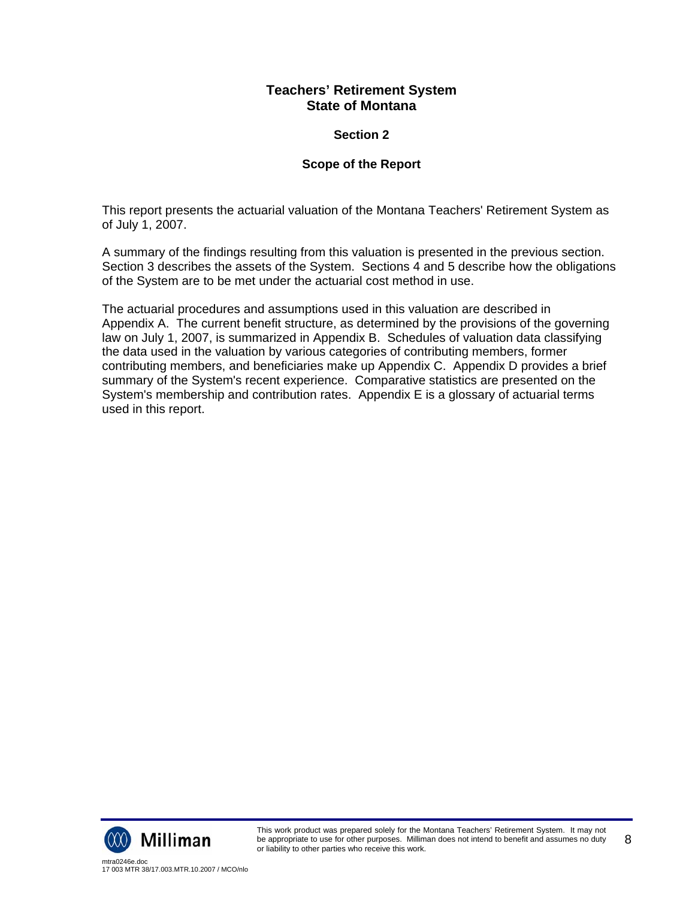# Teachers' Retirement System
# State of Montana

## Section 2

## Scope of the Report

This report presents the actuarial valuation of the Montana Teachers' Retirement System as of July 1, 2007.

A summary of the findings resulting from this valuation is presented in the previous section. Section 3 describes the assets of the System. Sections 4 and 5 describe how the obligations of the System are to be met under the actuarial cost method in use.

The actuarial procedures and assumptions used in this valuation are described in Appendix A. The current benefit structure, as determined by the provisions of the governing law on July 1, 2007, is summarized in Appendix B. Schedules of valuation data classifying the data used in the valuation by various categories of contributing members, former contributing members, and beneficiaries make up Appendix C. Appendix D provides a brief summary of the System's recent experience. Comparative statistics are presented on the System's membership and contribution rates. Appendix E is a glossary of actuarial terms used in this report.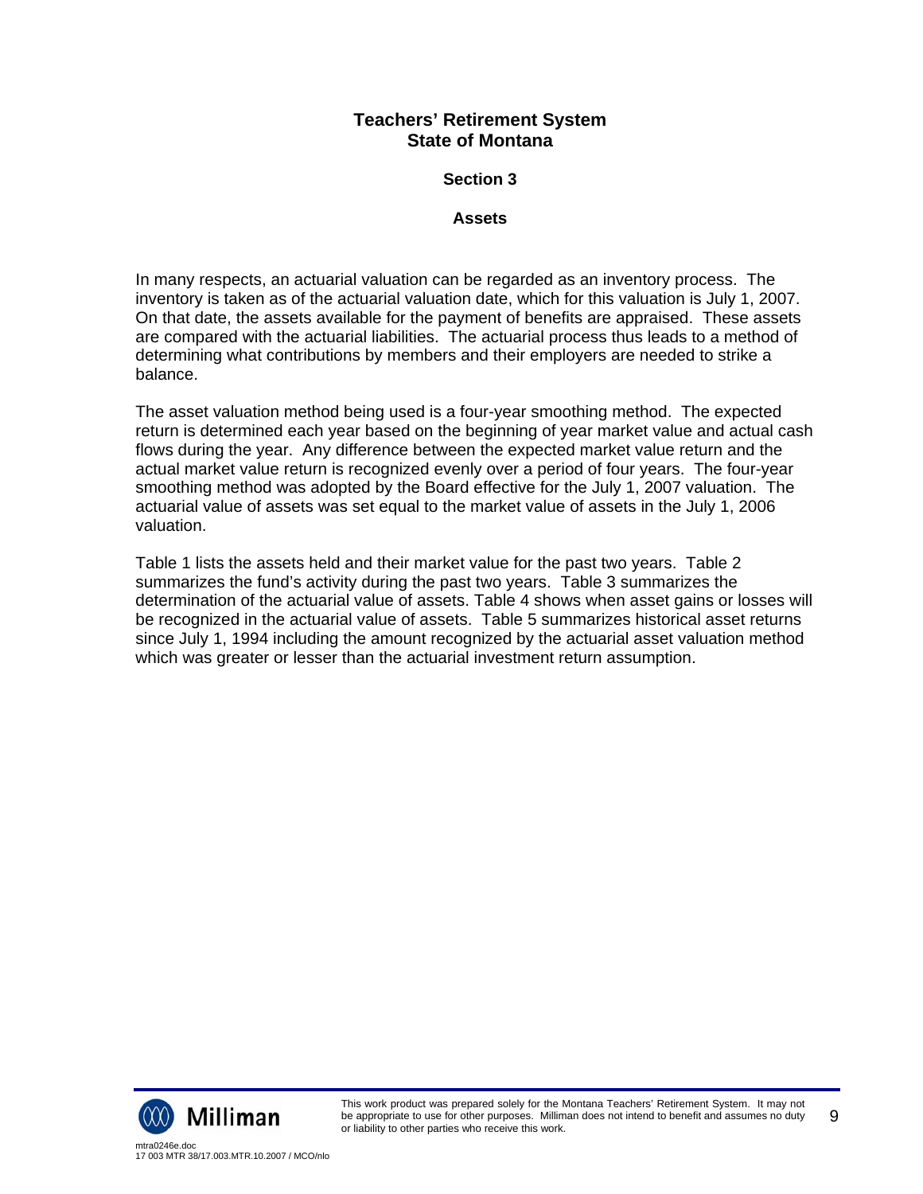# Teachers' Retirement System
# State of Montana

## Section 3

## Assets

In many respects, an actuarial valuation can be regarded as an inventory process. The inventory is taken as of the actuarial valuation date, which for this valuation is July 1, 2007. On that date, the assets available for the payment of benefits are appraised. These assets are compared with the actuarial liabilities. The actuarial process thus leads to a method of determining what contributions by members and their employers are needed to strike a balance.

The asset valuation method being used is a four-year smoothing method. The expected return is determined each year based on the beginning of year market value and actual cash flows during the year. Any difference between the expected market value return and the actual market value return is recognized evenly over a period of four years. The four-year smoothing method was adopted by the Board effective for the July 1, 2007 valuation. The actuarial value of assets was set equal to the market value of assets in the July 1, 2006 valuation.

Table 1 lists the assets held and their market value for the past two years. Table 2 summarizes the fund's activity during the past two years. Table 3 summarizes the determination of the actuarial value of assets. Table 4 shows when asset gains or losses will be recognized in the actuarial value of assets. Table 5 summarizes historical asset returns since July 1, 1994 including the amount recognized by the actuarial asset valuation method which was greater or lesser than the actuarial investment return assumption.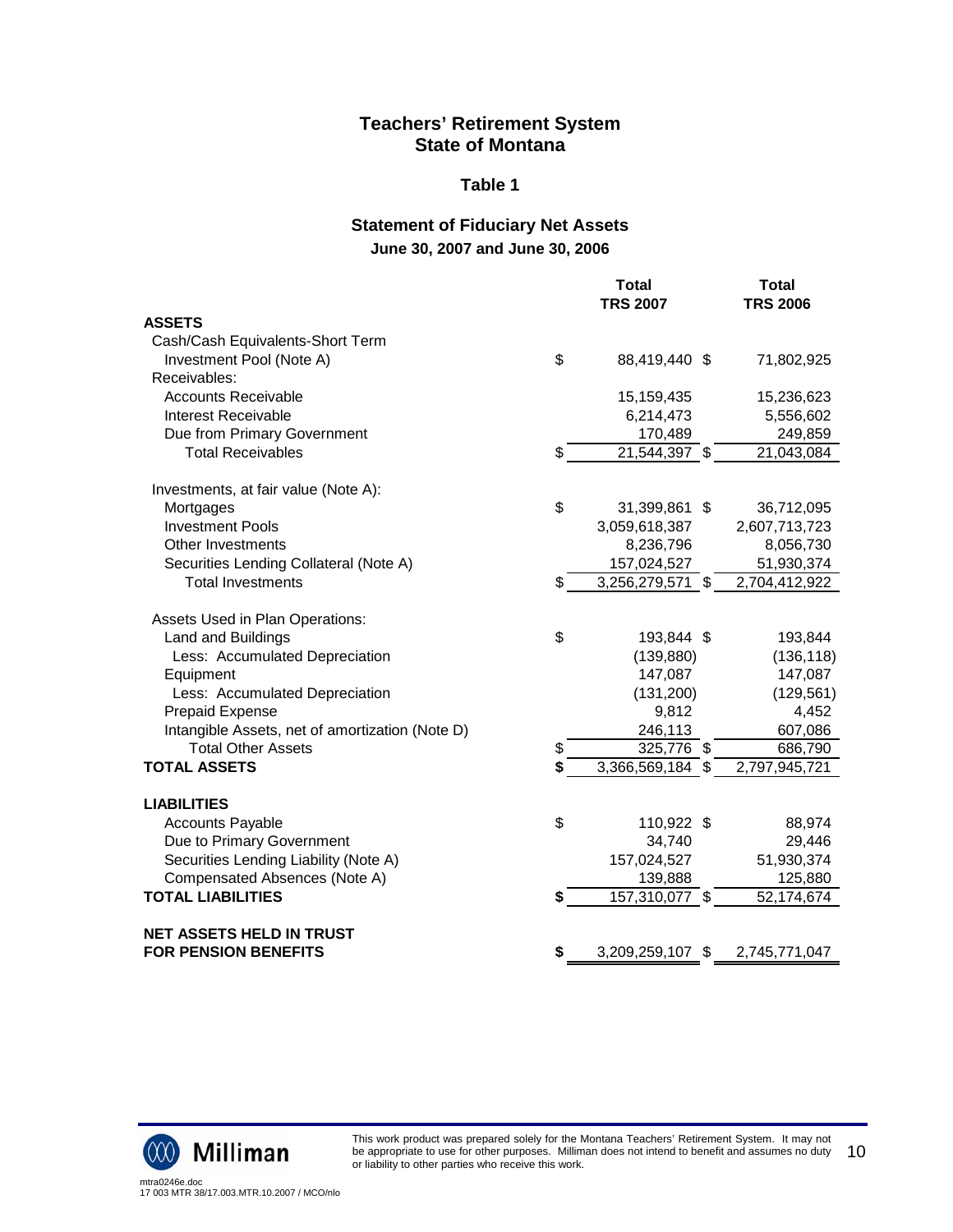# Teachers' Retirement System
# State of Montana

## Table 1

### Statement of Fiduciary Net Assets
**June 30, 2007 and June 30, 2006**

| | Total TRS 2007 | Total TRS 2006 |
|---|---|---|
| **ASSETS** | | |
| Cash/Cash Equivalents-Short Term | | |
| Investment Pool (Note A) | $ 88,419,440 | $ 71,802,925 |
| Receivables: | | |
| Accounts Receivable | 15,159,435 | 15,236,623 |
| Interest Receivable | 6,214,473 | 5,556,602 |
| Due from Primary Government | 170,489 | 249,859 |
| Total Receivables | $ 21,544,397 | $ 21,043,084 |
| Investments, at fair value (Note A): | | |
| Mortgages | $ 31,399,861 | $ 36,712,095 |
| Investment Pools | 3,059,618,387 | 2,607,713,723 |
| Other Investments | 8,236,796 | 8,056,730 |
| Securities Lending Collateral (Note A) | 157,024,527 | 51,930,374 |
| Total Investments | $ 3,256,279,571 | $ 2,704,412,922 |
| Assets Used in Plan Operations: | | |
| Land and Buildings | $ 193,844 | $ 193,844 |
| Less: Accumulated Depreciation | (139,880) | (136,118) |
| Equipment | 147,087 | 147,087 |
| Less: Accumulated Depreciation | (131,200) | (129,561) |
| Prepaid Expense | 9,812 | 4,452 |
| Intangible Assets, net of amortization (Note D) | 246,113 | 607,086 |
| Total Other Assets | $ 325,776 | $ 686,790 |
| **TOTAL ASSETS** | **$** 3,366,569,184 | $ 2,797,945,721 |
| **LIABILITIES** | | |
| Accounts Payable | $ 110,922 | $ 88,974 |
| Due to Primary Government | 34,740 | 29,446 |
| Securities Lending Liability (Note A) | 157,024,527 | 51,930,374 |
| Compensated Absences (Note A) | 139,888 | 125,880 |
| **TOTAL LIABILITIES** | **$** 157,310,077 | $ 52,174,674 |
| **NET ASSETS HELD IN TRUST FOR PENSION BENEFITS** | **$** 3,209,259,107 | $ 2,745,771,047 |

This work product was prepared solely for the Montana Teachers' Retirement System. It may not be appropriate to use for other purposes. Milliman does not intend to benefit and assumes no duty or liability to other parties who receive this work.

mtra0246e.doc
17 003 MTR 38/17.003.MTR.10.2007 / MCO/nlo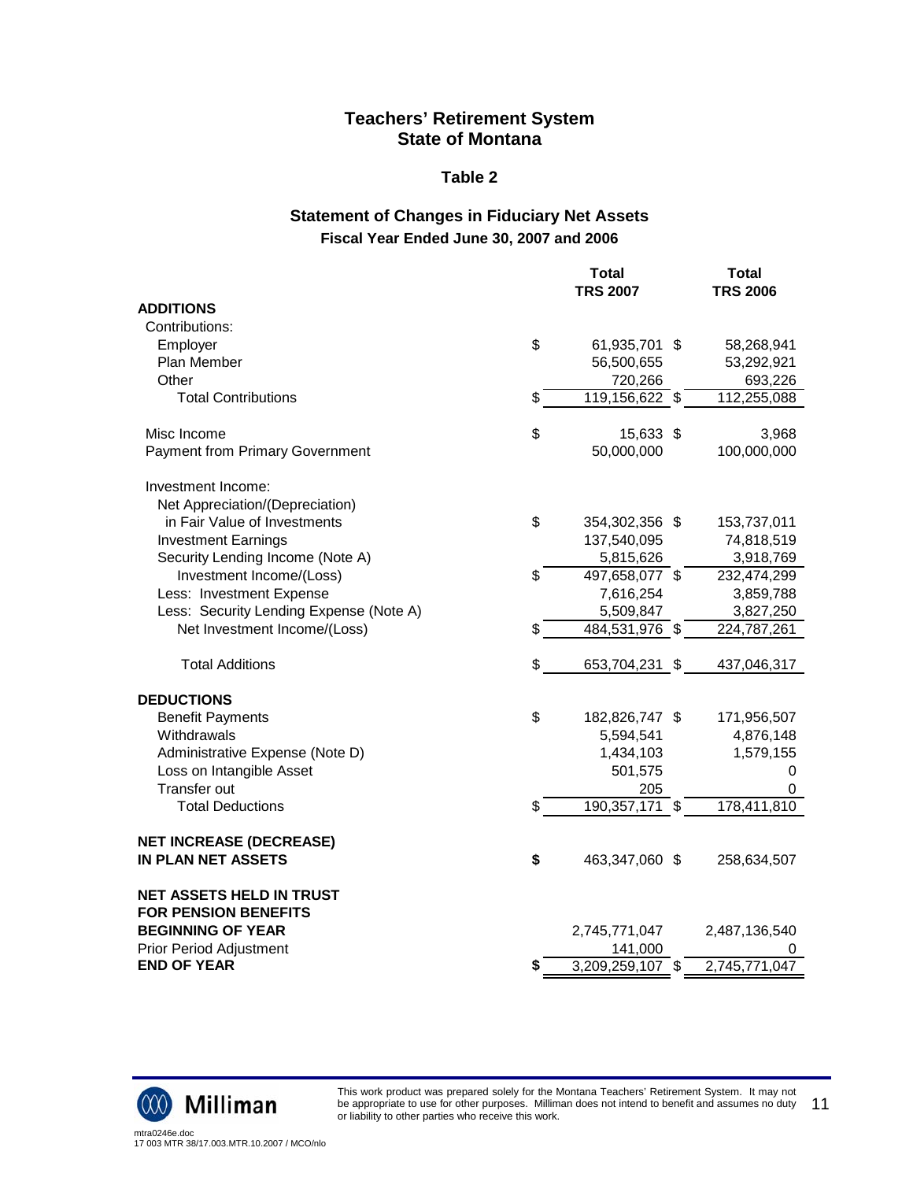# Teachers' Retirement System
# State of Montana

## Table 2

## Statement of Changes in Fiduciary Net Assets
### Fiscal Year Ended June 30, 2007 and 2006

| | Total TRS 2007 | Total TRS 2006 |
|---|---|---|
| **ADDITIONS** | | |
| Contributions: | | |
| Employer | $ 61,935,701 | $ 58,268,941 |
| Plan Member | 56,500,655 | 53,292,921 |
| Other | 720,266 | 693,226 |
| Total Contributions | $ 119,156,622 | $ 112,255,088 |
| | | |
| Misc Income | $ 15,633 | $ 3,968 |
| Payment from Primary Government | 50,000,000 | 100,000,000 |
| | | |
| Investment Income: | | |
| Net Appreciation/(Depreciation) in Fair Value of Investments | $ 354,302,356 | $ 153,737,011 |
| Investment Earnings | 137,540,095 | 74,818,519 |
| Security Lending Income (Note A) | 5,815,626 | 3,918,769 |
| Investment Income/(Loss) | $ 497,658,077 | $ 232,474,299 |
| Less: Investment Expense | 7,616,254 | 3,859,788 |
| Less: Security Lending Expense (Note A) | 5,509,847 | 3,827,250 |
| Net Investment Income/(Loss) | $ 484,531,976 | $ 224,787,261 |
| | | |
| Total Additions | $ 653,704,231 | $ 437,046,317 |
| | | |
| **DEDUCTIONS** | | |
| Benefit Payments | $ 182,826,747 | $ 171,956,507 |
| Withdrawals | 5,594,541 | 4,876,148 |
| Administrative Expense (Note D) | 1,434,103 | 1,579,155 |
| Loss on Intangible Asset | 501,575 | 0 |
| Transfer out | 205 | 0 |
| Total Deductions | $ 190,357,171 | $ 178,411,810 |
| | | |
| **NET INCREASE (DECREASE) IN PLAN NET ASSETS** | **$** 463,347,060 | $ 258,634,507 |
| | | |
| **NET ASSETS HELD IN TRUST FOR PENSION BENEFITS** | | |
| **BEGINNING OF YEAR** | 2,745,771,047 | 2,487,136,540 |
| Prior Period Adjustment | 141,000 | 0 |
| **END OF YEAR** | **$** 3,209,259,107 | $ 2,745,771,047 |

This work product was prepared solely for the Montana Teachers' Retirement System. It may not be appropriate to use for other purposes. Milliman does not intend to benefit and assumes no duty or liability to other parties who receive this work.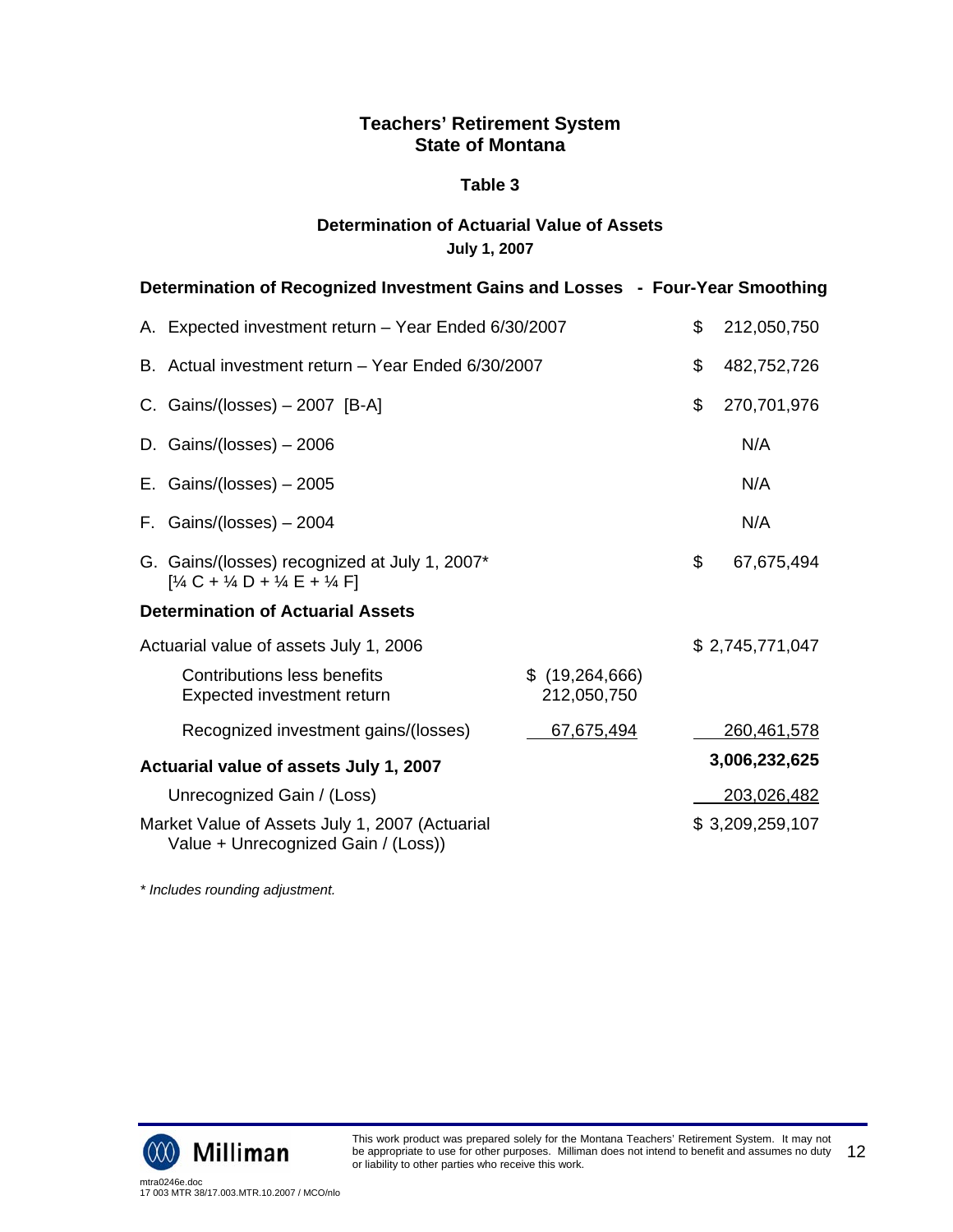# Teachers' Retirement System
# State of Montana

## Table 3

### Determination of Actuarial Value of Assets
**July 1, 2007**

**Determination of Recognized Investment Gains and Losses - Four-Year Smoothing**

| | | |
|---|---|---|
| A. Expected investment return – Year Ended 6/30/2007 | | $ 212,050,750 |
| B. Actual investment return – Year Ended 6/30/2007 | | $ 482,752,726 |
| C. Gains/(losses) – 2007 [B-A] | | $ 270,701,976 |
| D. Gains/(losses) – 2006 | | N/A |
| E. Gains/(losses) – 2005 | | N/A |
| F. Gains/(losses) – 2004 | | N/A |
| G. Gains/(losses) recognized at July 1, 2007* [¼ C + ¼ D + ¼ E + ¼ F] | | $ 67,675,494 |
| **Determination of Actuarial Assets** | | |
| Actuarial value of assets July 1, 2006 | | $ 2,745,771,047 |
| Contributions less benefits | $ (19,264,666) | |
| Expected investment return | 212,050,750 | |
| Recognized investment gains/(losses) | 67,675,494 | 260,461,578 |
| **Actuarial value of assets July 1, 2007** | | **3,006,232,625** |
| Unrecognized Gain / (Loss) | | 203,026,482 |
| Market Value of Assets July 1, 2007 (Actuarial Value + Unrecognized Gain / (Loss)) | | $ 3,209,259,107 |

*\* Includes rounding adjustment.*

This work product was prepared solely for the Montana Teachers' Retirement System. It may not be appropriate to use for other purposes. Milliman does not intend to benefit and assumes no duty or liability to other parties who receive this work.

mtra0246e.doc
17 003 MTR 38/17.003.MTR.10.2007 / MCO/nlo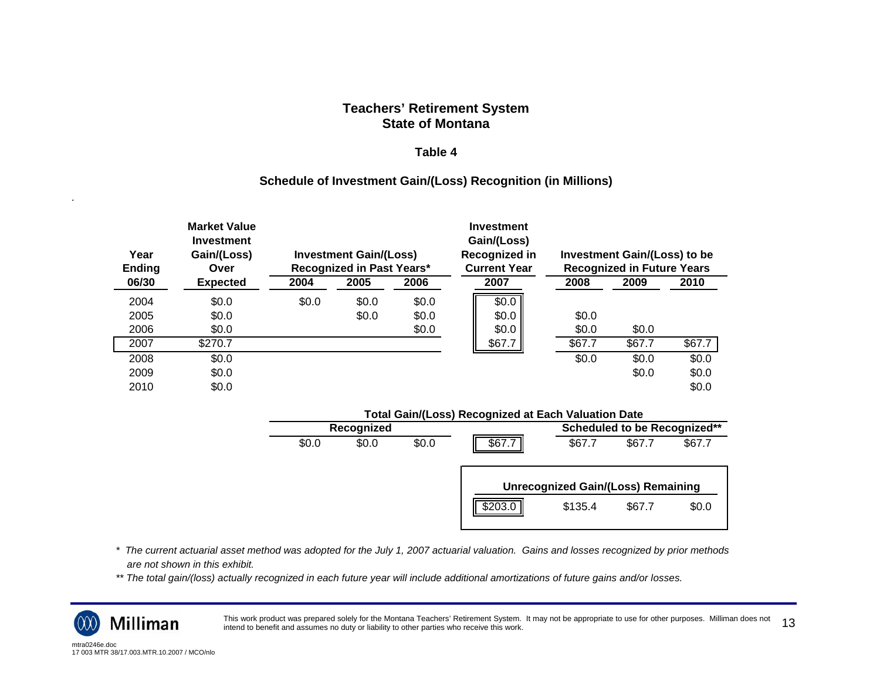**Teachers' Retirement System**
**State of Montana**

**Table 4**

**Schedule of Investment Gain/(Loss) Recognition (in Millions)**

| Year Ending 06/30 | Market Value Investment Gain/(Loss) Over Expected | Investment Gain/(Loss) Recognized in Past Years* | | | Investment Gain/(Loss) Recognized in Current Year | Investment Gain/(Loss) to be Recognized in Future Years | | |
|---|---|---|---|---|---|---|---|---|
| | | 2004 | 2005 | 2006 | 2007 | 2008 | 2009 | 2010 |
| 2004 | $0.0 | $0.0 | $0.0 | $0.0 | $0.0 | | | |
| 2005 | $0.0 | | $0.0 | $0.0 | $0.0 | $0.0 | | |
| 2006 | $0.0 | | | $0.0 | $0.0 | $0.0 | $0.0 | |
| 2007 | $270.7 | | | | $67.7 | $67.7 | $67.7 | $67.7 |
| 2008 | $0.0 | | | | | $0.0 | $0.0 | $0.0 |
| 2009 | $0.0 | | | | | | $0.0 | $0.0 |
| 2010 | $0.0 | | | | | | | $0.0 |

**Total Gain/(Loss) Recognized at Each Valuation Date**

| | Recognized | | | | Scheduled to be Recognized** | | |
|---|---|---|---|---|---|---|---|
| | 2004 | 2005 | 2006 | 2007 | 2008 | 2009 | 2010 |
| Total Gain/(Loss) | $0.0 | $0.0 | $0.0 | $67.7 | $67.7 | $67.7 | $67.7 |
| Unrecognized Gain/(Loss) Remaining | | | | $203.0 | $135.4 | $67.7 | $0.0 |

*\* The current actuarial asset method was adopted for the July 1, 2007 actuarial valuation. Gains and losses recognized by prior methods are not shown in this exhibit.*

*\*\* The total gain/(loss) actually recognized in each future year will include additional amortizations of future gains and/or losses.*

This work product was prepared solely for the Montana Teachers' Retirement System. It may not be appropriate to use for other purposes. Milliman does not intend to benefit and assumes no duty or liability to other parties who receive this work.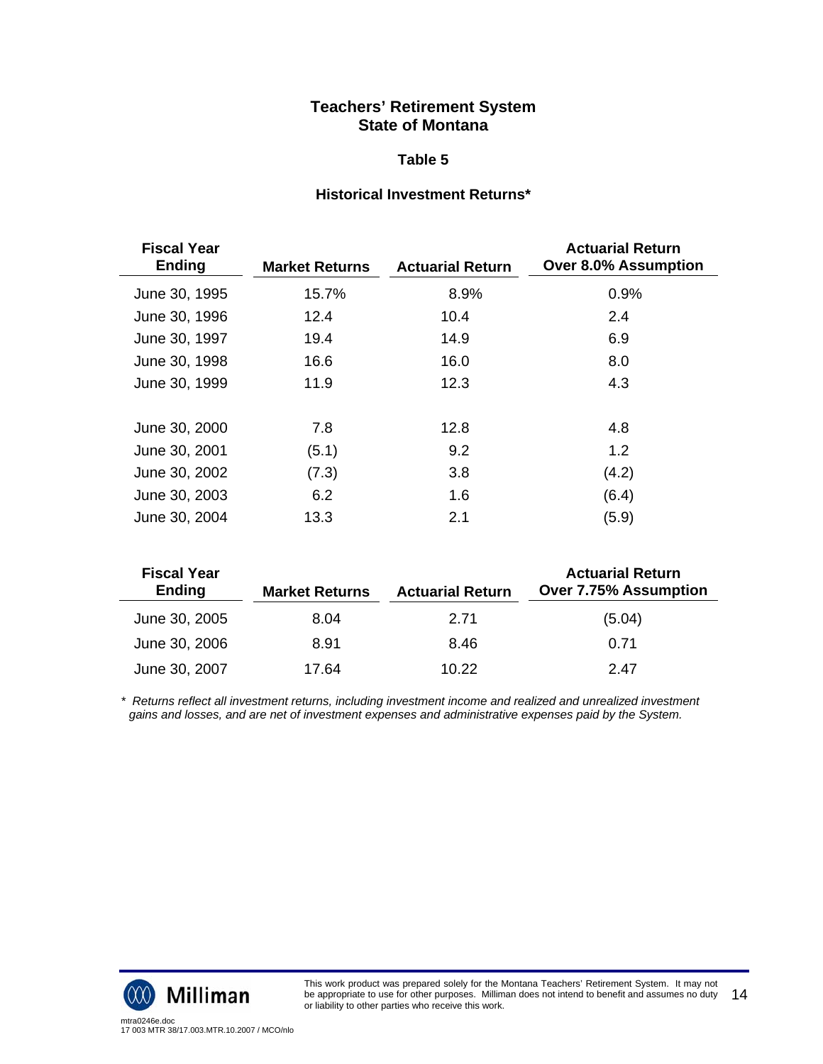**Teachers' Retirement System**
**State of Montana**

**Table 5**

**Historical Investment Returns***

| Fiscal Year Ending | Market Returns | Actuarial Return | Actuarial Return Over 8.0% Assumption |
|---|---|---|---|
| June 30, 1995 | 15.7% | 8.9% | 0.9% |
| June 30, 1996 | 12.4 | 10.4 | 2.4 |
| June 30, 1997 | 19.4 | 14.9 | 6.9 |
| June 30, 1998 | 16.6 | 16.0 | 8.0 |
| June 30, 1999 | 11.9 | 12.3 | 4.3 |
| June 30, 2000 | 7.8 | 12.8 | 4.8 |
| June 30, 2001 | (5.1) | 9.2 | 1.2 |
| June 30, 2002 | (7.3) | 3.8 | (4.2) |
| June 30, 2003 | 6.2 | 1.6 | (6.4) |
| June 30, 2004 | 13.3 | 2.1 | (5.9) |

| Fiscal Year Ending | Market Returns | Actuarial Return | Actuarial Return Over 7.75% Assumption |
|---|---|---|---|
| June 30, 2005 | 8.04 | 2.71 | (5.04) |
| June 30, 2006 | 8.91 | 8.46 | 0.71 |
| June 30, 2007 | 17.64 | 10.22 | 2.47 |

*\* Returns reflect all investment returns, including investment income and realized and unrealized investment gains and losses, and are net of investment expenses and administrative expenses paid by the System.*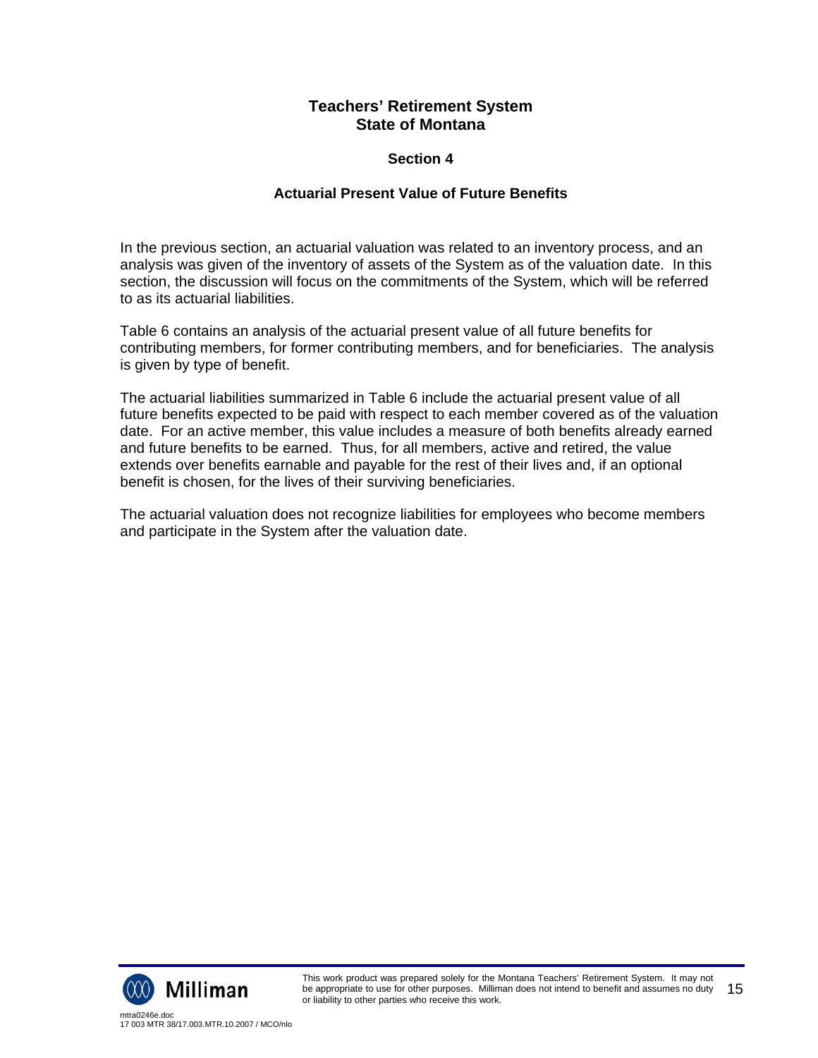**Teachers' Retirement System**
**State of Montana**

## Section 4

### Actuarial Present Value of Future Benefits

In the previous section, an actuarial valuation was related to an inventory process, and an analysis was given of the inventory of assets of the System as of the valuation date. In this section, the discussion will focus on the commitments of the System, which will be referred to as its actuarial liabilities.

Table 6 contains an analysis of the actuarial present value of all future benefits for contributing members, for former contributing members, and for beneficiaries. The analysis is given by type of benefit.

The actuarial liabilities summarized in Table 6 include the actuarial present value of all future benefits expected to be paid with respect to each member covered as of the valuation date. For an active member, this value includes a measure of both benefits already earned and future benefits to be earned. Thus, for all members, active and retired, the value extends over benefits earnable and payable for the rest of their lives and, if an optional benefit is chosen, for the lives of their surviving beneficiaries.

The actuarial valuation does not recognize liabilities for employees who become members and participate in the System after the valuation date.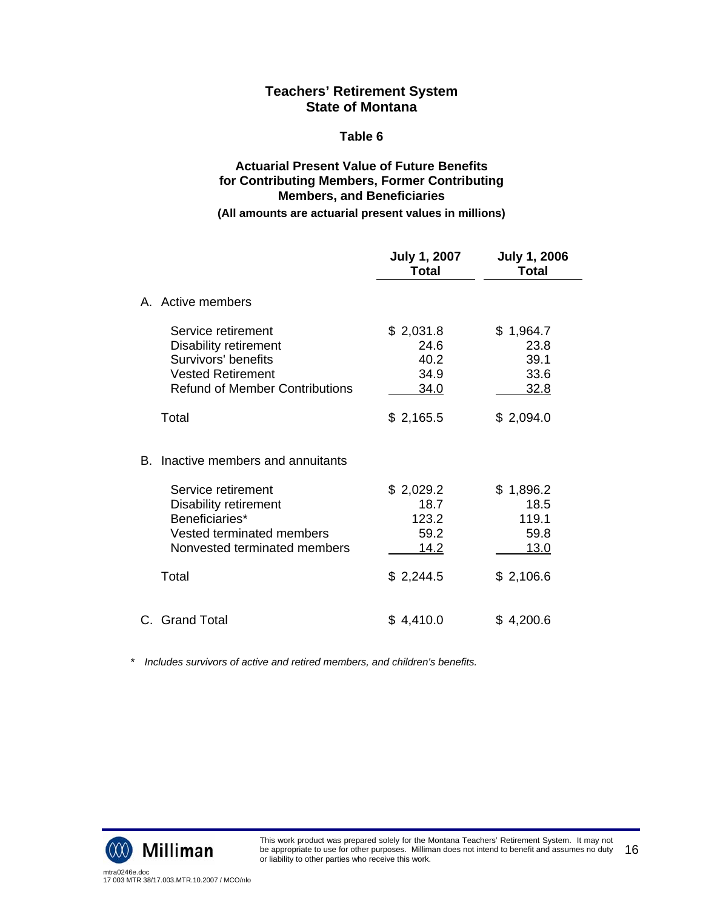# Teachers' Retirement System
# State of Montana

## Table 6

### Actuarial Present Value of Future Benefits for Contributing Members, Former Contributing Members, and Beneficiaries

**(All amounts are actuarial present values in millions)**

| | July 1, 2007 Total | July 1, 2006 Total |
|---|---|---|
| **A. Active members** | | |
| Service retirement | $ 2,031.8 | $ 1,964.7 |
| Disability retirement | 24.6 | 23.8 |
| Survivors' benefits | 40.2 | 39.1 |
| Vested Retirement | 34.9 | 33.6 |
| Refund of Member Contributions | 34.0 | 32.8 |
| Total | $ 2,165.5 | $ 2,094.0 |
| **B. Inactive members and annuitants** | | |
| Service retirement | $ 2,029.2 | $ 1,896.2 |
| Disability retirement | 18.7 | 18.5 |
| Beneficiaries* | 123.2 | 119.1 |
| Vested terminated members | 59.2 | 59.8 |
| Nonvested terminated members | 14.2 | 13.0 |
| Total | $ 2,244.5 | $ 2,106.6 |
| **C. Grand Total** | $ 4,410.0 | $ 4,200.6 |

\* *Includes survivors of active and retired members, and children's benefits.*

This work product was prepared solely for the Montana Teachers' Retirement System. It may not be appropriate to use for other purposes. Milliman does not intend to benefit and assumes no duty or liability to other parties who receive this work.

mtra0246e.doc
17 003 MTR 38/17.003.MTR.10.2007 / MCO/nlo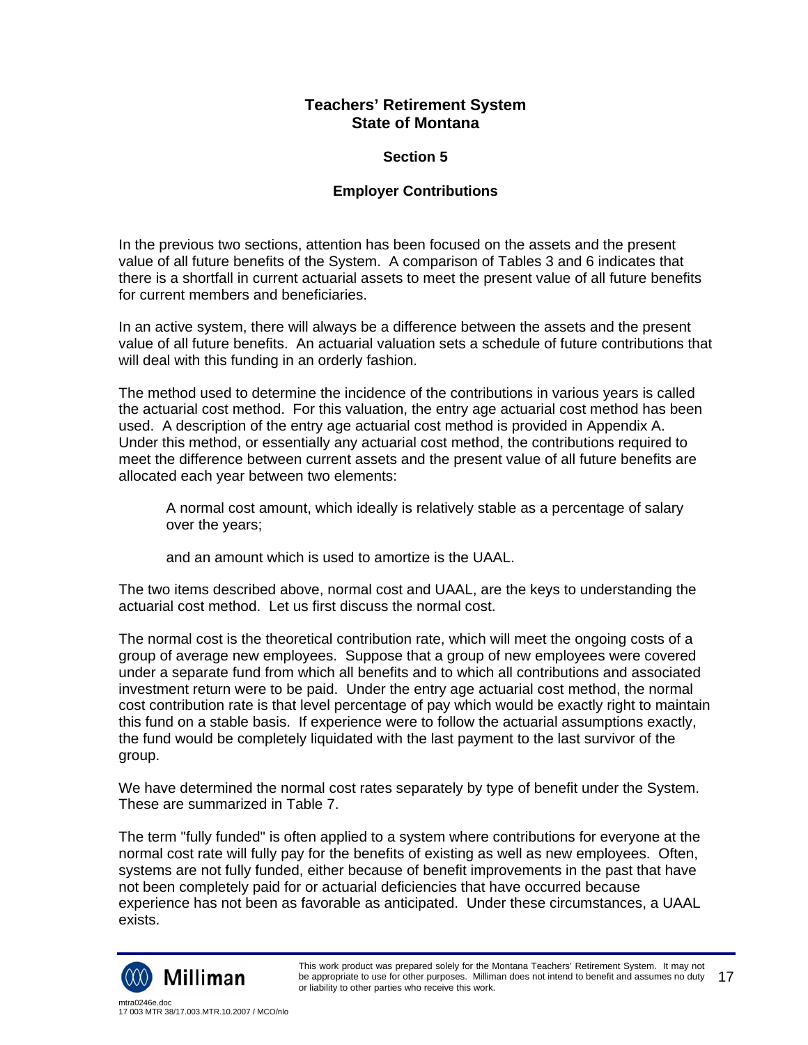# Teachers' Retirement System
# State of Montana

## Section 5

## Employer Contributions

In the previous two sections, attention has been focused on the assets and the present value of all future benefits of the System. A comparison of Tables 3 and 6 indicates that there is a shortfall in current actuarial assets to meet the present value of all future benefits for current members and beneficiaries.

In an active system, there will always be a difference between the assets and the present value of all future benefits. An actuarial valuation sets a schedule of future contributions that will deal with this funding in an orderly fashion.

The method used to determine the incidence of the contributions in various years is called the actuarial cost method. For this valuation, the entry age actuarial cost method has been used. A description of the entry age actuarial cost method is provided in Appendix A. Under this method, or essentially any actuarial cost method, the contributions required to meet the difference between current assets and the present value of all future benefits are allocated each year between two elements:

> A normal cost amount, which ideally is relatively stable as a percentage of salary over the years;
>
> and an amount which is used to amortize is the UAAL.

The two items described above, normal cost and UAAL, are the keys to understanding the actuarial cost method. Let us first discuss the normal cost.

The normal cost is the theoretical contribution rate, which will meet the ongoing costs of a group of average new employees. Suppose that a group of new employees were covered under a separate fund from which all benefits and to which all contributions and associated investment return were to be paid. Under the entry age actuarial cost method, the normal cost contribution rate is that level percentage of pay which would be exactly right to maintain this fund on a stable basis. If experience were to follow the actuarial assumptions exactly, the fund would be completely liquidated with the last payment to the last survivor of the group.

We have determined the normal cost rates separately by type of benefit under the System. These are summarized in Table 7.

The term "fully funded" is often applied to a system where contributions for everyone at the normal cost rate will fully pay for the benefits of existing as well as new employees. Often, systems are not fully funded, either because of benefit improvements in the past that have not been completely paid for or actuarial deficiencies that have occurred because experience has not been as favorable as anticipated. Under these circumstances, a UAAL exists.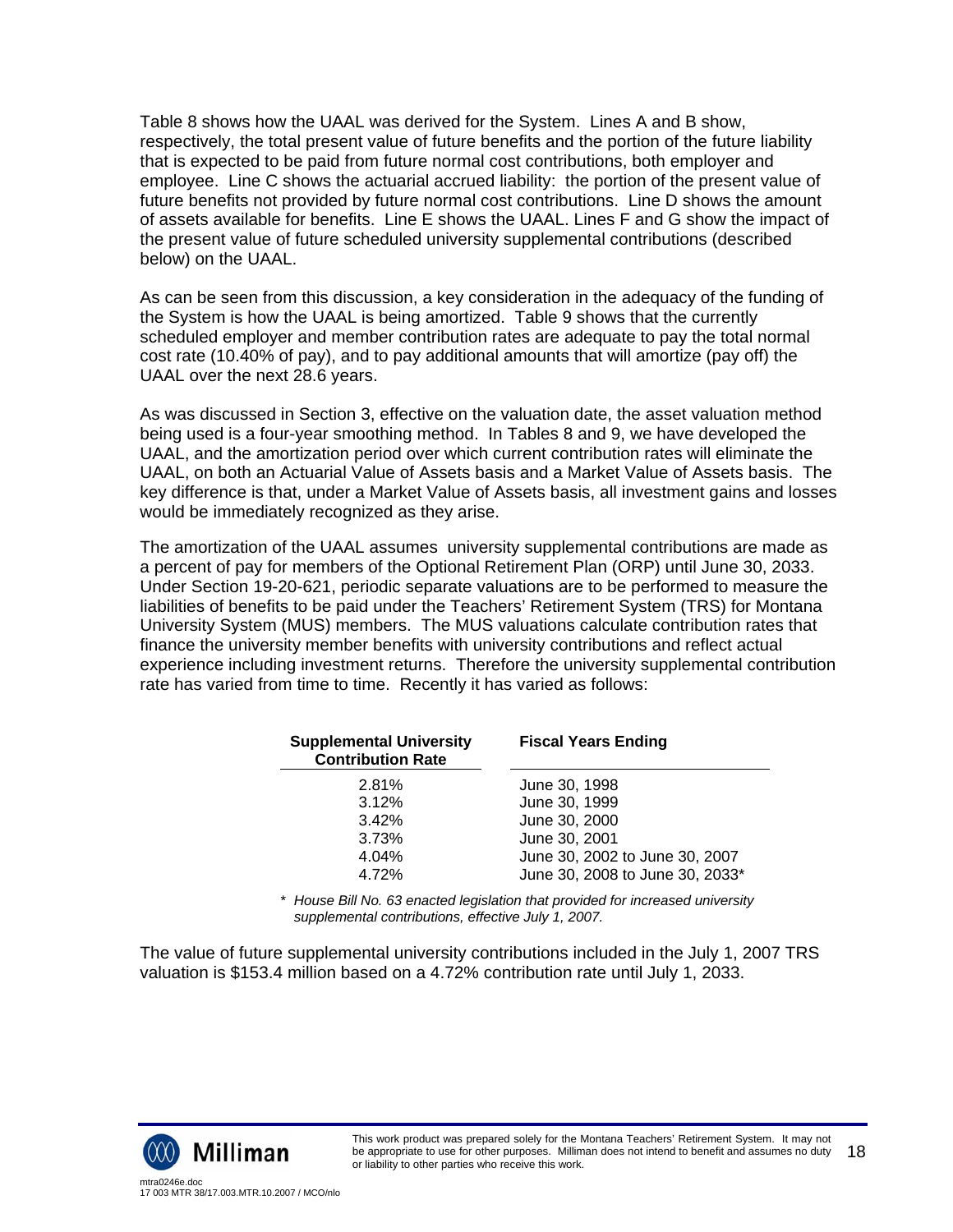Table 8 shows how the UAAL was derived for the System. Lines A and B show, respectively, the total present value of future benefits and the portion of the future liability that is expected to be paid from future normal cost contributions, both employer and employee. Line C shows the actuarial accrued liability: the portion of the present value of future benefits not provided by future normal cost contributions. Line D shows the amount of assets available for benefits. Line E shows the UAAL. Lines F and G show the impact of the present value of future scheduled university supplemental contributions (described below) on the UAAL.

As can be seen from this discussion, a key consideration in the adequacy of the funding of the System is how the UAAL is being amortized. Table 9 shows that the currently scheduled employer and member contribution rates are adequate to pay the total normal cost rate (10.40% of pay), and to pay additional amounts that will amortize (pay off) the UAAL over the next 28.6 years.

As was discussed in Section 3, effective on the valuation date, the asset valuation method being used is a four-year smoothing method. In Tables 8 and 9, we have developed the UAAL, and the amortization period over which current contribution rates will eliminate the UAAL, on both an Actuarial Value of Assets basis and a Market Value of Assets basis. The key difference is that, under a Market Value of Assets basis, all investment gains and losses would be immediately recognized as they arise.

The amortization of the UAAL assumes university supplemental contributions are made as a percent of pay for members of the Optional Retirement Plan (ORP) until June 30, 2033. Under Section 19-20-621, periodic separate valuations are to be performed to measure the liabilities of benefits to be paid under the Teachers' Retirement System (TRS) for Montana University System (MUS) members. The MUS valuations calculate contribution rates that finance the university member benefits with university contributions and reflect actual experience including investment returns. Therefore the university supplemental contribution rate has varied from time to time. Recently it has varied as follows:

| Supplemental University Contribution Rate | Fiscal Years Ending |
|---|---|
| 2.81% | June 30, 1998 |
| 3.12% | June 30, 1999 |
| 3.42% | June 30, 2000 |
| 3.73% | June 30, 2001 |
| 4.04% | June 30, 2002 to June 30, 2007 |
| 4.72% | June 30, 2008 to June 30, 2033* |

\* *House Bill No. 63 enacted legislation that provided for increased university supplemental contributions, effective July 1, 2007.*

The value of future supplemental university contributions included in the July 1, 2007 TRS valuation is $153.4 million based on a 4.72% contribution rate until July 1, 2033.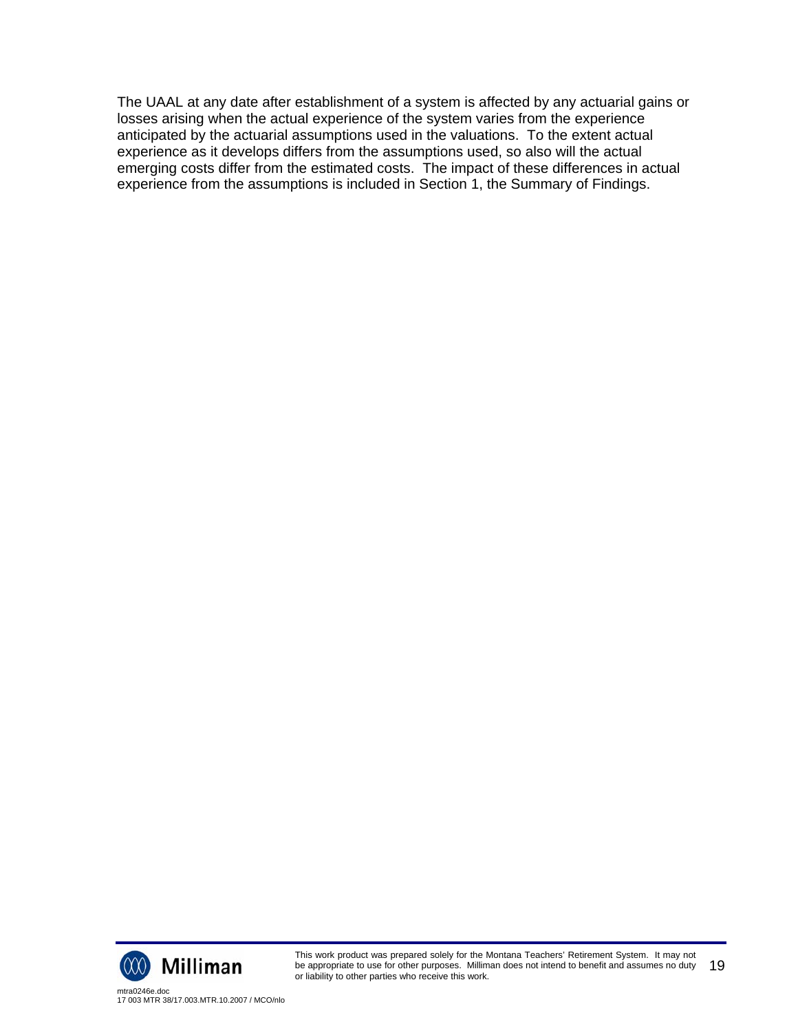The UAAL at any date after establishment of a system is affected by any actuarial gains or losses arising when the actual experience of the system varies from the experience anticipated by the actuarial assumptions used in the valuations. To the extent actual experience as it develops differs from the assumptions used, so also will the actual emerging costs differ from the estimated costs. The impact of these differences in actual experience from the assumptions is included in Section 1, the Summary of Findings.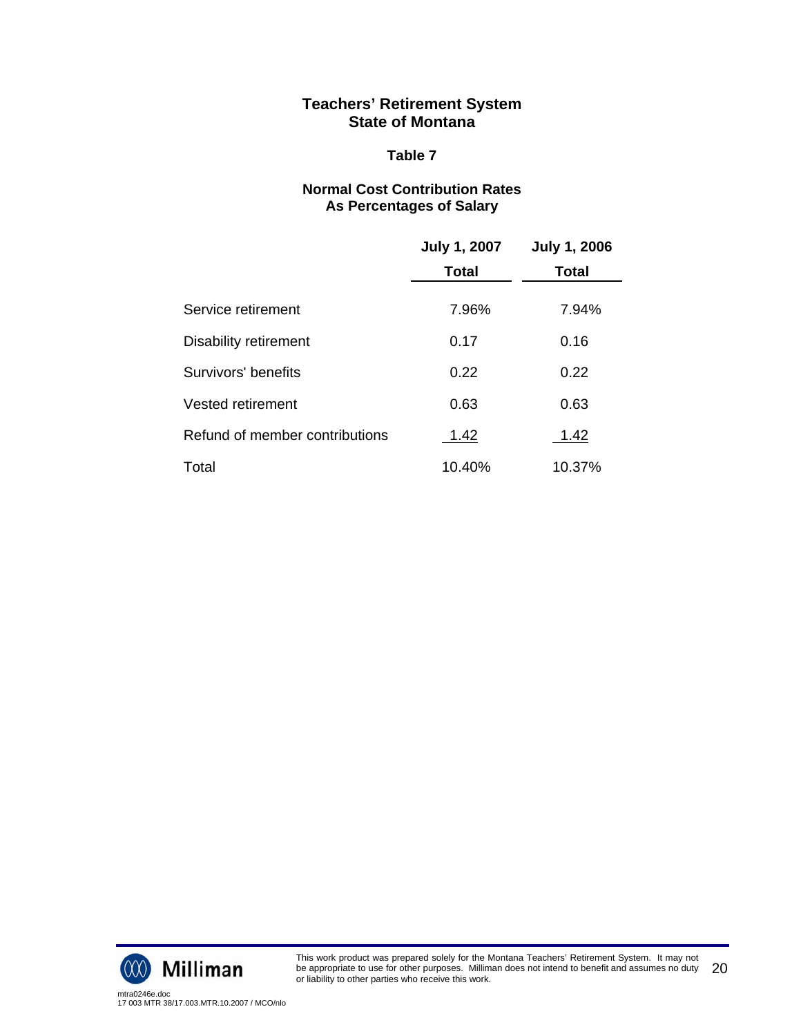**Teachers' Retirement System**
**State of Montana**

**Table 7**

**Normal Cost Contribution Rates**
**As Percentages of Salary**

| | July 1, 2007 Total | July 1, 2006 Total |
|---|---|---|
| Service retirement | 7.96% | 7.94% |
| Disability retirement | 0.17 | 0.16 |
| Survivors' benefits | 0.22 | 0.22 |
| Vested retirement | 0.63 | 0.63 |
| Refund of member contributions | 1.42 | 1.42 |
| Total | 10.40% | 10.37% |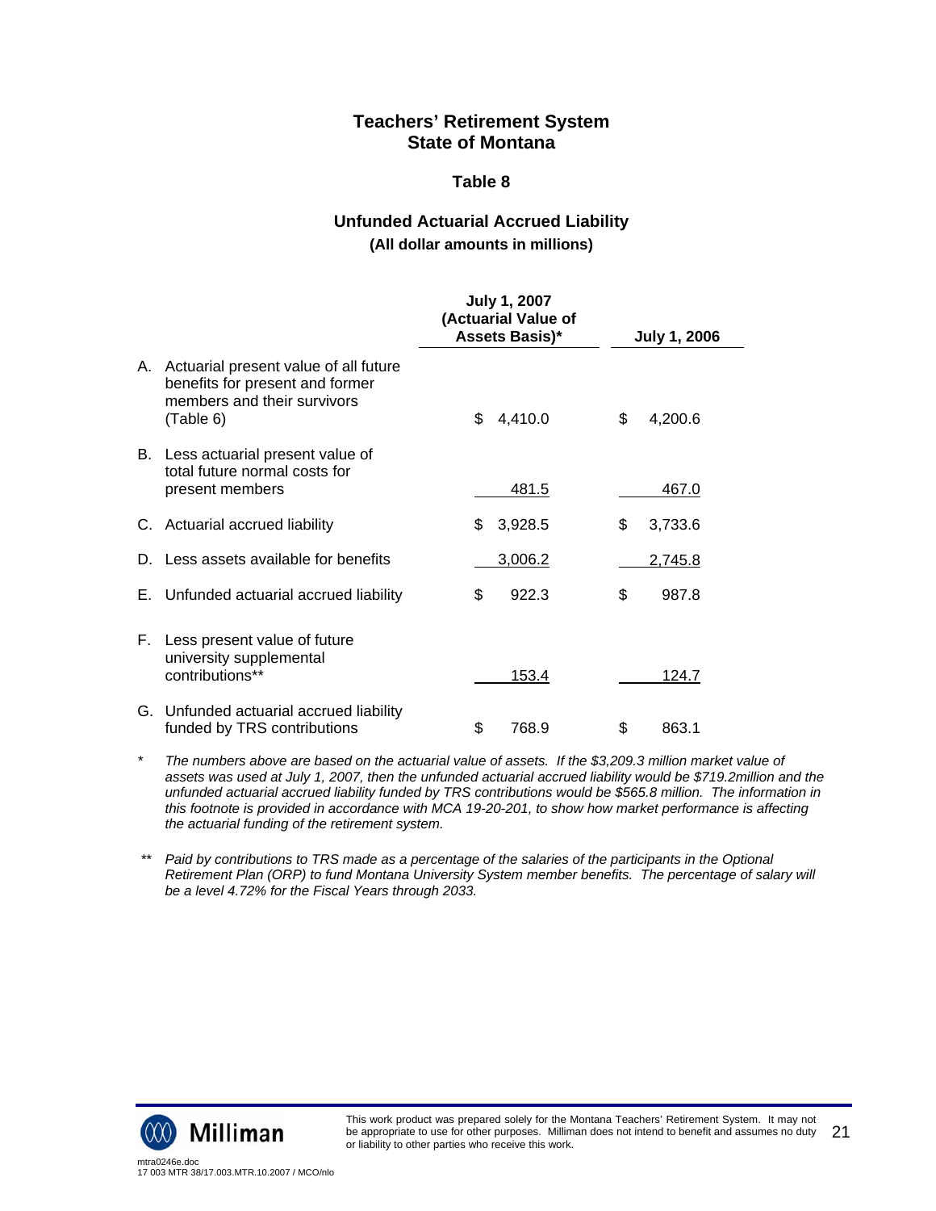# Teachers' Retirement System
# State of Montana

## Table 8

## Unfunded Actuarial Accrued Liability
**(All dollar amounts in millions)**

| | | July 1, 2007 (Actuarial Value of Assets Basis)* | July 1, 2006 |
|---|---|---|---|
| A. | Actuarial present value of all future benefits for present and former members and their survivors (Table 6) | $ 4,410.0 | $ 4,200.6 |
| B. | Less actuarial present value of total future normal costs for present members | 481.5 | 467.0 |
| C. | Actuarial accrued liability | $ 3,928.5 | $ 3,733.6 |
| D. | Less assets available for benefits | 3,006.2 | 2,745.8 |
| E. | Unfunded actuarial accrued liability | $ 922.3 | $ 987.8 |
| F. | Less present value of future university supplemental contributions** | 153.4 | 124.7 |
| G. | Unfunded actuarial accrued liability funded by TRS contributions | $ 768.9 | $ 863.1 |

\* *The numbers above are based on the actuarial value of assets. If the $3,209.3 million market value of assets was used at July 1, 2007, then the unfunded actuarial accrued liability would be $719.2million and the unfunded actuarial accrued liability funded by TRS contributions would be $565.8 million. The information in this footnote is provided in accordance with MCA 19-20-201, to show how market performance is affecting the actuarial funding of the retirement system.*

\*\* *Paid by contributions to TRS made as a percentage of the salaries of the participants in the Optional Retirement Plan (ORP) to fund Montana University System member benefits. The percentage of salary will be a level 4.72% for the Fiscal Years through 2033.*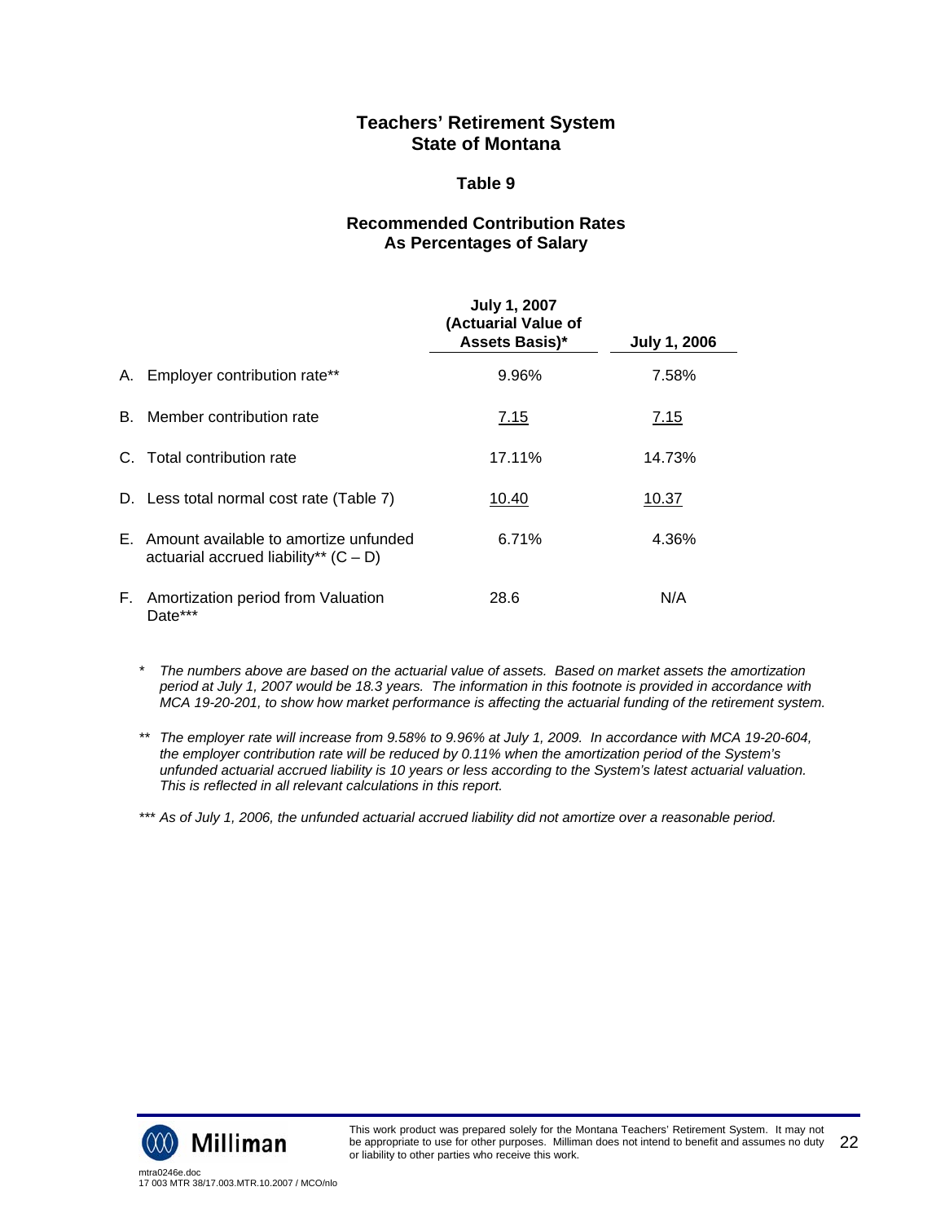# Teachers' Retirement System
# State of Montana

## Table 9

## Recommended Contribution Rates
## As Percentages of Salary

| | July 1, 2007 (Actuarial Value of Assets Basis)* | July 1, 2006 |
|---|---|---|
| A. Employer contribution rate** | 9.96% | 7.58% |
| B. Member contribution rate | 7.15 | 7.15 |
| C. Total contribution rate | 17.11% | 14.73% |
| D. Less total normal cost rate (Table 7) | 10.40 | 10.37 |
| E. Amount available to amortize unfunded actuarial accrued liability** (C – D) | 6.71% | 4.36% |
| F. Amortization period from Valuation Date*** | 28.6 | N/A |

\* *The numbers above are based on the actuarial value of assets. Based on market assets the amortization period at July 1, 2007 would be 18.3 years. The information in this footnote is provided in accordance with MCA 19-20-201, to show how market performance is affecting the actuarial funding of the retirement system.*

\** *The employer rate will increase from 9.58% to 9.96% at July 1, 2009. In accordance with MCA 19-20-604, the employer contribution rate will be reduced by 0.11% when the amortization period of the System's unfunded actuarial accrued liability is 10 years or less according to the System's latest actuarial valuation. This is reflected in all relevant calculations in this report.*

\*** *As of July 1, 2006, the unfunded actuarial accrued liability did not amortize over a reasonable period.*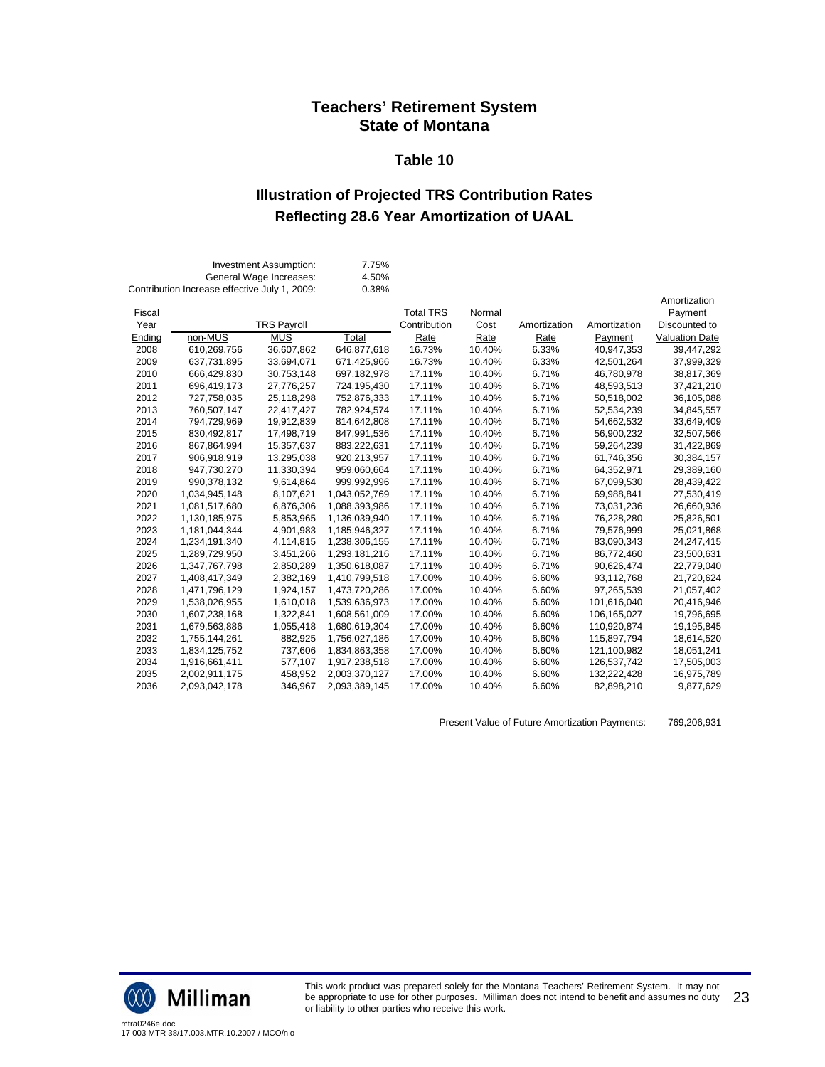# Teachers' Retirement System
# State of Montana

## Table 10

## Illustration of Projected TRS Contribution Rates
## Reflecting 28.6 Year Amortization of UAAL

| | |
|---|---|
| Investment Assumption: | 7.75% |
| General Wage Increases: | 4.50% |
| Contribution Increase effective July 1, 2009: | 0.38% |

| Fiscal Year Ending | TRS Payroll non-MUS | MUS | Total | Total TRS Contribution Rate | Normal Cost Rate | Amortization Rate | Amortization Payment | Amortization Payment Discounted to Valuation Date |
|---|---|---|---|---|---|---|---|---|
| 2008 | 610,269,756 | 36,607,862 | 646,877,618 | 16.73% | 10.40% | 6.33% | 40,947,353 | 39,447,292 |
| 2009 | 637,731,895 | 33,694,071 | 671,425,966 | 16.73% | 10.40% | 6.33% | 42,501,264 | 37,999,329 |
| 2010 | 666,429,830 | 30,753,148 | 697,182,978 | 17.11% | 10.40% | 6.71% | 46,780,978 | 38,817,369 |
| 2011 | 696,419,173 | 27,776,257 | 724,195,430 | 17.11% | 10.40% | 6.71% | 48,593,513 | 37,421,210 |
| 2012 | 727,758,035 | 25,118,298 | 752,876,333 | 17.11% | 10.40% | 6.71% | 50,518,002 | 36,105,088 |
| 2013 | 760,507,147 | 22,417,427 | 782,924,574 | 17.11% | 10.40% | 6.71% | 52,534,239 | 34,845,557 |
| 2014 | 794,729,969 | 19,912,839 | 814,642,808 | 17.11% | 10.40% | 6.71% | 54,662,532 | 33,649,409 |
| 2015 | 830,492,817 | 17,498,719 | 847,991,536 | 17.11% | 10.40% | 6.71% | 56,900,232 | 32,507,566 |
| 2016 | 867,864,994 | 15,357,637 | 883,222,631 | 17.11% | 10.40% | 6.71% | 59,264,239 | 31,422,869 |
| 2017 | 906,918,919 | 13,295,038 | 920,213,957 | 17.11% | 10.40% | 6.71% | 61,746,356 | 30,384,157 |
| 2018 | 947,730,270 | 11,330,394 | 959,060,664 | 17.11% | 10.40% | 6.71% | 64,352,971 | 29,389,160 |
| 2019 | 990,378,132 | 9,614,864 | 999,992,996 | 17.11% | 10.40% | 6.71% | 67,099,530 | 28,439,422 |
| 2020 | 1,034,945,148 | 8,107,621 | 1,043,052,769 | 17.11% | 10.40% | 6.71% | 69,988,841 | 27,530,419 |
| 2021 | 1,081,517,680 | 6,876,306 | 1,088,393,986 | 17.11% | 10.40% | 6.71% | 73,031,236 | 26,660,936 |
| 2022 | 1,130,185,975 | 5,853,965 | 1,136,039,940 | 17.11% | 10.40% | 6.71% | 76,228,280 | 25,826,501 |
| 2023 | 1,181,044,344 | 4,901,983 | 1,185,946,327 | 17.11% | 10.40% | 6.71% | 79,576,999 | 25,021,868 |
| 2024 | 1,234,191,340 | 4,114,815 | 1,238,306,155 | 17.11% | 10.40% | 6.71% | 83,090,343 | 24,247,415 |
| 2025 | 1,289,729,950 | 3,451,266 | 1,293,181,216 | 17.11% | 10.40% | 6.71% | 86,772,460 | 23,500,631 |
| 2026 | 1,347,767,798 | 2,850,289 | 1,350,618,087 | 17.11% | 10.40% | 6.71% | 90,626,474 | 22,779,040 |
| 2027 | 1,408,417,349 | 2,382,169 | 1,410,799,518 | 17.00% | 10.40% | 6.60% | 93,112,768 | 21,720,624 |
| 2028 | 1,471,796,129 | 1,924,157 | 1,473,720,286 | 17.00% | 10.40% | 6.60% | 97,265,539 | 21,057,402 |
| 2029 | 1,538,026,955 | 1,610,018 | 1,539,636,973 | 17.00% | 10.40% | 6.60% | 101,616,040 | 20,416,946 |
| 2030 | 1,607,238,168 | 1,322,841 | 1,608,561,009 | 17.00% | 10.40% | 6.60% | 106,165,027 | 19,796,695 |
| 2031 | 1,679,563,886 | 1,055,418 | 1,680,619,304 | 17.00% | 10.40% | 6.60% | 110,920,874 | 19,195,845 |
| 2032 | 1,755,144,261 | 882,925 | 1,756,027,186 | 17.00% | 10.40% | 6.60% | 115,897,794 | 18,614,520 |
| 2033 | 1,834,125,752 | 737,606 | 1,834,863,358 | 17.00% | 10.40% | 6.60% | 121,100,982 | 18,051,241 |
| 2034 | 1,916,661,411 | 577,107 | 1,917,238,518 | 17.00% | 10.40% | 6.60% | 126,537,742 | 17,505,003 |
| 2035 | 2,002,911,175 | 458,952 | 2,003,370,127 | 17.00% | 10.40% | 6.60% | 132,222,428 | 16,975,789 |
| 2036 | 2,093,042,178 | 346,967 | 2,093,389,145 | 17.00% | 10.40% | 6.60% | 82,898,210 | 9,877,629 |

Present Value of Future Amortization Payments: 769,206,931

This work product was prepared solely for the Montana Teachers' Retirement System. It may not be appropriate to use for other purposes. Milliman does not intend to benefit and assumes no duty or liability to other parties who receive this work.

mtra0246e.doc
17 003 MTR 38/17.003.MTR.10.2007 / MCO/nlo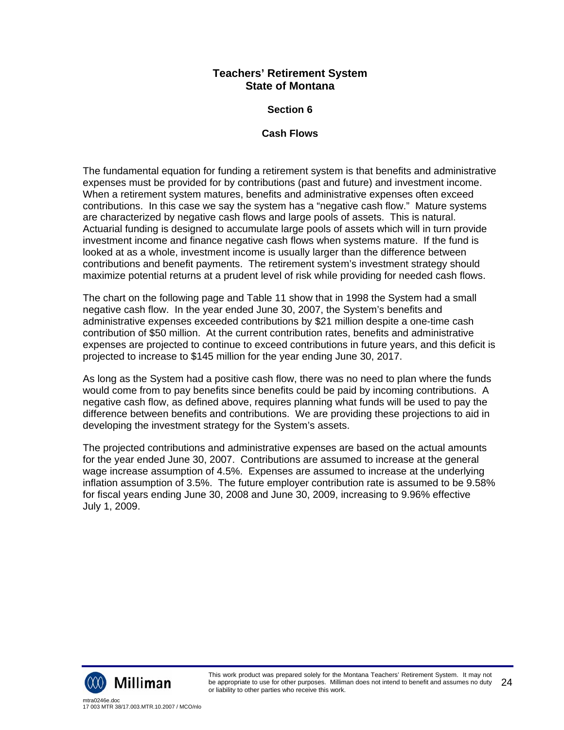# Teachers' Retirement System
# State of Montana

## Section 6

## Cash Flows

The fundamental equation for funding a retirement system is that benefits and administrative expenses must be provided for by contributions (past and future) and investment income. When a retirement system matures, benefits and administrative expenses often exceed contributions. In this case we say the system has a "negative cash flow." Mature systems are characterized by negative cash flows and large pools of assets. This is natural. Actuarial funding is designed to accumulate large pools of assets which will in turn provide investment income and finance negative cash flows when systems mature. If the fund is looked at as a whole, investment income is usually larger than the difference between contributions and benefit payments. The retirement system's investment strategy should maximize potential returns at a prudent level of risk while providing for needed cash flows.

The chart on the following page and Table 11 show that in 1998 the System had a small negative cash flow. In the year ended June 30, 2007, the System's benefits and administrative expenses exceeded contributions by $21 million despite a one-time cash contribution of $50 million. At the current contribution rates, benefits and administrative expenses are projected to continue to exceed contributions in future years, and this deficit is projected to increase to $145 million for the year ending June 30, 2017.

As long as the System had a positive cash flow, there was no need to plan where the funds would come from to pay benefits since benefits could be paid by incoming contributions. A negative cash flow, as defined above, requires planning what funds will be used to pay the difference between benefits and contributions. We are providing these projections to aid in developing the investment strategy for the System's assets.

The projected contributions and administrative expenses are based on the actual amounts for the year ended June 30, 2007. Contributions are assumed to increase at the general wage increase assumption of 4.5%. Expenses are assumed to increase at the underlying inflation assumption of 3.5%. The future employer contribution rate is assumed to be 9.58% for fiscal years ending June 30, 2008 and June 30, 2009, increasing to 9.96% effective July 1, 2009.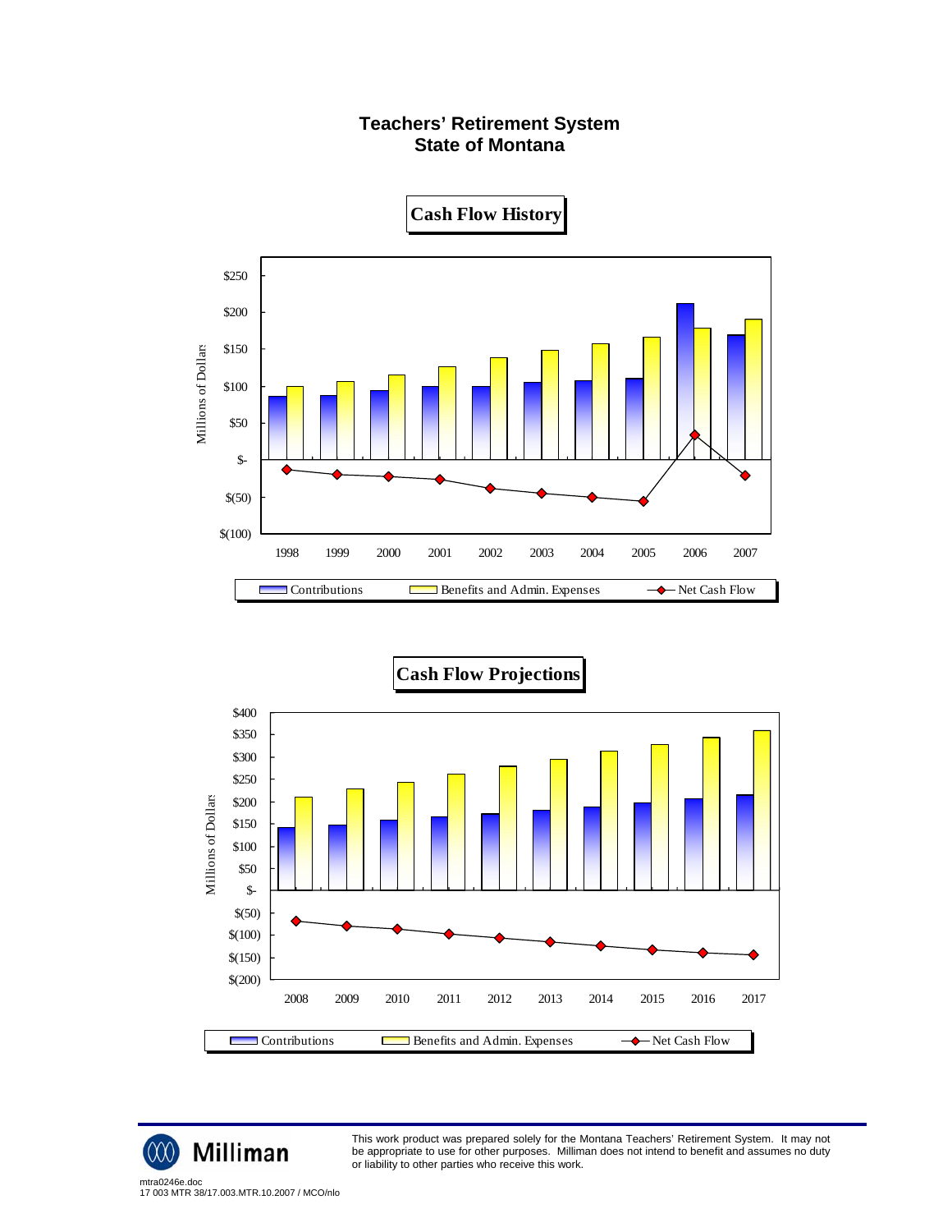**Teachers' Retirement System**
**State of Montana**

## Cash Flow History

$250
$200
$150
$100
$50
$-
$(50)
$(100)

Millions of Dollars

1998 1999 2000 2001 2002 2003 2004 2005 2006 2007

Contributions
Benefits and Admin. Expenses
Net Cash Flow

## Cash Flow Projections

$400
$350
$300
$250
$200
$150
$100
$50
$-
$(50)
$(100)
$(150)
$(200)

Millions of Dollars

2008 2009 2010 2011 2012 2013 2014 2015 2016 2017

Contributions
Benefits and Admin. Expenses
Net Cash Flow

This work product was prepared solely for the Montana Teachers' Retirement System. It may not be appropriate to use for other purposes. Milliman does not intend to benefit and assumes no duty or liability to other parties who receive this work.

mtra0246e.doc
17 003 MTR 38/17.003.MTR.10.2007 / MCO/nlo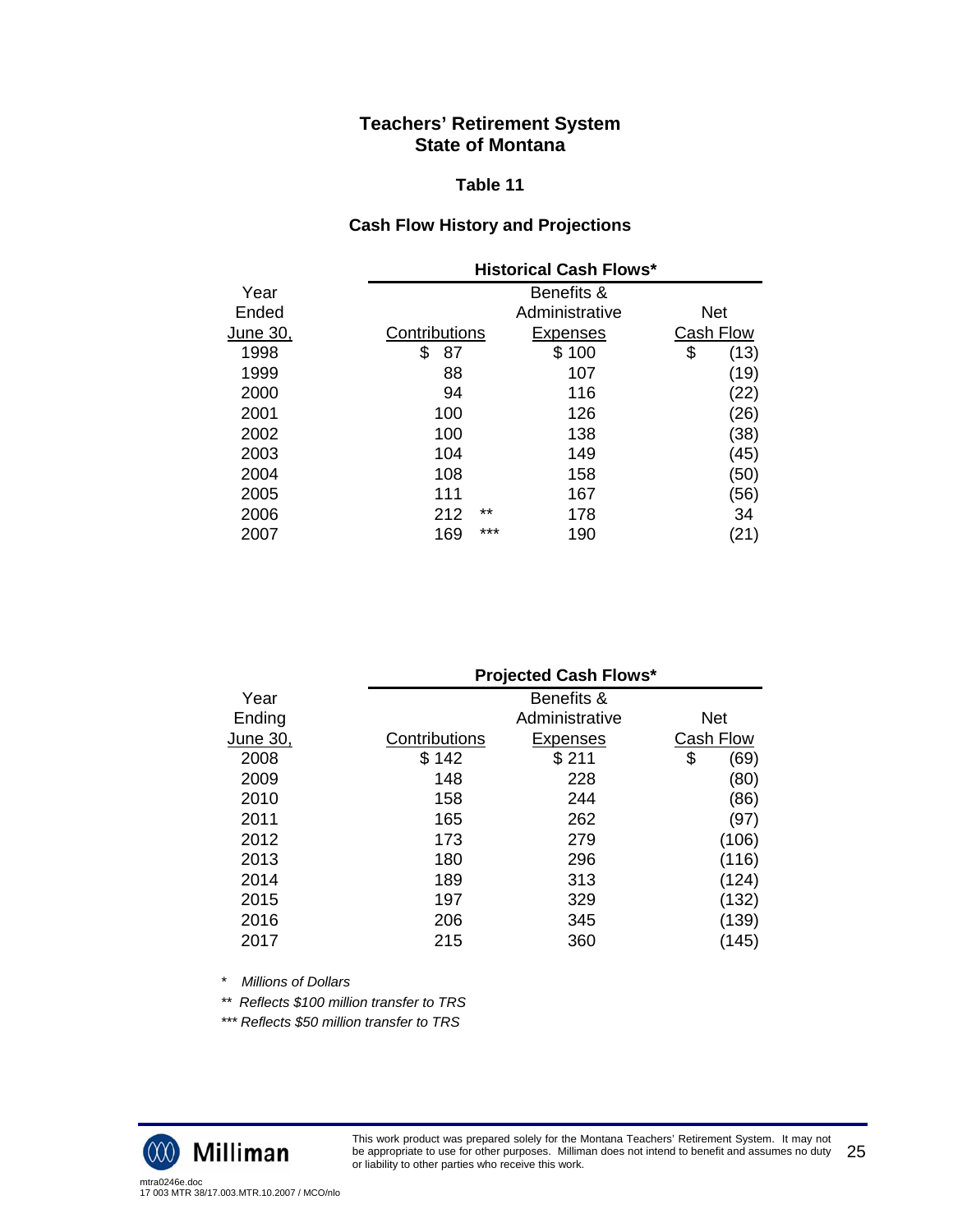**Teachers' Retirement System**
**State of Montana**

**Table 11**

**Cash Flow History and Projections**

| Year Ended June 30, | Historical Cash Flows* | | |
|---|---|---|---|
| | Contributions | Benefits & Administrative Expenses | Net Cash Flow |
| 1998 | $ 87 | $ 100 | $ (13) |
| 1999 | 88 | 107 | (19) |
| 2000 | 94 | 116 | (22) |
| 2001 | 100 | 126 | (26) |
| 2002 | 100 | 138 | (38) |
| 2003 | 104 | 149 | (45) |
| 2004 | 108 | 158 | (50) |
| 2005 | 111 | 167 | (56) |
| 2006 | 212 ** | 178 | 34 |
| 2007 | 169 *** | 190 | (21) |

| Year Ending June 30, | Projected Cash Flows* | | |
|---|---|---|---|
| | Contributions | Benefits & Administrative Expenses | Net Cash Flow |
| 2008 | $ 142 | $ 211 | $ (69) |
| 2009 | 148 | 228 | (80) |
| 2010 | 158 | 244 | (86) |
| 2011 | 165 | 262 | (97) |
| 2012 | 173 | 279 | (106) |
| 2013 | 180 | 296 | (116) |
| 2014 | 189 | 313 | (124) |
| 2015 | 197 | 329 | (132) |
| 2016 | 206 | 345 | (139) |
| 2017 | 215 | 360 | (145) |

\* *Millions of Dollars*

\*\* *Reflects $100 million transfer to TRS*

\*\*\* *Reflects $50 million transfer to TRS*

This work product was prepared solely for the Montana Teachers' Retirement System. It may not be appropriate to use for other purposes. Milliman does not intend to benefit and assumes no duty or liability to other parties who receive this work.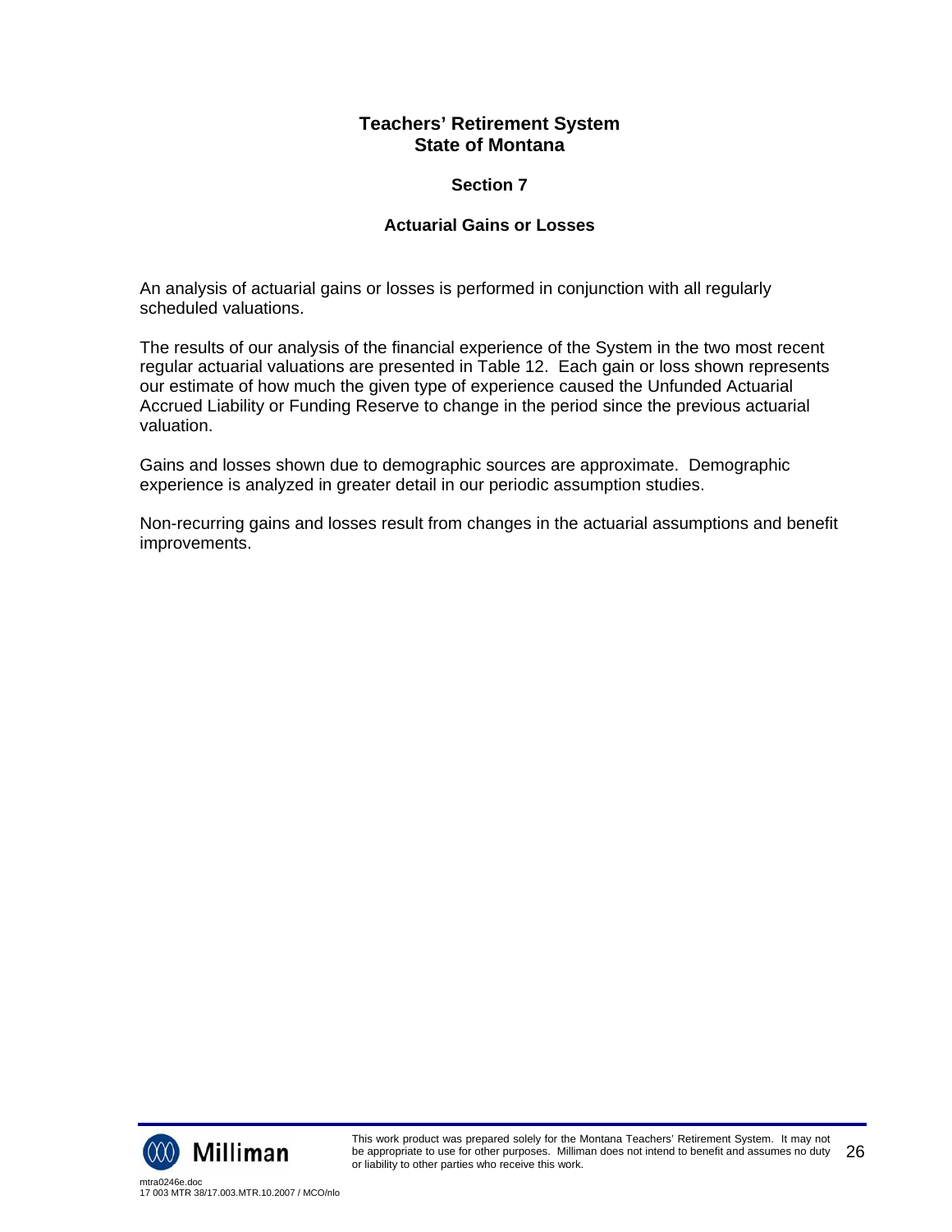# Teachers' Retirement System
# State of Montana

## Section 7

### Actuarial Gains or Losses

An analysis of actuarial gains or losses is performed in conjunction with all regularly scheduled valuations.

The results of our analysis of the financial experience of the System in the two most recent regular actuarial valuations are presented in Table 12. Each gain or loss shown represents our estimate of how much the given type of experience caused the Unfunded Actuarial Accrued Liability or Funding Reserve to change in the period since the previous actuarial valuation.

Gains and losses shown due to demographic sources are approximate. Demographic experience is analyzed in greater detail in our periodic assumption studies.

Non-recurring gains and losses result from changes in the actuarial assumptions and benefit improvements.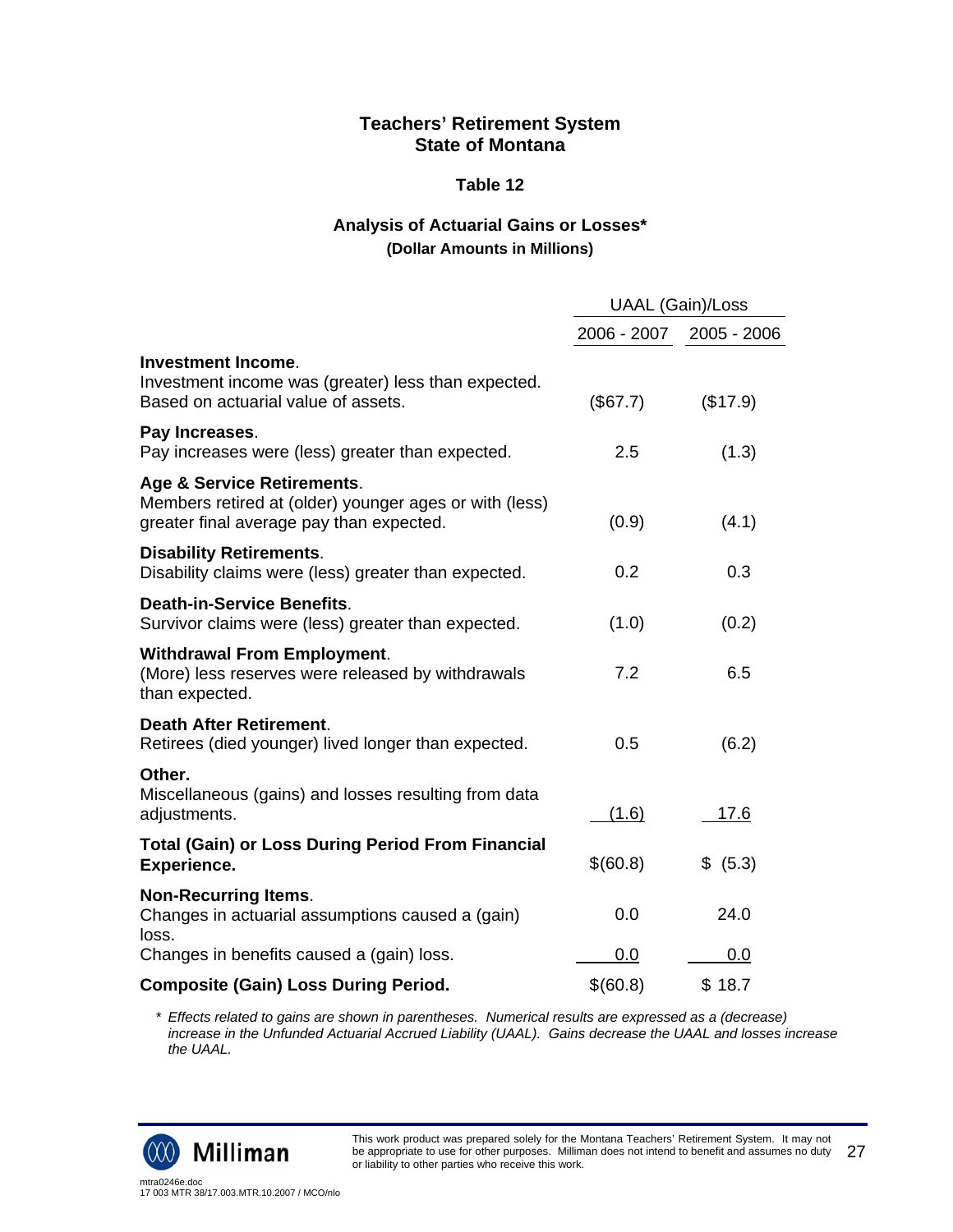# Teachers' Retirement System
# State of Montana

## Table 12

### Analysis of Actuarial Gains or Losses*
**(Dollar Amounts in Millions)**

| | UAAL (Gain)/Loss | |
|---|---|---|
| | 2006 - 2007 | 2005 - 2006 |
| **Investment Income**. Investment income was (greater) less than expected. Based on actuarial value of assets. | ($67.7) | ($17.9) |
| **Pay Increases**. Pay increases were (less) greater than expected. | 2.5 | (1.3) |
| **Age & Service Retirements**. Members retired at (older) younger ages or with (less) greater final average pay than expected. | (0.9) | (4.1) |
| **Disability Retirements**. Disability claims were (less) greater than expected. | 0.2 | 0.3 |
| **Death-in-Service Benefits**. Survivor claims were (less) greater than expected. | (1.0) | (0.2) |
| **Withdrawal From Employment**. (More) less reserves were released by withdrawals than expected. | 7.2 | 6.5 |
| **Death After Retirement**. Retirees (died younger) lived longer than expected. | 0.5 | (6.2) |
| **Other.** Miscellaneous (gains) and losses resulting from data adjustments. | (1.6) | 17.6 |
| **Total (Gain) or Loss During Period From Financial Experience.** | $(60.8) | $ (5.3) |
| **Non-Recurring Items**. Changes in actuarial assumptions caused a (gain) loss. | 0.0 | 24.0 |
| Changes in benefits caused a (gain) loss. | 0.0 | 0.0 |
| **Composite (Gain) Loss During Period.** | $(60.8) | $ 18.7 |

\* *Effects related to gains are shown in parentheses. Numerical results are expressed as a (decrease) increase in the Unfunded Actuarial Accrued Liability (UAAL). Gains decrease the UAAL and losses increase the UAAL.*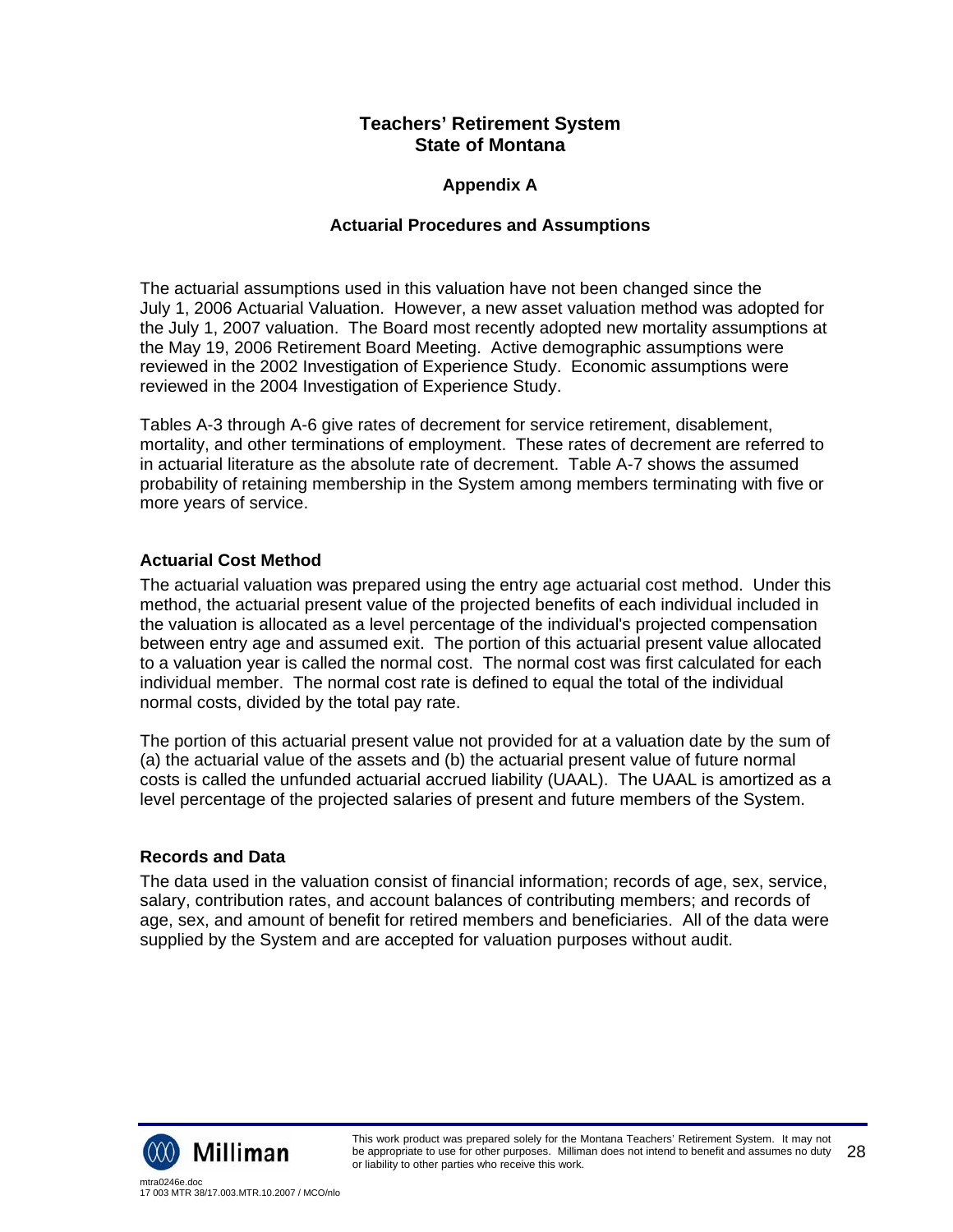# Teachers' Retirement System
# State of Montana

## Appendix A

### Actuarial Procedures and Assumptions

The actuarial assumptions used in this valuation have not been changed since the July 1, 2006 Actuarial Valuation. However, a new asset valuation method was adopted for the July 1, 2007 valuation. The Board most recently adopted new mortality assumptions at the May 19, 2006 Retirement Board Meeting. Active demographic assumptions were reviewed in the 2002 Investigation of Experience Study. Economic assumptions were reviewed in the 2004 Investigation of Experience Study.

Tables A-3 through A-6 give rates of decrement for service retirement, disablement, mortality, and other terminations of employment. These rates of decrement are referred to in actuarial literature as the absolute rate of decrement. Table A-7 shows the assumed probability of retaining membership in the System among members terminating with five or more years of service.

#### Actuarial Cost Method

The actuarial valuation was prepared using the entry age actuarial cost method. Under this method, the actuarial present value of the projected benefits of each individual included in the valuation is allocated as a level percentage of the individual's projected compensation between entry age and assumed exit. The portion of this actuarial present value allocated to a valuation year is called the normal cost. The normal cost was first calculated for each individual member. The normal cost rate is defined to equal the total of the individual normal costs, divided by the total pay rate.

The portion of this actuarial present value not provided for at a valuation date by the sum of (a) the actuarial value of the assets and (b) the actuarial present value of future normal costs is called the unfunded actuarial accrued liability (UAAL). The UAAL is amortized as a level percentage of the projected salaries of present and future members of the System.

#### Records and Data

The data used in the valuation consist of financial information; records of age, sex, service, salary, contribution rates, and account balances of contributing members; and records of age, sex, and amount of benefit for retired members and beneficiaries. All of the data were supplied by the System and are accepted for valuation purposes without audit.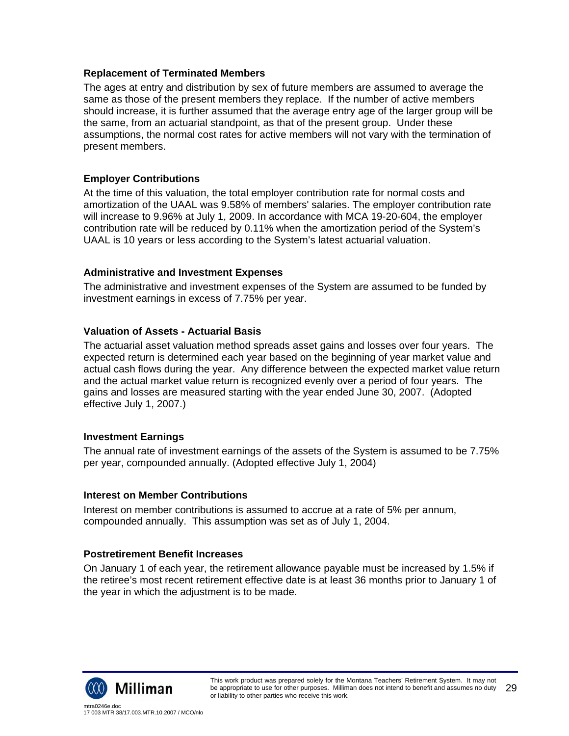### Replacement of Terminated Members

The ages at entry and distribution by sex of future members are assumed to average the same as those of the present members they replace. If the number of active members should increase, it is further assumed that the average entry age of the larger group will be the same, from an actuarial standpoint, as that of the present group. Under these assumptions, the normal cost rates for active members will not vary with the termination of present members.

### Employer Contributions

At the time of this valuation, the total employer contribution rate for normal costs and amortization of the UAAL was 9.58% of members' salaries. The employer contribution rate will increase to 9.96% at July 1, 2009. In accordance with MCA 19-20-604, the employer contribution rate will be reduced by 0.11% when the amortization period of the System's UAAL is 10 years or less according to the System's latest actuarial valuation.

### Administrative and Investment Expenses

The administrative and investment expenses of the System are assumed to be funded by investment earnings in excess of 7.75% per year.

### Valuation of Assets - Actuarial Basis

The actuarial asset valuation method spreads asset gains and losses over four years. The expected return is determined each year based on the beginning of year market value and actual cash flows during the year. Any difference between the expected market value return and the actual market value return is recognized evenly over a period of four years. The gains and losses are measured starting with the year ended June 30, 2007. (Adopted effective July 1, 2007.)

### Investment Earnings

The annual rate of investment earnings of the assets of the System is assumed to be 7.75% per year, compounded annually. (Adopted effective July 1, 2004)

### Interest on Member Contributions

Interest on member contributions is assumed to accrue at a rate of 5% per annum, compounded annually. This assumption was set as of July 1, 2004.

### Postretirement Benefit Increases

On January 1 of each year, the retirement allowance payable must be increased by 1.5% if the retiree's most recent retirement effective date is at least 36 months prior to January 1 of the year in which the adjustment is to be made.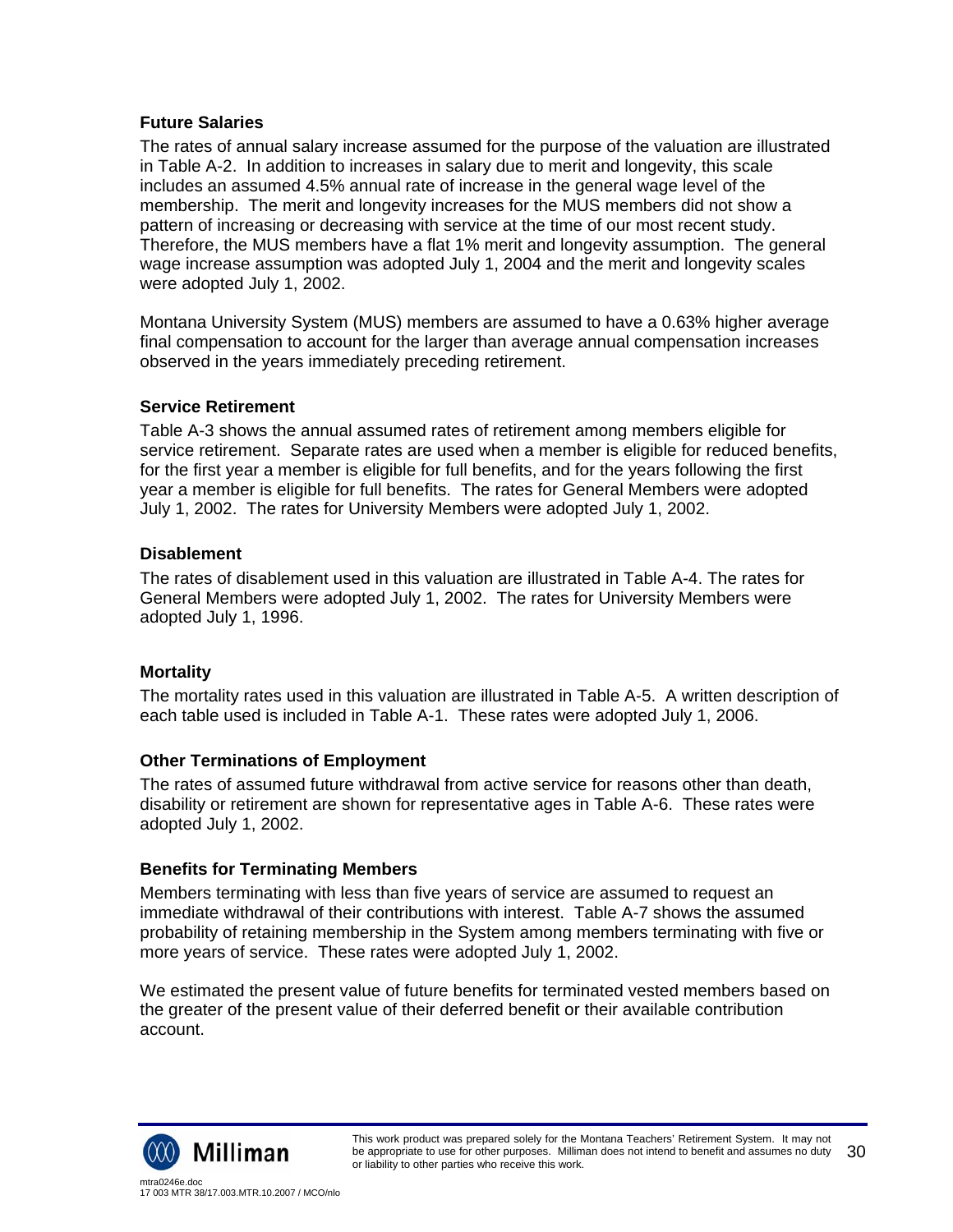### Future Salaries

The rates of annual salary increase assumed for the purpose of the valuation are illustrated in Table A-2. In addition to increases in salary due to merit and longevity, this scale includes an assumed 4.5% annual rate of increase in the general wage level of the membership. The merit and longevity increases for the MUS members did not show a pattern of increasing or decreasing with service at the time of our most recent study. Therefore, the MUS members have a flat 1% merit and longevity assumption. The general wage increase assumption was adopted July 1, 2004 and the merit and longevity scales were adopted July 1, 2002.

Montana University System (MUS) members are assumed to have a 0.63% higher average final compensation to account for the larger than average annual compensation increases observed in the years immediately preceding retirement.

### Service Retirement

Table A-3 shows the annual assumed rates of retirement among members eligible for service retirement. Separate rates are used when a member is eligible for reduced benefits, for the first year a member is eligible for full benefits, and for the years following the first year a member is eligible for full benefits. The rates for General Members were adopted July 1, 2002. The rates for University Members were adopted July 1, 2002.

### Disablement

The rates of disablement used in this valuation are illustrated in Table A-4. The rates for General Members were adopted July 1, 2002. The rates for University Members were adopted July 1, 1996.

### Mortality

The mortality rates used in this valuation are illustrated in Table A-5. A written description of each table used is included in Table A-1. These rates were adopted July 1, 2006.

### Other Terminations of Employment

The rates of assumed future withdrawal from active service for reasons other than death, disability or retirement are shown for representative ages in Table A-6. These rates were adopted July 1, 2002.

### Benefits for Terminating Members

Members terminating with less than five years of service are assumed to request an immediate withdrawal of their contributions with interest. Table A-7 shows the assumed probability of retaining membership in the System among members terminating with five or more years of service. These rates were adopted July 1, 2002.

We estimated the present value of future benefits for terminated vested members based on the greater of the present value of their deferred benefit or their available contribution account.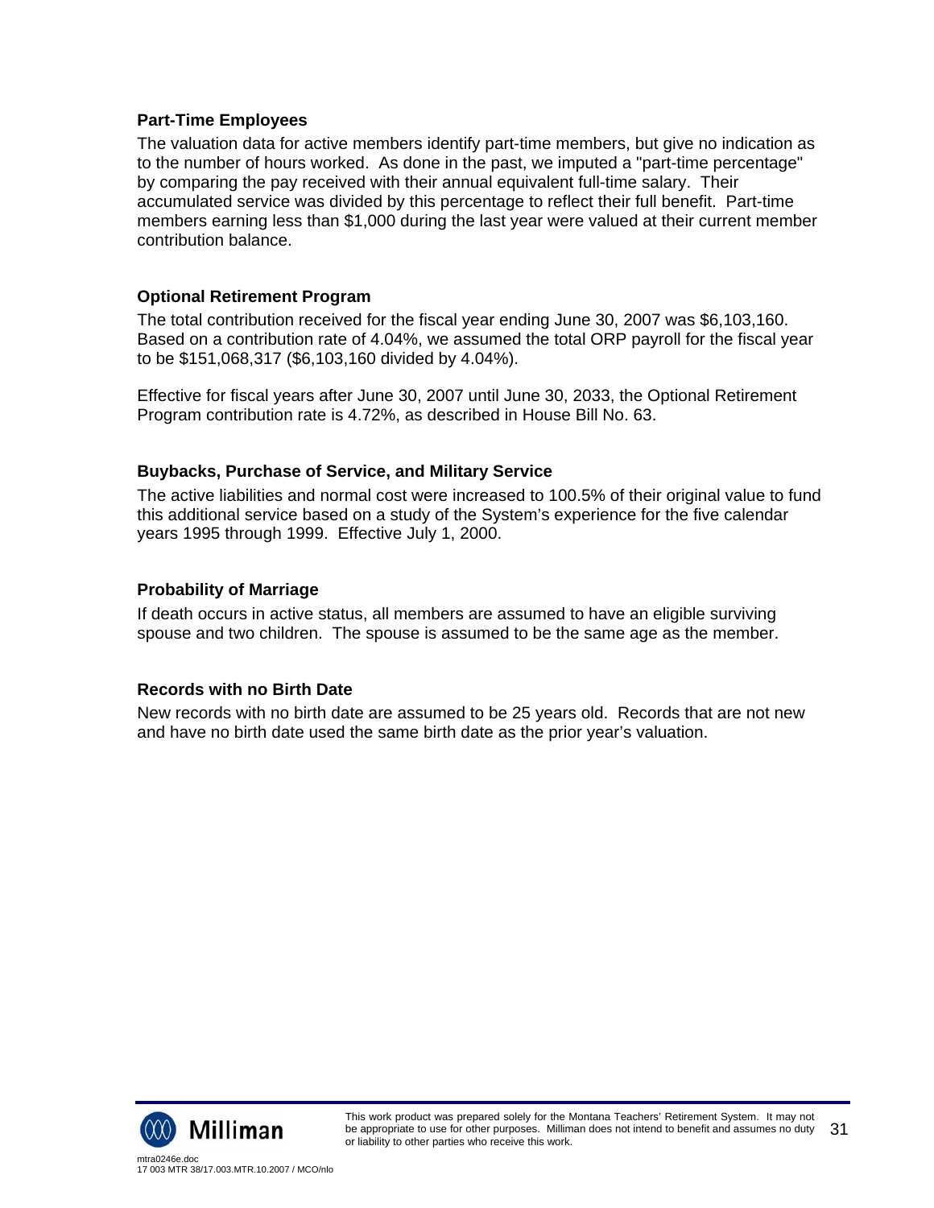### Part-Time Employees

The valuation data for active members identify part-time members, but give no indication as to the number of hours worked. As done in the past, we imputed a "part-time percentage" by comparing the pay received with their annual equivalent full-time salary. Their accumulated service was divided by this percentage to reflect their full benefit. Part-time members earning less than $1,000 during the last year were valued at their current member contribution balance.

### Optional Retirement Program

The total contribution received for the fiscal year ending June 30, 2007 was $6,103,160. Based on a contribution rate of 4.04%, we assumed the total ORP payroll for the fiscal year to be $151,068,317 ($6,103,160 divided by 4.04%).

Effective for fiscal years after June 30, 2007 until June 30, 2033, the Optional Retirement Program contribution rate is 4.72%, as described in House Bill No. 63.

### Buybacks, Purchase of Service, and Military Service

The active liabilities and normal cost were increased to 100.5% of their original value to fund this additional service based on a study of the System's experience for the five calendar years 1995 through 1999. Effective July 1, 2000.

### Probability of Marriage

If death occurs in active status, all members are assumed to have an eligible surviving spouse and two children. The spouse is assumed to be the same age as the member.

### Records with no Birth Date

New records with no birth date are assumed to be 25 years old. Records that are not new and have no birth date used the same birth date as the prior year's valuation.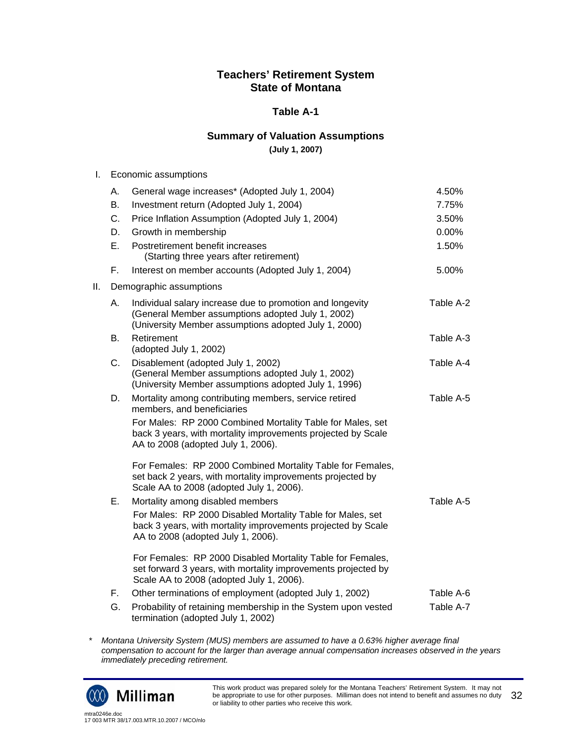# Teachers' Retirement System
# State of Montana

## Table A-1

## Summary of Valuation Assumptions
**(July 1, 2007)**

| | | | |
|---|---|---|---|
| I. | Economic assumptions | | |
| | A. | General wage increases* (Adopted July 1, 2004) | 4.50% |
| | B. | Investment return (Adopted July 1, 2004) | 7.75% |
| | C. | Price Inflation Assumption (Adopted July 1, 2004) | 3.50% |
| | D. | Growth in membership | 0.00% |
| | E. | Postretirement benefit increases (Starting three years after retirement) | 1.50% |
| | F. | Interest on member accounts (Adopted July 1, 2004) | 5.00% |
| II. | Demographic assumptions | | |
| | A. | Individual salary increase due to promotion and longevity (General Member assumptions adopted July 1, 2002) (University Member assumptions adopted July 1, 2000) | Table A-2 |
| | B. | Retirement (adopted July 1, 2002) | Table A-3 |
| | C. | Disablement (adopted July 1, 2002) (General Member assumptions adopted July 1, 2002) (University Member assumptions adopted July 1, 1996) | Table A-4 |
| | D. | Mortality among contributing members, service retired members, and beneficiaries<br>For Males: RP 2000 Combined Mortality Table for Males, set back 3 years, with mortality improvements projected by Scale AA to 2008 (adopted July 1, 2006).<br>For Females: RP 2000 Combined Mortality Table for Females, set back 2 years, with mortality improvements projected by Scale AA to 2008 (adopted July 1, 2006). | Table A-5 |
| | E. | Mortality among disabled members<br>For Males: RP 2000 Disabled Mortality Table for Males, set back 3 years, with mortality improvements projected by Scale AA to 2008 (adopted July 1, 2006).<br>For Females: RP 2000 Disabled Mortality Table for Females, set forward 3 years, with mortality improvements projected by Scale AA to 2008 (adopted July 1, 2006). | Table A-5 |
| | F. | Other terminations of employment (adopted July 1, 2002) | Table A-6 |
| | G. | Probability of retaining membership in the System upon vested termination (adopted July 1, 2002) | Table A-7 |

\* *Montana University System (MUS) members are assumed to have a 0.63% higher average final compensation to account for the larger than average annual compensation increases observed in the years immediately preceding retirement.*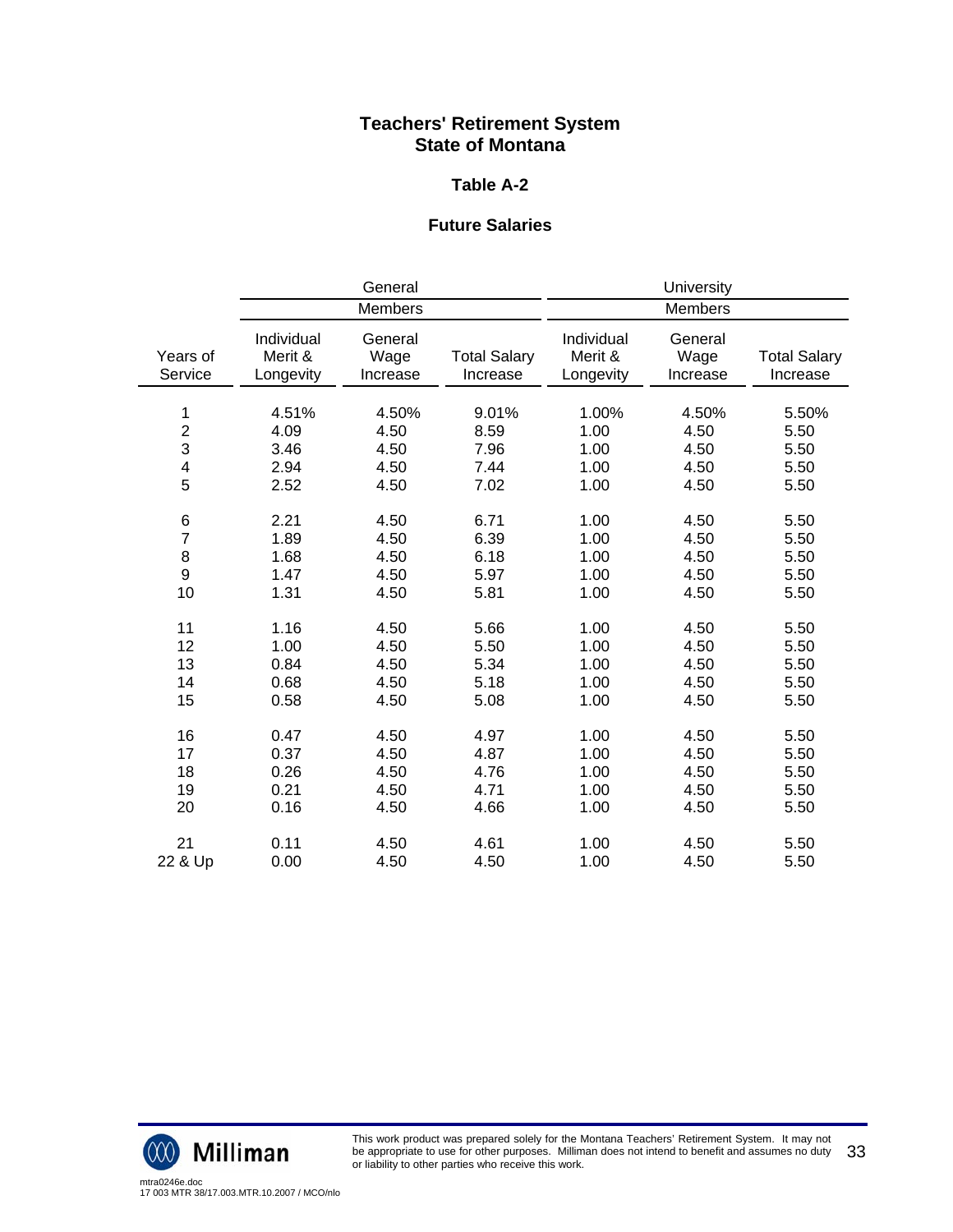# Teachers' Retirement System
# State of Montana

## Table A-2

### Future Salaries

| | General Members | | | University Members | | |
|---|---|---|---|---|---|---|
| Years of Service | Individual Merit & Longevity | General Wage Increase | Total Salary Increase | Individual Merit & Longevity | General Wage Increase | Total Salary Increase |
| 1 | 4.51% | 4.50% | 9.01% | 1.00% | 4.50% | 5.50% |
| 2 | 4.09 | 4.50 | 8.59 | 1.00 | 4.50 | 5.50 |
| 3 | 3.46 | 4.50 | 7.96 | 1.00 | 4.50 | 5.50 |
| 4 | 2.94 | 4.50 | 7.44 | 1.00 | 4.50 | 5.50 |
| 5 | 2.52 | 4.50 | 7.02 | 1.00 | 4.50 | 5.50 |
| 6 | 2.21 | 4.50 | 6.71 | 1.00 | 4.50 | 5.50 |
| 7 | 1.89 | 4.50 | 6.39 | 1.00 | 4.50 | 5.50 |
| 8 | 1.68 | 4.50 | 6.18 | 1.00 | 4.50 | 5.50 |
| 9 | 1.47 | 4.50 | 5.97 | 1.00 | 4.50 | 5.50 |
| 10 | 1.31 | 4.50 | 5.81 | 1.00 | 4.50 | 5.50 |
| 11 | 1.16 | 4.50 | 5.66 | 1.00 | 4.50 | 5.50 |
| 12 | 1.00 | 4.50 | 5.50 | 1.00 | 4.50 | 5.50 |
| 13 | 0.84 | 4.50 | 5.34 | 1.00 | 4.50 | 5.50 |
| 14 | 0.68 | 4.50 | 5.18 | 1.00 | 4.50 | 5.50 |
| 15 | 0.58 | 4.50 | 5.08 | 1.00 | 4.50 | 5.50 |
| 16 | 0.47 | 4.50 | 4.97 | 1.00 | 4.50 | 5.50 |
| 17 | 0.37 | 4.50 | 4.87 | 1.00 | 4.50 | 5.50 |
| 18 | 0.26 | 4.50 | 4.76 | 1.00 | 4.50 | 5.50 |
| 19 | 0.21 | 4.50 | 4.71 | 1.00 | 4.50 | 5.50 |
| 20 | 0.16 | 4.50 | 4.66 | 1.00 | 4.50 | 5.50 |
| 21 | 0.11 | 4.50 | 4.61 | 1.00 | 4.50 | 5.50 |
| 22 & Up | 0.00 | 4.50 | 4.50 | 1.00 | 4.50 | 5.50 |

This work product was prepared solely for the Montana Teachers' Retirement System. It may not be appropriate to use for other purposes. Milliman does not intend to benefit and assumes no duty or liability to other parties who receive this work.

mtra0246e.doc
17 003 MTR 38/17.003.MTR.10.2007 / MCO/nlo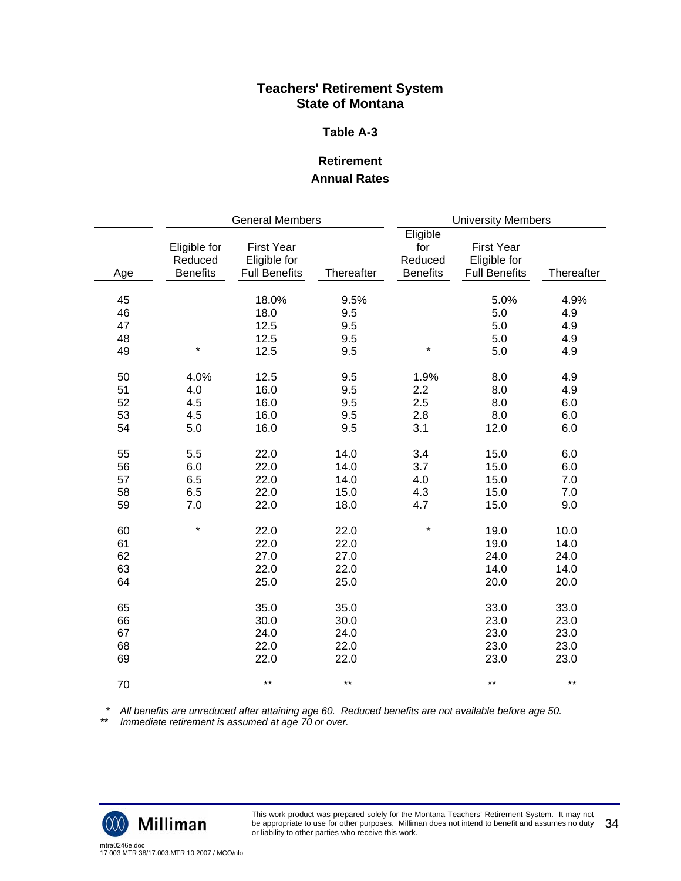# Teachers' Retirement System
# State of Montana

### Table A-3

### Retirement
### Annual Rates

| | General Members | | | University Members | | |
|---|---|---|---|---|---|---|
| Age | Eligible for Reduced Benefits | First Year Eligible for Full Benefits | Thereafter | Eligible for Reduced Benefits | First Year Eligible for Full Benefits | Thereafter |
| 45 | | 18.0% | 9.5% | | 5.0% | 4.9% |
| 46 | | 18.0 | 9.5 | | 5.0 | 4.9 |
| 47 | | 12.5 | 9.5 | | 5.0 | 4.9 |
| 48 | | 12.5 | 9.5 | | 5.0 | 4.9 |
| 49 | * | 12.5 | 9.5 | * | 5.0 | 4.9 |
| 50 | 4.0% | 12.5 | 9.5 | 1.9% | 8.0 | 4.9 |
| 51 | 4.0 | 16.0 | 9.5 | 2.2 | 8.0 | 4.9 |
| 52 | 4.5 | 16.0 | 9.5 | 2.5 | 8.0 | 6.0 |
| 53 | 4.5 | 16.0 | 9.5 | 2.8 | 8.0 | 6.0 |
| 54 | 5.0 | 16.0 | 9.5 | 3.1 | 12.0 | 6.0 |
| 55 | 5.5 | 22.0 | 14.0 | 3.4 | 15.0 | 6.0 |
| 56 | 6.0 | 22.0 | 14.0 | 3.7 | 15.0 | 6.0 |
| 57 | 6.5 | 22.0 | 14.0 | 4.0 | 15.0 | 7.0 |
| 58 | 6.5 | 22.0 | 15.0 | 4.3 | 15.0 | 7.0 |
| 59 | 7.0 | 22.0 | 18.0 | 4.7 | 15.0 | 9.0 |
| 60 | * | 22.0 | 22.0 | * | 19.0 | 10.0 |
| 61 | | 22.0 | 22.0 | | 19.0 | 14.0 |
| 62 | | 27.0 | 27.0 | | 24.0 | 24.0 |
| 63 | | 22.0 | 22.0 | | 14.0 | 14.0 |
| 64 | | 25.0 | 25.0 | | 20.0 | 20.0 |
| 65 | | 35.0 | 35.0 | | 33.0 | 33.0 |
| 66 | | 30.0 | 30.0 | | 23.0 | 23.0 |
| 67 | | 24.0 | 24.0 | | 23.0 | 23.0 |
| 68 | | 22.0 | 22.0 | | 23.0 | 23.0 |
| 69 | | 22.0 | 22.0 | | 23.0 | 23.0 |
| 70 | | ** | ** | | ** | ** |

\* *All benefits are unreduced after attaining age 60. Reduced benefits are not available before age 50.*
\** *Immediate retirement is assumed at age 70 or over.*

This work product was prepared solely for the Montana Teachers' Retirement System. It may not be appropriate to use for other purposes. Milliman does not intend to benefit and assumes no duty or liability to other parties who receive this work.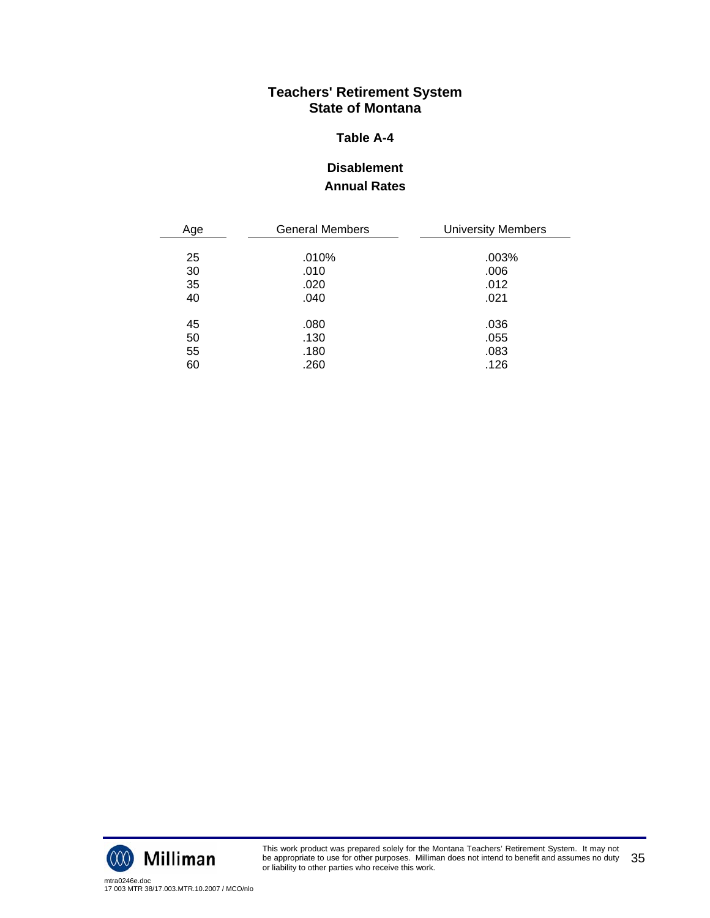## Teachers' Retirement System
## State of Montana

### Table A-4

### Disablement
### Annual Rates

| Age | General Members | University Members |
|---|---|---|
| 25 | .010% | .003% |
| 30 | .010 | .006 |
| 35 | .020 | .012 |
| 40 | .040 | .021 |
| 45 | .080 | .036 |
| 50 | .130 | .055 |
| 55 | .180 | .083 |
| 60 | .260 | .126 |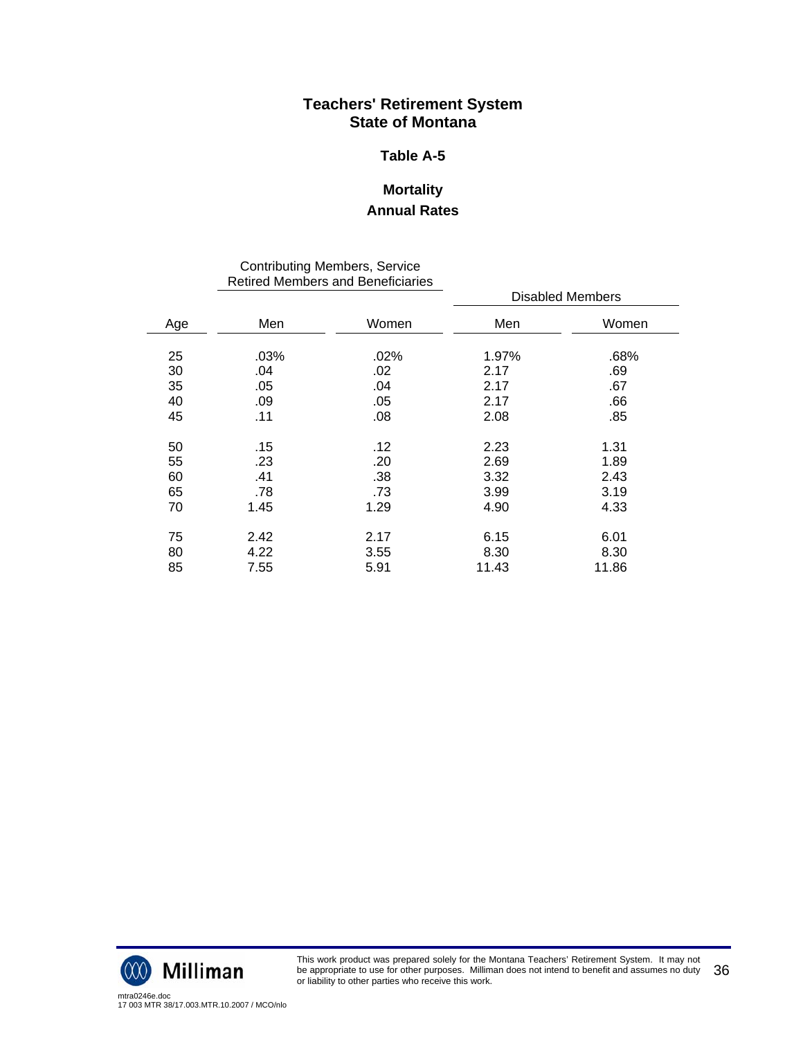# Teachers' Retirement System
# State of Montana

## Table A-5

## Mortality
## Annual Rates

| Age | Contributing Members, Service Retired Members and Beneficiaries | | Disabled Members | |
|---|---|---|---|---|
| | Men | Women | Men | Women |
| 25 | .03% | .02% | 1.97% | .68% |
| 30 | .04 | .02 | 2.17 | .69 |
| 35 | .05 | .04 | 2.17 | .67 |
| 40 | .09 | .05 | 2.17 | .66 |
| 45 | .11 | .08 | 2.08 | .85 |
| 50 | .15 | .12 | 2.23 | 1.31 |
| 55 | .23 | .20 | 2.69 | 1.89 |
| 60 | .41 | .38 | 3.32 | 2.43 |
| 65 | .78 | .73 | 3.99 | 3.19 |
| 70 | 1.45 | 1.29 | 4.90 | 4.33 |
| 75 | 2.42 | 2.17 | 6.15 | 6.01 |
| 80 | 4.22 | 3.55 | 8.30 | 8.30 |
| 85 | 7.55 | 5.91 | 11.43 | 11.86 |

This work product was prepared solely for the Montana Teachers' Retirement System. It may not be appropriate to use for other purposes. Milliman does not intend to benefit and assumes no duty or liability to other parties who receive this work.

mtra0246e.doc
17 003 MTR 38/17.003.MTR.10.2007 / MCO/nlo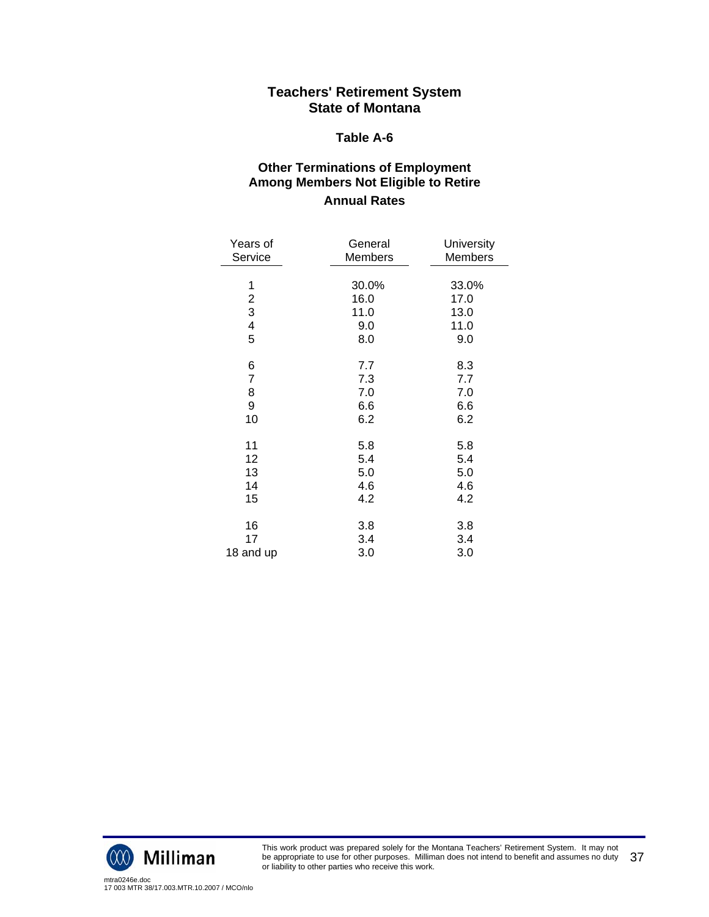## Teachers' Retirement System
## State of Montana

### Table A-6

### Other Terminations of Employment Among Members Not Eligible to Retire
### Annual Rates

| Years of Service | General Members | University Members |
|---|---|---|
| 1 | 30.0% | 33.0% |
| 2 | 16.0 | 17.0 |
| 3 | 11.0 | 13.0 |
| 4 | 9.0 | 11.0 |
| 5 | 8.0 | 9.0 |
| 6 | 7.7 | 8.3 |
| 7 | 7.3 | 7.7 |
| 8 | 7.0 | 7.0 |
| 9 | 6.6 | 6.6 |
| 10 | 6.2 | 6.2 |
| 11 | 5.8 | 5.8 |
| 12 | 5.4 | 5.4 |
| 13 | 5.0 | 5.0 |
| 14 | 4.6 | 4.6 |
| 15 | 4.2 | 4.2 |
| 16 | 3.8 | 3.8 |
| 17 | 3.4 | 3.4 |
| 18 and up | 3.0 | 3.0 |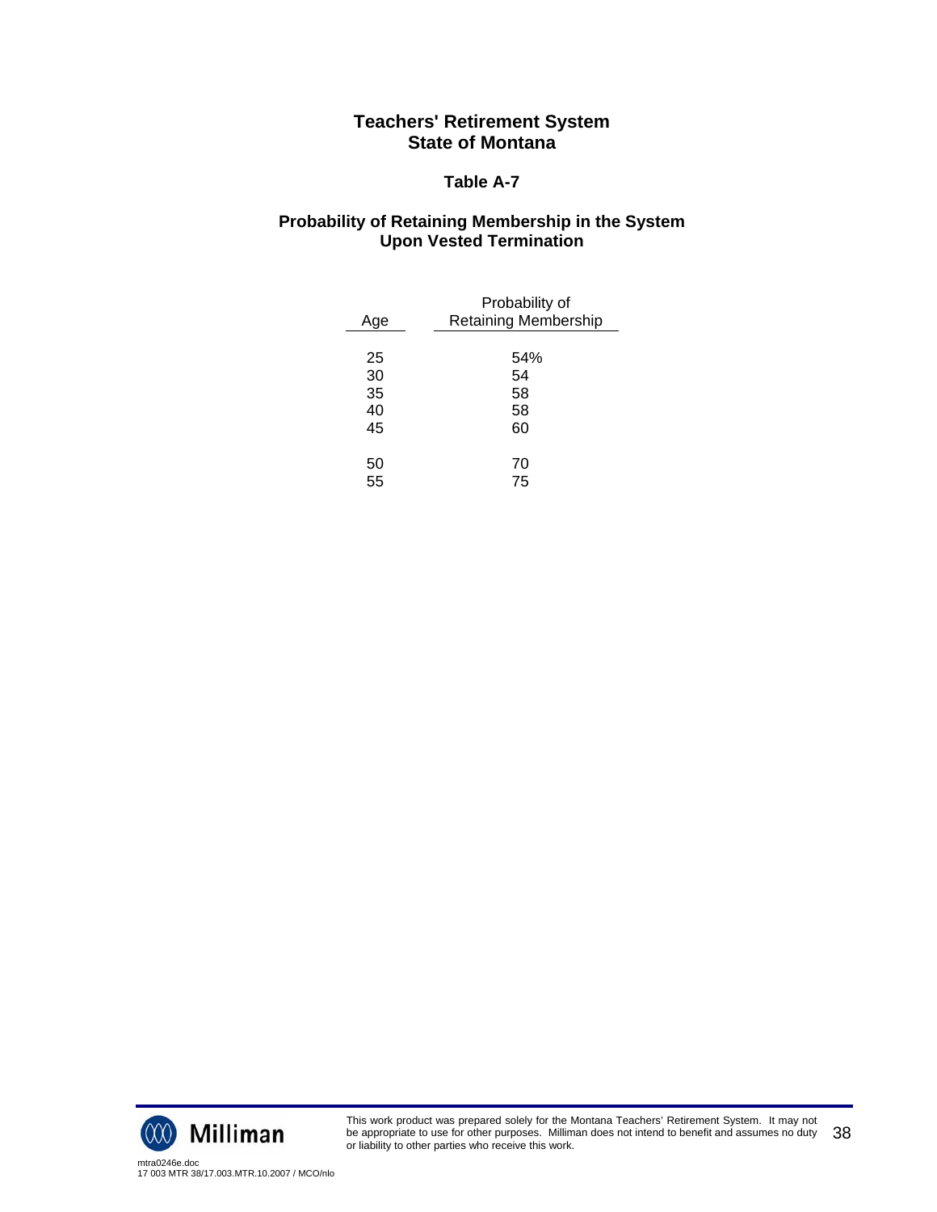# Teachers' Retirement System
# State of Montana

## Table A-7

## Probability of Retaining Membership in the System Upon Vested Termination

| Age | Probability of Retaining Membership |
|---|---|
| 25 | 54% |
| 30 | 54 |
| 35 | 58 |
| 40 | 58 |
| 45 | 60 |
| 50 | 70 |
| 55 | 75 |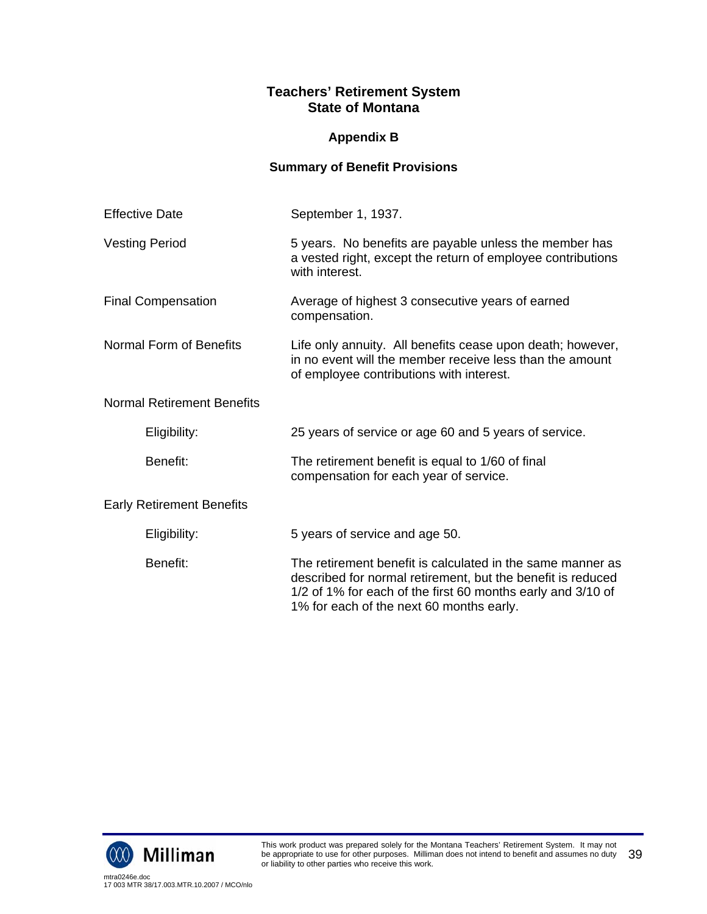# Teachers' Retirement System
# State of Montana

## Appendix B

### Summary of Benefit Provisions

| | |
|---|---|
| Effective Date | September 1, 1937. |
| Vesting Period | 5 years. No benefits are payable unless the member has a vested right, except the return of employee contributions with interest. |
| Final Compensation | Average of highest 3 consecutive years of earned compensation. |
| Normal Form of Benefits | Life only annuity. All benefits cease upon death; however, in no event will the member receive less than the amount of employee contributions with interest. |
| **Normal Retirement Benefits** | |
| Eligibility: | 25 years of service or age 60 and 5 years of service. |
| Benefit: | The retirement benefit is equal to 1/60 of final compensation for each year of service. |
| **Early Retirement Benefits** | |
| Eligibility: | 5 years of service and age 50. |
| Benefit: | The retirement benefit is calculated in the same manner as described for normal retirement, but the benefit is reduced 1/2 of 1% for each of the first 60 months early and 3/10 of 1% for each of the next 60 months early. |

This work product was prepared solely for the Montana Teachers' Retirement System. It may not be appropriate to use for other purposes. Milliman does not intend to benefit and assumes no duty or liability to other parties who receive this work.

mtra0246e.doc
17 003 MTR 38/17.003.MTR.10.2007 / MCO/nlo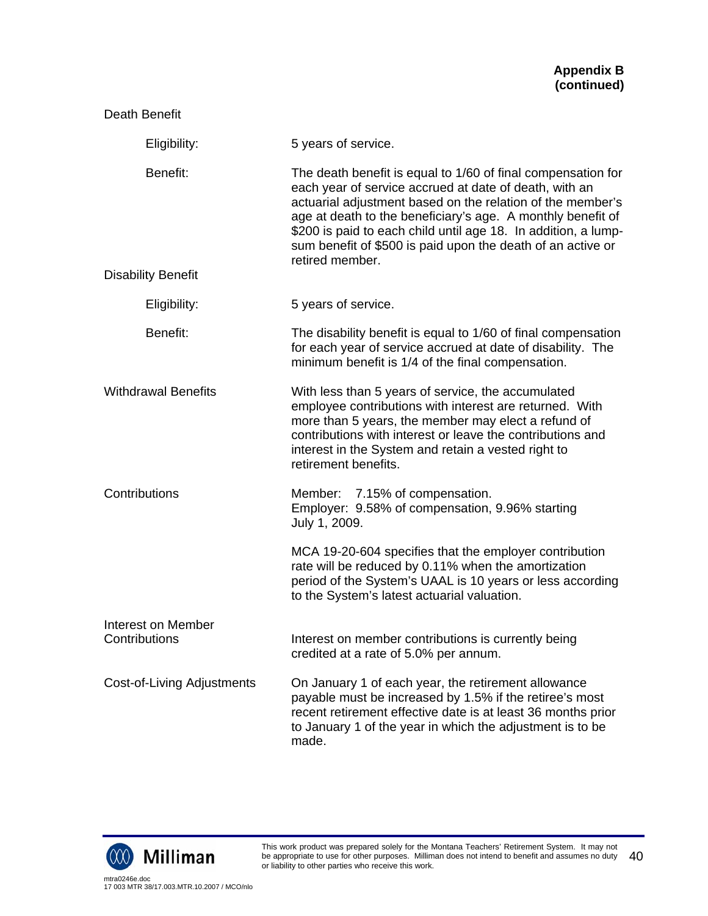**Appendix B (continued)**

Death Benefit

| | |
|---|---|
| Eligibility: | 5 years of service. |
| Benefit: | The death benefit is equal to 1/60 of final compensation for each year of service accrued at date of death, with an actuarial adjustment based on the relation of the member's age at death to the beneficiary's age. A monthly benefit of $200 is paid to each child until age 18. In addition, a lump-sum benefit of $500 is paid upon the death of an active or retired member. |

Disability Benefit

| | |
|---|---|
| Eligibility: | 5 years of service. |
| Benefit: | The disability benefit is equal to 1/60 of final compensation for each year of service accrued at date of disability. The minimum benefit is 1/4 of the final compensation. |

| | |
|---|---|
| Withdrawal Benefits | With less than 5 years of service, the accumulated employee contributions with interest are returned. With more than 5 years, the member may elect a refund of contributions with interest or leave the contributions and interest in the System and retain a vested right to retirement benefits. |
| Contributions | Member: 7.15% of compensation.<br>Employer: 9.58% of compensation, 9.96% starting July 1, 2009.<br><br>MCA 19-20-604 specifies that the employer contribution rate will be reduced by 0.11% when the amortization period of the System's UAAL is 10 years or less according to the System's latest actuarial valuation. |
| Interest on Member Contributions | Interest on member contributions is currently being credited at a rate of 5.0% per annum. |
| Cost-of-Living Adjustments | On January 1 of each year, the retirement allowance payable must be increased by 1.5% if the retiree's most recent retirement effective date is at least 36 months prior to January 1 of the year in which the adjustment is to be made. |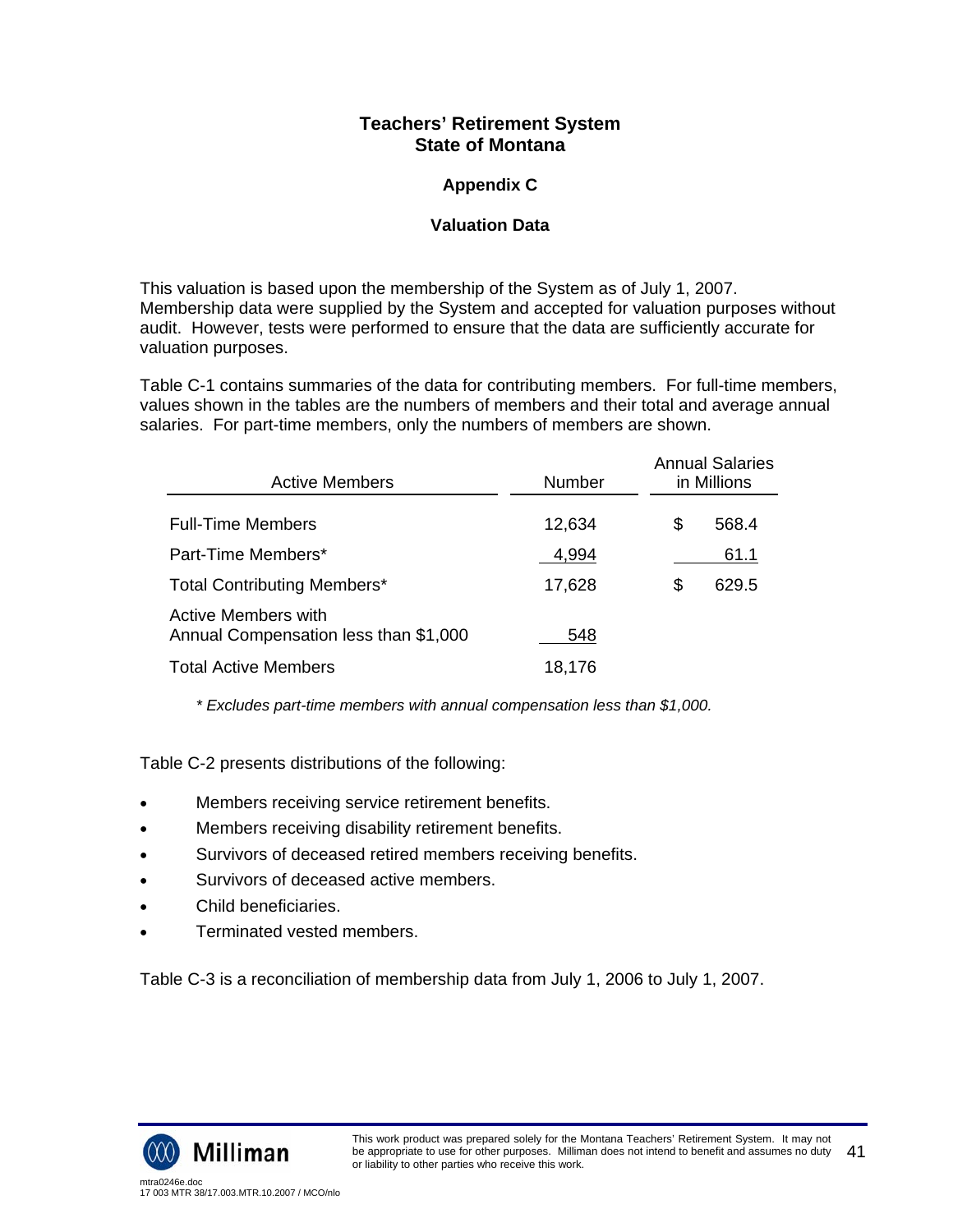# Teachers' Retirement System
# State of Montana

## Appendix C

## Valuation Data

This valuation is based upon the membership of the System as of July 1, 2007. Membership data were supplied by the System and accepted for valuation purposes without audit. However, tests were performed to ensure that the data are sufficiently accurate for valuation purposes.

Table C-1 contains summaries of the data for contributing members. For full-time members, values shown in the tables are the numbers of members and their total and average annual salaries. For part-time members, only the numbers of members are shown.

| Active Members | Number | Annual Salaries in Millions |
|---|---|---|
| Full-Time Members | 12,634 | $ 568.4 |
| Part-Time Members* | 4,994 | 61.1 |
| Total Contributing Members* | 17,628 | $ 629.5 |
| Active Members with Annual Compensation less than $1,000 | 548 | |
| Total Active Members | 18,176 | |

*\* Excludes part-time members with annual compensation less than $1,000.*

Table C-2 presents distributions of the following:

- Members receiving service retirement benefits.
- Members receiving disability retirement benefits.
- Survivors of deceased retired members receiving benefits.
- Survivors of deceased active members.
- Child beneficiaries.
- Terminated vested members.

Table C-3 is a reconciliation of membership data from July 1, 2006 to July 1, 2007.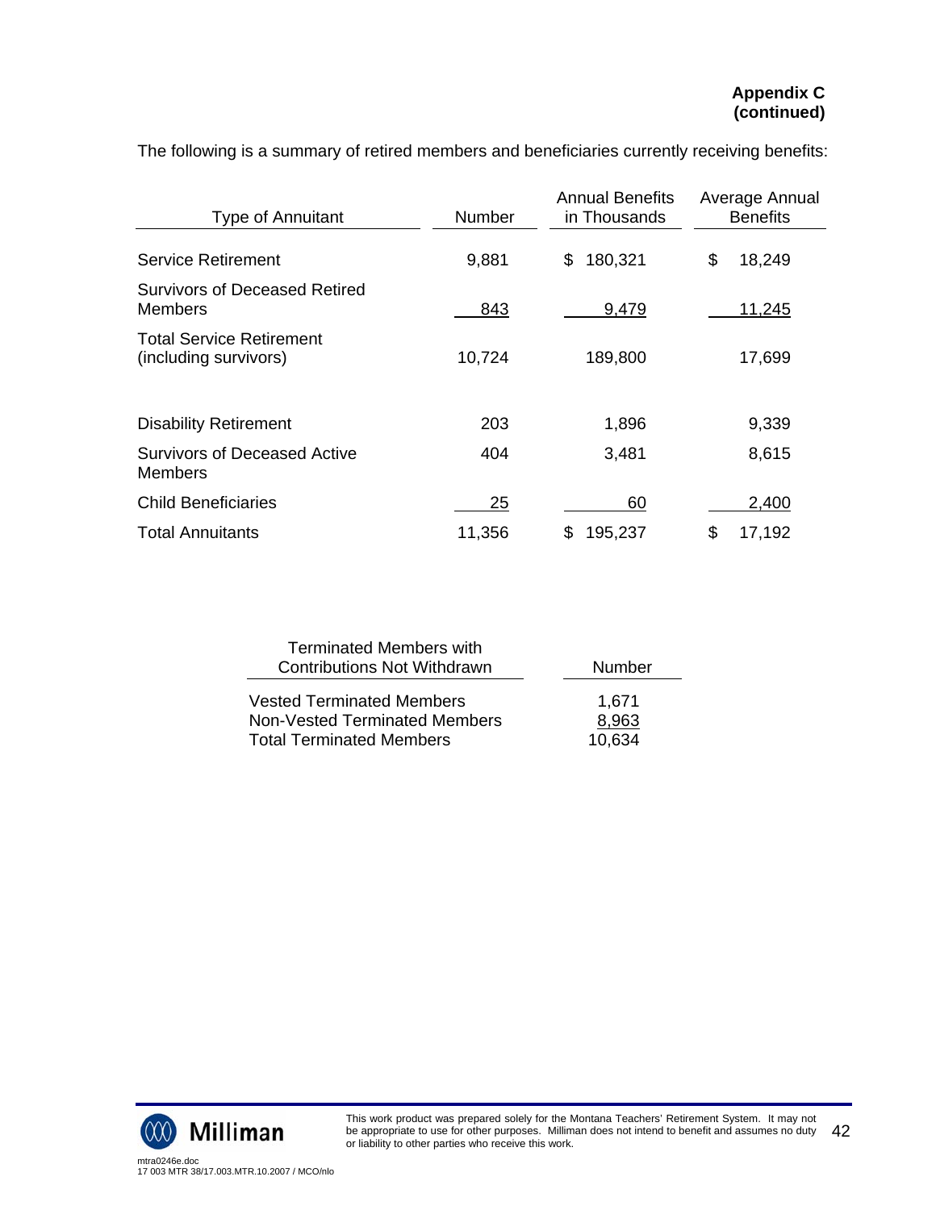**Appendix C (continued)**

The following is a summary of retired members and beneficiaries currently receiving benefits:

| Type of Annuitant | Number | Annual Benefits in Thousands | Average Annual Benefits |
|---|---|---|---|
| Service Retirement | 9,881 | $ 180,321 | $ 18,249 |
| Survivors of Deceased Retired Members | 843 | 9,479 | 11,245 |
| Total Service Retirement (including survivors) | 10,724 | 189,800 | 17,699 |
| Disability Retirement | 203 | 1,896 | 9,339 |
| Survivors of Deceased Active Members | 404 | 3,481 | 8,615 |
| Child Beneficiaries | 25 | 60 | 2,400 |
| Total Annuitants | 11,356 | $ 195,237 | $ 17,192 |

| Terminated Members with Contributions Not Withdrawn | Number |
|---|---|
| Vested Terminated Members | 1,671 |
| Non-Vested Terminated Members | 8,963 |
| Total Terminated Members | 10,634 |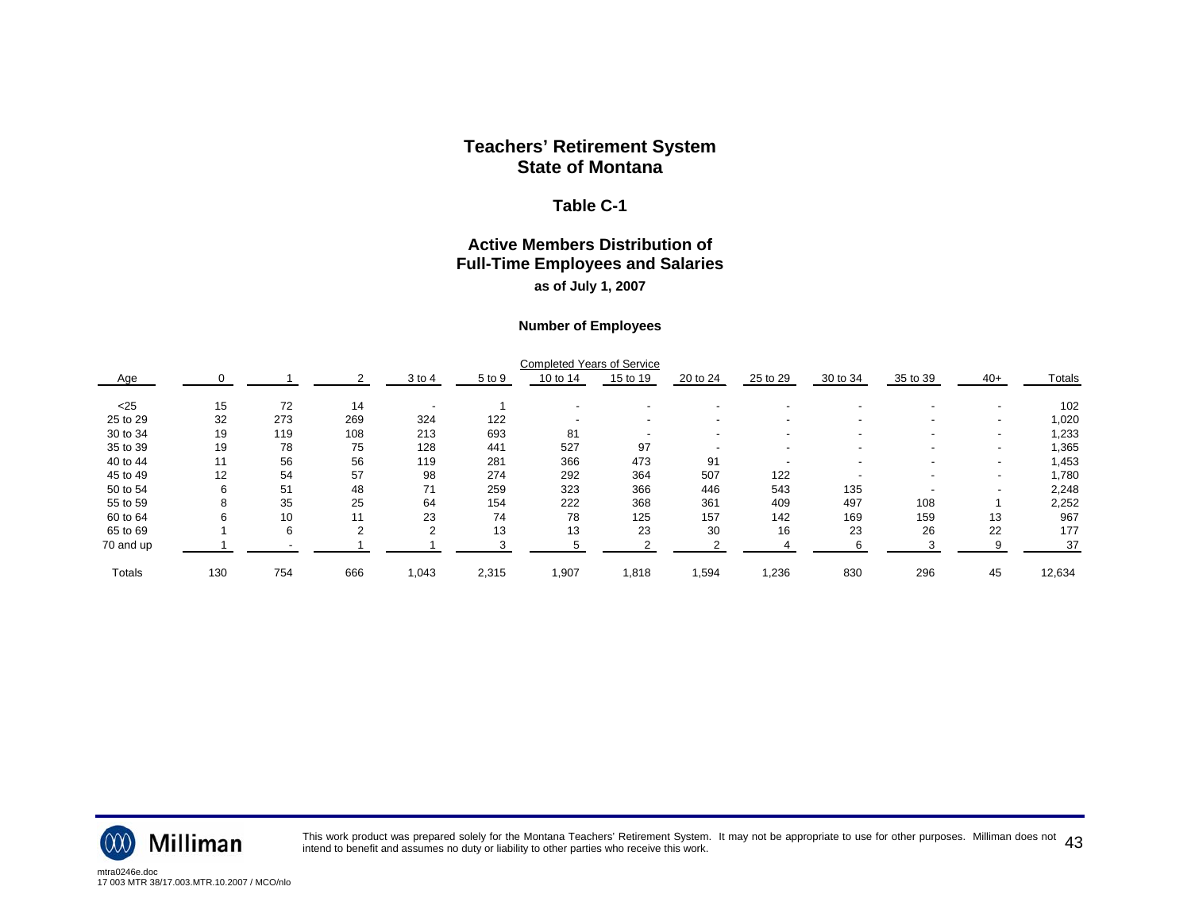# Teachers' Retirement System
# State of Montana

## Table C-1

## Active Members Distribution of Full-Time Employees and Salaries

**as of July 1, 2007**

### Number of Employees

| | Completed Years of Service | | | | | | | | | | | | |
|---|---|---|---|---|---|---|---|---|---|---|---|---|---|
| Age | 0 | 1 | 2 | 3 to 4 | 5 to 9 | 10 to 14 | 15 to 19 | 20 to 24 | 25 to 29 | 30 to 34 | 35 to 39 | 40+ | Totals |
| <25 | 15 | 72 | 14 | - | 1 | - | - | - | - | - | - | - | 102 |
| 25 to 29 | 32 | 273 | 269 | 324 | 122 | - | - | - | - | - | - | - | 1,020 |
| 30 to 34 | 19 | 119 | 108 | 213 | 693 | 81 | - | - | - | - | - | - | 1,233 |
| 35 to 39 | 19 | 78 | 75 | 128 | 441 | 527 | 97 | - | - | - | - | - | 1,365 |
| 40 to 44 | 11 | 56 | 56 | 119 | 281 | 366 | 473 | 91 | - | - | - | - | 1,453 |
| 45 to 49 | 12 | 54 | 57 | 98 | 274 | 292 | 364 | 507 | 122 | - | - | - | 1,780 |
| 50 to 54 | 6 | 51 | 48 | 71 | 259 | 323 | 366 | 446 | 543 | 135 | - | - | 2,248 |
| 55 to 59 | 8 | 35 | 25 | 64 | 154 | 222 | 368 | 361 | 409 | 497 | 108 | 1 | 2,252 |
| 60 to 64 | 6 | 10 | 11 | 23 | 74 | 78 | 125 | 157 | 142 | 169 | 159 | 13 | 967 |
| 65 to 69 | 1 | 6 | 2 | 2 | 13 | 13 | 23 | 30 | 16 | 23 | 26 | 22 | 177 |
| 70 and up | 1 | - | 1 | 1 | 3 | 5 | 2 | 2 | 4 | 6 | 3 | 9 | 37 |
| Totals | 130 | 754 | 666 | 1,043 | 2,315 | 1,907 | 1,818 | 1,594 | 1,236 | 830 | 296 | 45 | 12,634 |

This work product was prepared solely for the Montana Teachers' Retirement System. It may not be appropriate to use for other purposes. Milliman does not intend to benefit and assumes no duty or liability to other parties who receive this work.

mtra0246e.doc
17 003 MTR 38/17.003.MTR.10.2007 / MCO/nlo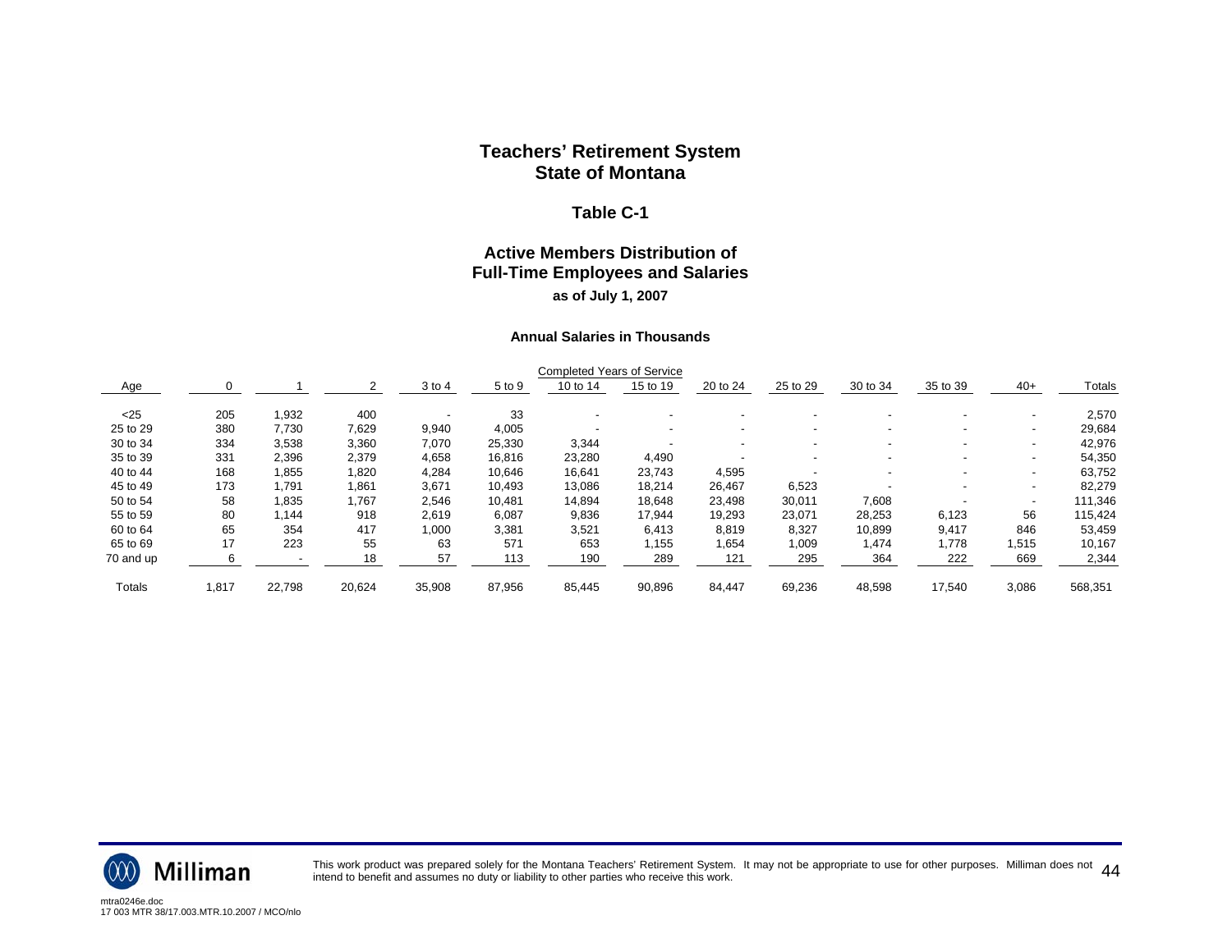# Teachers' Retirement System
# State of Montana

## Table C-1

### Active Members Distribution of Full-Time Employees and Salaries

**as of July 1, 2007**

**Annual Salaries in Thousands**

| | Completed Years of Service | | | | | | | | | | | | |
|---|---|---|---|---|---|---|---|---|---|---|---|---|---|
| Age | 0 | 1 | 2 | 3 to 4 | 5 to 9 | 10 to 14 | 15 to 19 | 20 to 24 | 25 to 29 | 30 to 34 | 35 to 39 | 40+ | Totals |
| <25 | 205 | 1,932 | 400 | - | 33 | - | - | - | - | - | - | - | 2,570 |
| 25 to 29 | 380 | 7,730 | 7,629 | 9,940 | 4,005 | - | - | - | - | - | - | - | 29,684 |
| 30 to 34 | 334 | 3,538 | 3,360 | 7,070 | 25,330 | 3,344 | - | - | - | - | - | - | 42,976 |
| 35 to 39 | 331 | 2,396 | 2,379 | 4,658 | 16,816 | 23,280 | 4,490 | - | - | - | - | - | 54,350 |
| 40 to 44 | 168 | 1,855 | 1,820 | 4,284 | 10,646 | 16,641 | 23,743 | 4,595 | - | - | - | - | 63,752 |
| 45 to 49 | 173 | 1,791 | 1,861 | 3,671 | 10,493 | 13,086 | 18,214 | 26,467 | 6,523 | - | - | - | 82,279 |
| 50 to 54 | 58 | 1,835 | 1,767 | 2,546 | 10,481 | 14,894 | 18,648 | 23,498 | 30,011 | 7,608 | - | - | 111,346 |
| 55 to 59 | 80 | 1,144 | 918 | 2,619 | 6,087 | 9,836 | 17,944 | 19,293 | 23,071 | 28,253 | 6,123 | 56 | 115,424 |
| 60 to 64 | 65 | 354 | 417 | 1,000 | 3,381 | 3,521 | 6,413 | 8,819 | 8,327 | 10,899 | 9,417 | 846 | 53,459 |
| 65 to 69 | 17 | 223 | 55 | 63 | 571 | 653 | 1,155 | 1,654 | 1,009 | 1,474 | 1,778 | 1,515 | 10,167 |
| 70 and up | 6 | - | 18 | 57 | 113 | 190 | 289 | 121 | 295 | 364 | 222 | 669 | 2,344 |
| Totals | 1,817 | 22,798 | 20,624 | 35,908 | 87,956 | 85,445 | 90,896 | 84,447 | 69,236 | 48,598 | 17,540 | 3,086 | 568,351 |

This work product was prepared solely for the Montana Teachers' Retirement System. It may not be appropriate to use for other purposes. Milliman does not intend to benefit and assumes no duty or liability to other parties who receive this work.

mtra0246e.doc
17 003 MTR 38/17.003.MTR.10.2007 / MCO/nlo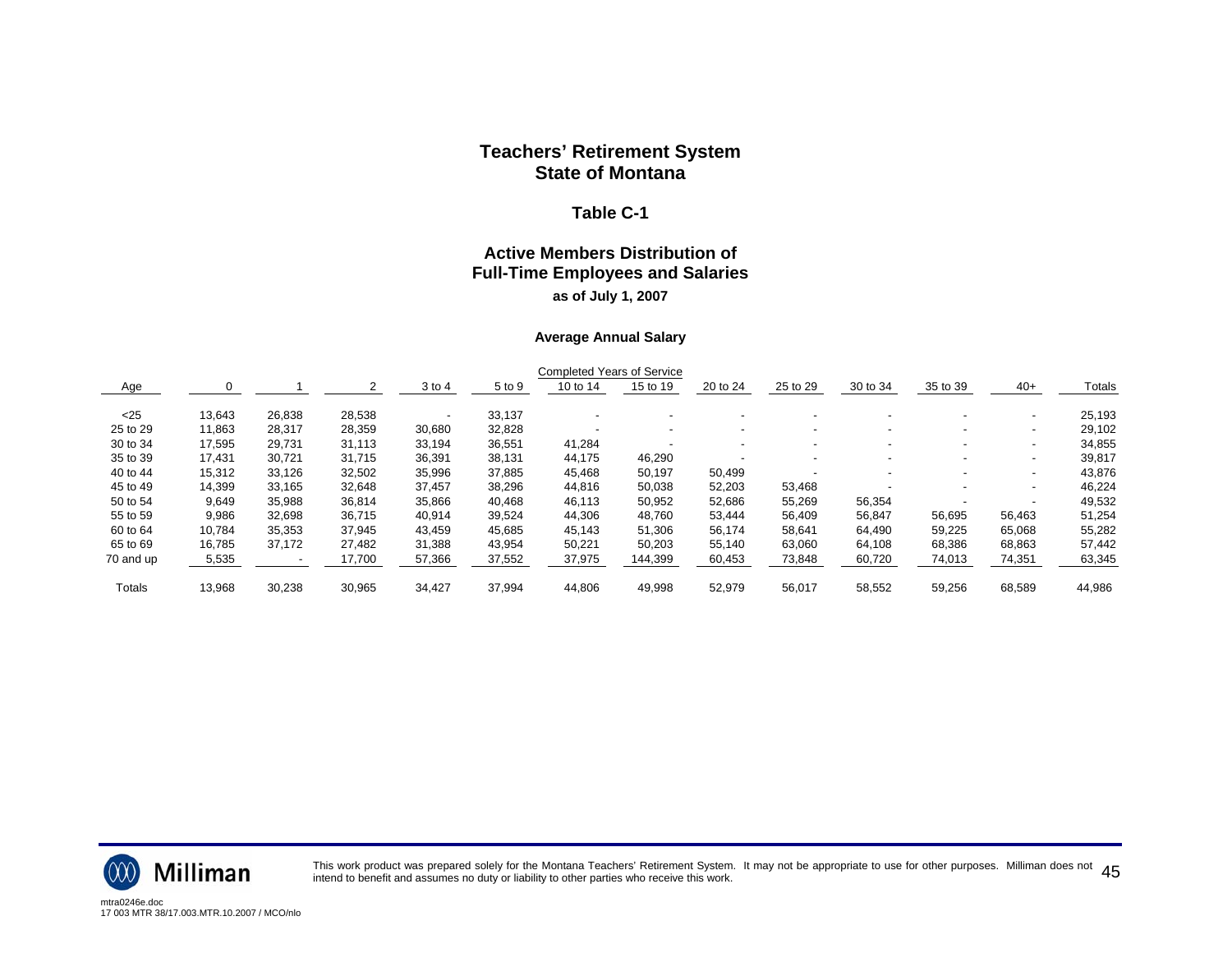# Teachers' Retirement System
# State of Montana

## Table C-1

## Active Members Distribution of Full-Time Employees and Salaries

**as of July 1, 2007**

**Average Annual Salary**

| | Completed Years of Service | | | | | | | | | | | | |
|---|---|---|---|---|---|---|---|---|---|---|---|---|---|
| Age | 0 | 1 | 2 | 3 to 4 | 5 to 9 | 10 to 14 | 15 to 19 | 20 to 24 | 25 to 29 | 30 to 34 | 35 to 39 | 40+ | Totals |
| <25 | 13,643 | 26,838 | 28,538 | - | 33,137 | - | - | - | - | - | - | - | 25,193 |
| 25 to 29 | 11,863 | 28,317 | 28,359 | 30,680 | 32,828 | - | - | - | - | - | - | - | 29,102 |
| 30 to 34 | 17,595 | 29,731 | 31,113 | 33,194 | 36,551 | 41,284 | - | - | - | - | - | - | 34,855 |
| 35 to 39 | 17,431 | 30,721 | 31,715 | 36,391 | 38,131 | 44,175 | 46,290 | - | - | - | - | - | 39,817 |
| 40 to 44 | 15,312 | 33,126 | 32,502 | 35,996 | 37,885 | 45,468 | 50,197 | 50,499 | - | - | - | - | 43,876 |
| 45 to 49 | 14,399 | 33,165 | 32,648 | 37,457 | 38,296 | 44,816 | 50,038 | 52,203 | 53,468 | - | - | - | 46,224 |
| 50 to 54 | 9,649 | 35,988 | 36,814 | 35,866 | 40,468 | 46,113 | 50,952 | 52,686 | 55,269 | 56,354 | - | - | 49,532 |
| 55 to 59 | 9,986 | 32,698 | 36,715 | 40,914 | 39,524 | 44,306 | 48,760 | 53,444 | 56,409 | 56,847 | 56,695 | 56,463 | 51,254 |
| 60 to 64 | 10,784 | 35,353 | 37,945 | 43,459 | 45,685 | 45,143 | 51,306 | 56,174 | 58,641 | 64,490 | 59,225 | 65,068 | 55,282 |
| 65 to 69 | 16,785 | 37,172 | 27,482 | 31,388 | 43,954 | 50,221 | 50,203 | 55,140 | 63,060 | 64,108 | 68,386 | 68,863 | 57,442 |
| 70 and up | 5,535 | - | 17,700 | 57,366 | 37,552 | 37,975 | 144,399 | 60,453 | 73,848 | 60,720 | 74,013 | 74,351 | 63,345 |
| Totals | 13,968 | 30,238 | 30,965 | 34,427 | 37,994 | 44,806 | 49,998 | 52,979 | 56,017 | 58,552 | 59,256 | 68,589 | 44,986 |

This work product was prepared solely for the Montana Teachers' Retirement System. It may not be appropriate to use for other purposes. Milliman does not intend to benefit and assumes no duty or liability to other parties who receive this work.

mtra0246e.doc
17 003 MTR 38/17.003.MTR.10.2007 / MCO/nlo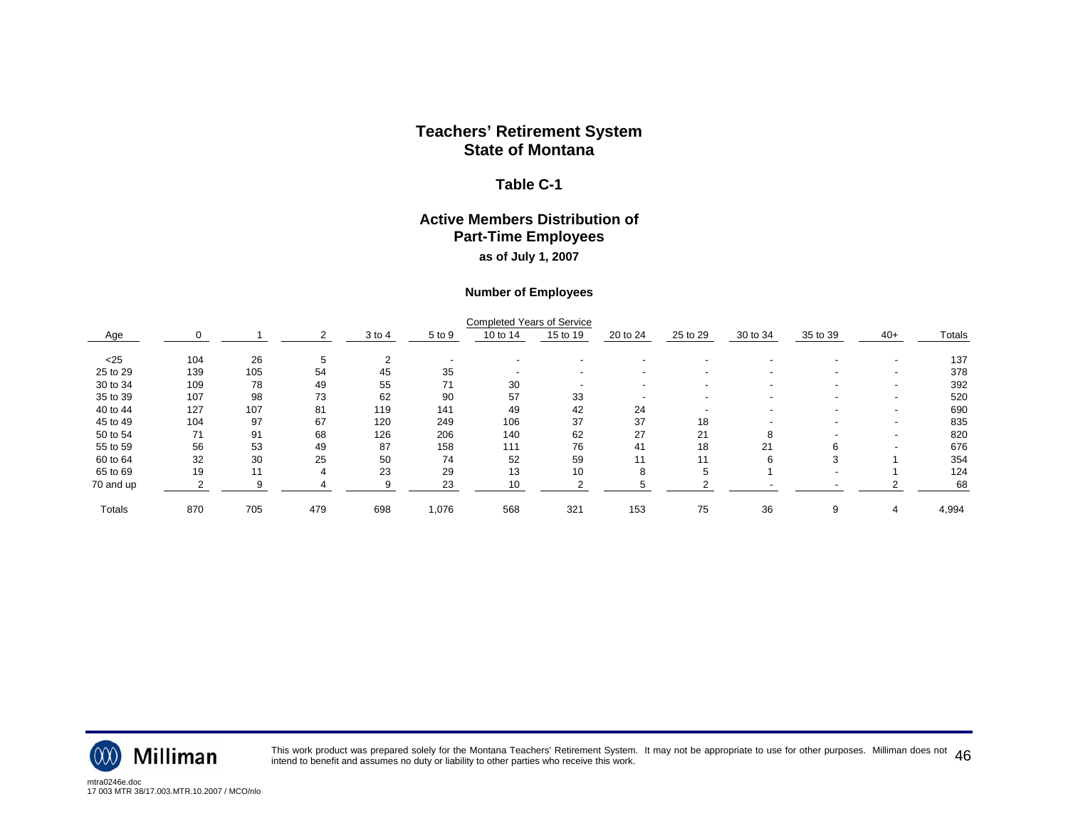# Teachers' Retirement System
# State of Montana

## Table C-1

### Active Members Distribution of Part-Time Employees

**as of July 1, 2007**

**Number of Employees**

| | Completed Years of Service | | | | | | | | | | | | |
|---|---|---|---|---|---|---|---|---|---|---|---|---|---|
| Age | 0 | 1 | 2 | 3 to 4 | 5 to 9 | 10 to 14 | 15 to 19 | 20 to 24 | 25 to 29 | 30 to 34 | 35 to 39 | 40+ | Totals |
| <25 | 104 | 26 | 5 | 2 | - | - | - | - | - | - | - | - | 137 |
| 25 to 29 | 139 | 105 | 54 | 45 | 35 | - | - | - | - | - | - | - | 378 |
| 30 to 34 | 109 | 78 | 49 | 55 | 71 | 30 | - | - | - | - | - | - | 392 |
| 35 to 39 | 107 | 98 | 73 | 62 | 90 | 57 | 33 | - | - | - | - | - | 520 |
| 40 to 44 | 127 | 107 | 81 | 119 | 141 | 49 | 42 | 24 | - | - | - | - | 690 |
| 45 to 49 | 104 | 97 | 67 | 120 | 249 | 106 | 37 | 37 | 18 | - | - | - | 835 |
| 50 to 54 | 71 | 91 | 68 | 126 | 206 | 140 | 62 | 27 | 21 | 8 | - | - | 820 |
| 55 to 59 | 56 | 53 | 49 | 87 | 158 | 111 | 76 | 41 | 18 | 21 | 6 | - | 676 |
| 60 to 64 | 32 | 30 | 25 | 50 | 74 | 52 | 59 | 11 | 11 | 6 | 3 | 1 | 354 |
| 65 to 69 | 19 | 11 | 4 | 23 | 29 | 13 | 10 | 8 | 5 | 1 | - | 1 | 124 |
| 70 and up | 2 | 9 | 4 | 9 | 23 | 10 | 2 | 5 | 2 | - | - | 2 | 68 |
| Totals | 870 | 705 | 479 | 698 | 1,076 | 568 | 321 | 153 | 75 | 36 | 9 | 4 | 4,994 |

This work product was prepared solely for the Montana Teachers' Retirement System. It may not be appropriate to use for other purposes. Milliman does not intend to benefit and assumes no duty or liability to other parties who receive this work.

mtra0246e.doc
17 003 MTR 38/17.003.MTR.10.2007 / MCO/nlo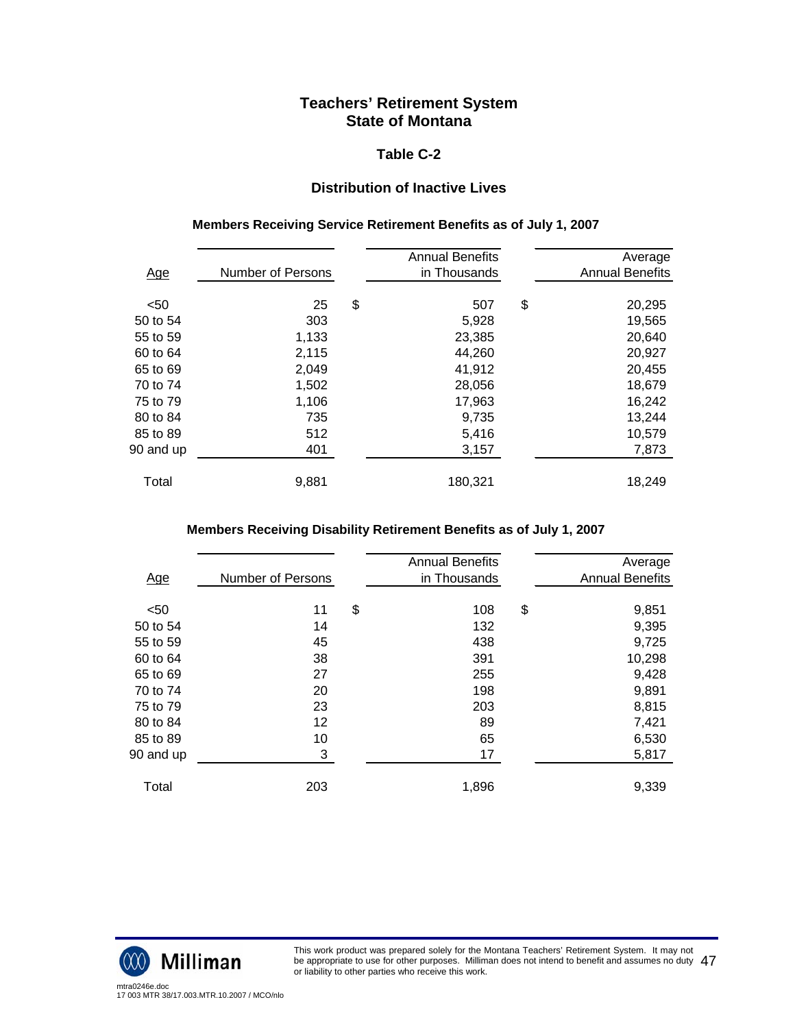# Teachers' Retirement System
# State of Montana

## Table C-2

## Distribution of Inactive Lives

### Members Receiving Service Retirement Benefits as of July 1, 2007

| Age | Number of Persons | Annual Benefits in Thousands | Average Annual Benefits |
|---|---|---|---|
| <50 | 25 | $ 507 | $ 20,295 |
| 50 to 54 | 303 | 5,928 | 19,565 |
| 55 to 59 | 1,133 | 23,385 | 20,640 |
| 60 to 64 | 2,115 | 44,260 | 20,927 |
| 65 to 69 | 2,049 | 41,912 | 20,455 |
| 70 to 74 | 1,502 | 28,056 | 18,679 |
| 75 to 79 | 1,106 | 17,963 | 16,242 |
| 80 to 84 | 735 | 9,735 | 13,244 |
| 85 to 89 | 512 | 5,416 | 10,579 |
| 90 and up | 401 | 3,157 | 7,873 |
| Total | 9,881 | 180,321 | 18,249 |

### Members Receiving Disability Retirement Benefits as of July 1, 2007

| Age | Number of Persons | Annual Benefits in Thousands | Average Annual Benefits |
|---|---|---|---|
| <50 | 11 | $ 108 | $ 9,851 |
| 50 to 54 | 14 | 132 | 9,395 |
| 55 to 59 | 45 | 438 | 9,725 |
| 60 to 64 | 38 | 391 | 10,298 |
| 65 to 69 | 27 | 255 | 9,428 |
| 70 to 74 | 20 | 198 | 9,891 |
| 75 to 79 | 23 | 203 | 8,815 |
| 80 to 84 | 12 | 89 | 7,421 |
| 85 to 89 | 10 | 65 | 6,530 |
| 90 and up | 3 | 17 | 5,817 |
| Total | 203 | 1,896 | 9,339 |

This work product was prepared solely for the Montana Teachers' Retirement System. It may not be appropriate to use for other purposes. Milliman does not intend to benefit and assumes no duty or liability to other parties who receive this work.

mtra0246e.doc
17 003 MTR 38/17.003.MTR.10.2007 / MCO/nlo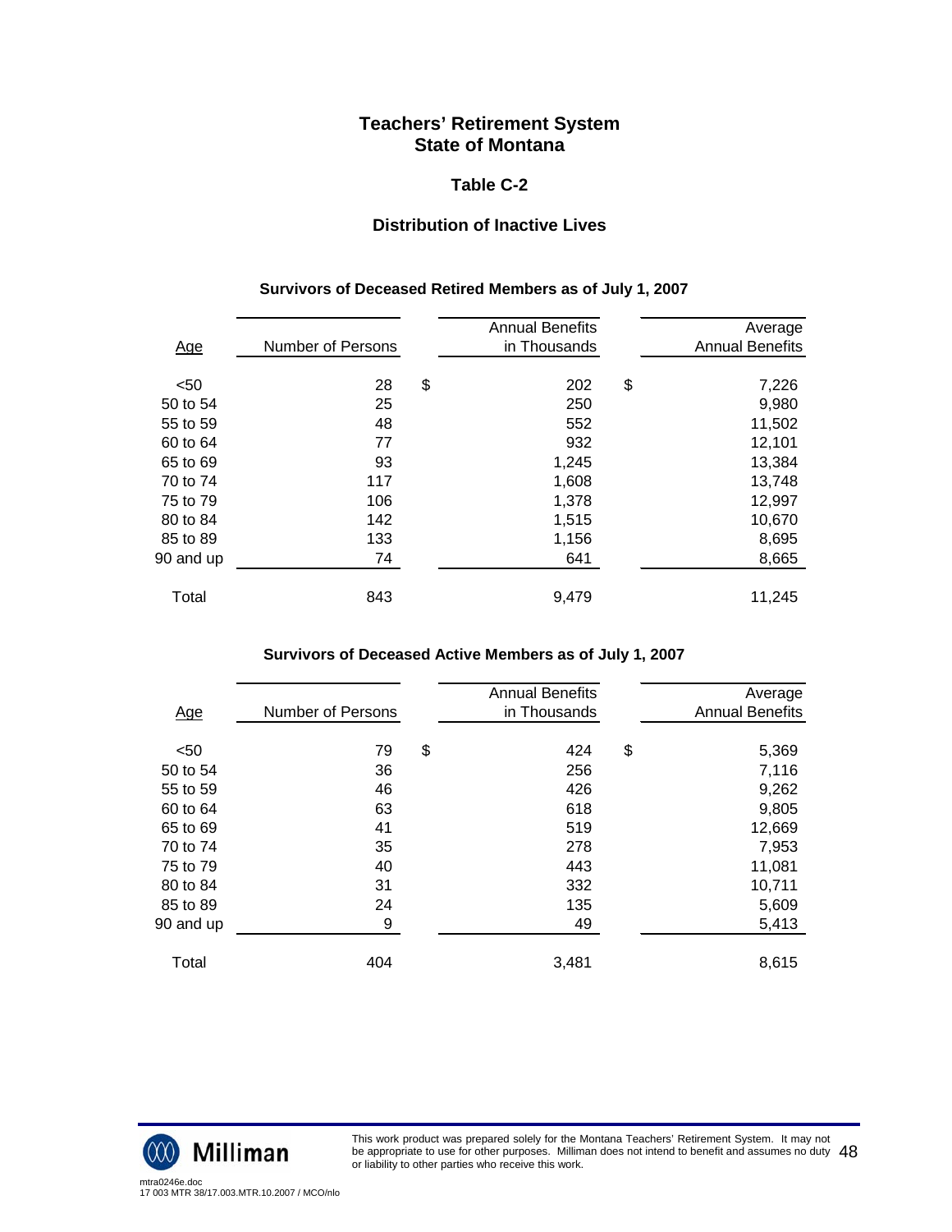# Teachers' Retirement System
# State of Montana

## Table C-2

## Distribution of Inactive Lives

### Survivors of Deceased Retired Members as of July 1, 2007

| Age | Number of Persons | Annual Benefits in Thousands | Average Annual Benefits |
|---|---|---|---|
| <50 | 28 | $ 202 | $ 7,226 |
| 50 to 54 | 25 | 250 | 9,980 |
| 55 to 59 | 48 | 552 | 11,502 |
| 60 to 64 | 77 | 932 | 12,101 |
| 65 to 69 | 93 | 1,245 | 13,384 |
| 70 to 74 | 117 | 1,608 | 13,748 |
| 75 to 79 | 106 | 1,378 | 12,997 |
| 80 to 84 | 142 | 1,515 | 10,670 |
| 85 to 89 | 133 | 1,156 | 8,695 |
| 90 and up | 74 | 641 | 8,665 |
| Total | 843 | 9,479 | 11,245 |

### Survivors of Deceased Active Members as of July 1, 2007

| Age | Number of Persons | Annual Benefits in Thousands | Average Annual Benefits |
|---|---|---|---|
| <50 | 79 | $ 424 | $ 5,369 |
| 50 to 54 | 36 | 256 | 7,116 |
| 55 to 59 | 46 | 426 | 9,262 |
| 60 to 64 | 63 | 618 | 9,805 |
| 65 to 69 | 41 | 519 | 12,669 |
| 70 to 74 | 35 | 278 | 7,953 |
| 75 to 79 | 40 | 443 | 11,081 |
| 80 to 84 | 31 | 332 | 10,711 |
| 85 to 89 | 24 | 135 | 5,609 |
| 90 and up | 9 | 49 | 5,413 |
| Total | 404 | 3,481 | 8,615 |

This work product was prepared solely for the Montana Teachers' Retirement System. It may not be appropriate to use for other purposes. Milliman does not intend to benefit and assumes no duty or liability to other parties who receive this work.

mtra0246e.doc
17 003 MTR 38/17.003.MTR.10.2007 / MCO/nlo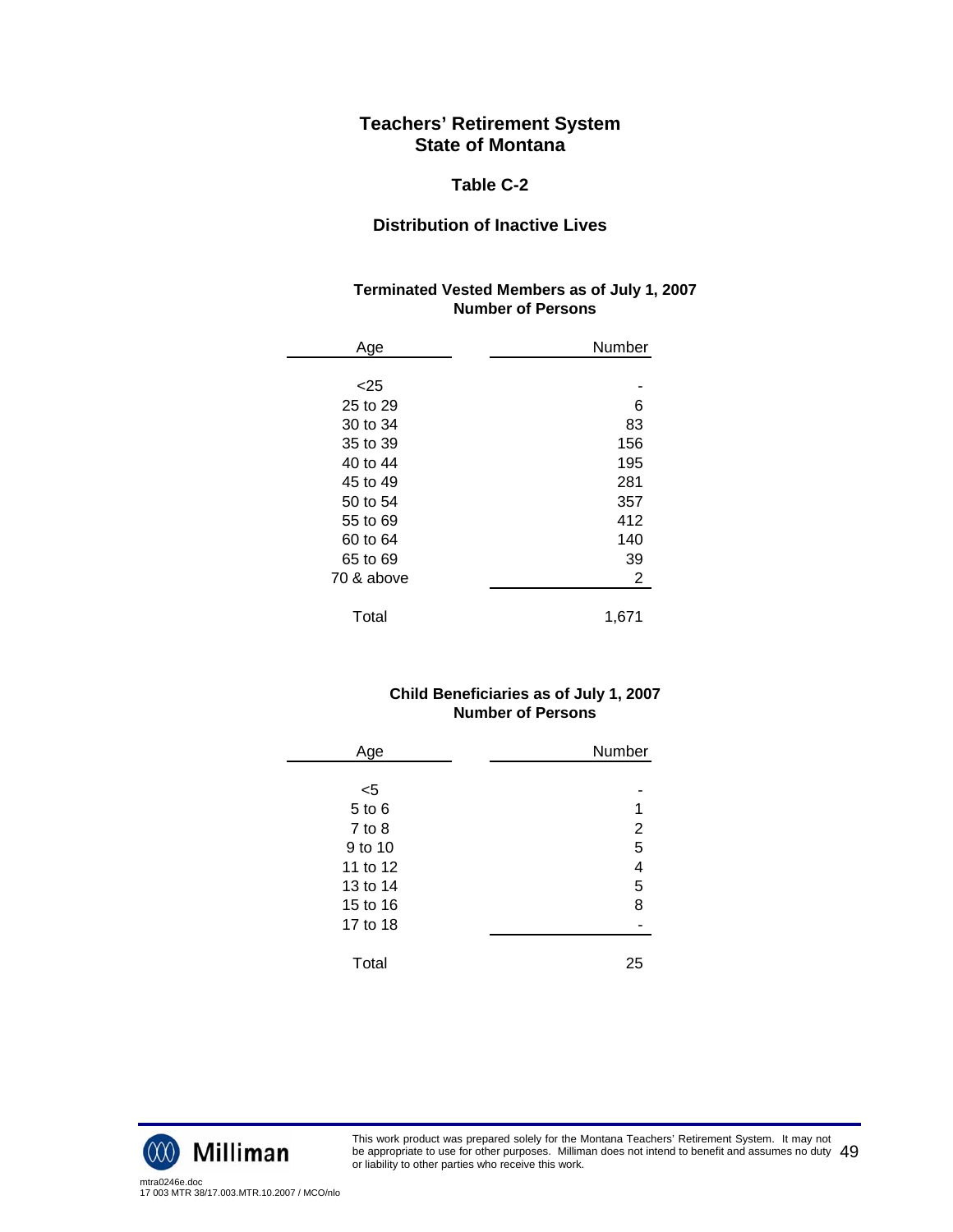# Teachers' Retirement System
# State of Montana

## Table C-2

### Distribution of Inactive Lives

**Terminated Vested Members as of July 1, 2007**
**Number of Persons**

| Age | Number |
|---|---|
| <25 | - |
| 25 to 29 | 6 |
| 30 to 34 | 83 |
| 35 to 39 | 156 |
| 40 to 44 | 195 |
| 45 to 49 | 281 |
| 50 to 54 | 357 |
| 55 to 69 | 412 |
| 60 to 64 | 140 |
| 65 to 69 | 39 |
| 70 & above | 2 |
| Total | 1,671 |

**Child Beneficiaries as of July 1, 2007**
**Number of Persons**

| Age | Number |
|---|---|
| <5 | - |
| 5 to 6 | 1 |
| 7 to 8 | 2 |
| 9 to 10 | 5 |
| 11 to 12 | 4 |
| 13 to 14 | 5 |
| 15 to 16 | 8 |
| 17 to 18 | - |
| Total | 25 |

This work product was prepared solely for the Montana Teachers' Retirement System. It may not be appropriate to use for other purposes. Milliman does not intend to benefit and assumes no duty or liability to other parties who receive this work.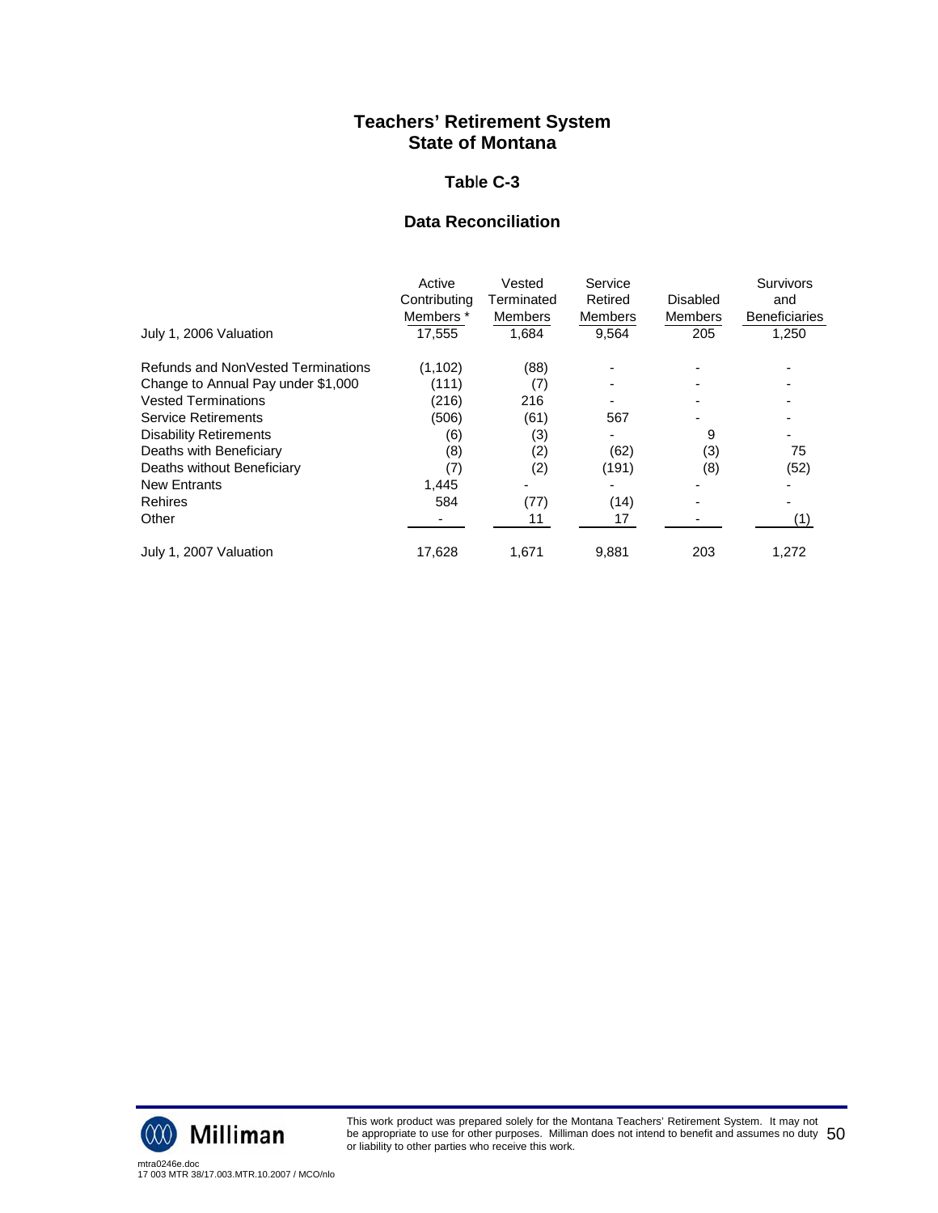# Teachers' Retirement System
# State of Montana

## Table C-3

## Data Reconciliation

| | Active Contributing Members * | Vested Terminated Members | Service Retired Members | Disabled Members | Survivors and Beneficiaries |
|---|---|---|---|---|---|
| July 1, 2006 Valuation | 17,555 | 1,684 | 9,564 | 205 | 1,250 |
| Refunds and NonVested Terminations | (1,102) | (88) | - | - | - |
| Change to Annual Pay under $1,000 | (111) | (7) | - | - | - |
| Vested Terminations | (216) | 216 | - | - | - |
| Service Retirements | (506) | (61) | 567 | - | - |
| Disability Retirements | (6) | (3) | - | 9 | - |
| Deaths with Beneficiary | (8) | (2) | (62) | (3) | 75 |
| Deaths without Beneficiary | (7) | (2) | (191) | (8) | (52) |
| New Entrants | 1,445 | - | - | - | - |
| Rehires | 584 | (77) | (14) | - | - |
| Other | - | 11 | 17 | - | (1) |
| July 1, 2007 Valuation | 17,628 | 1,671 | 9,881 | 203 | 1,272 |

This work product was prepared solely for the Montana Teachers' Retirement System. It may not be appropriate to use for other purposes. Milliman does not intend to benefit and assumes no duty or liability to other parties who receive this work.

mtra0246e.doc
17 003 MTR 38/17.003.MTR.10.2007 / MCO/nlo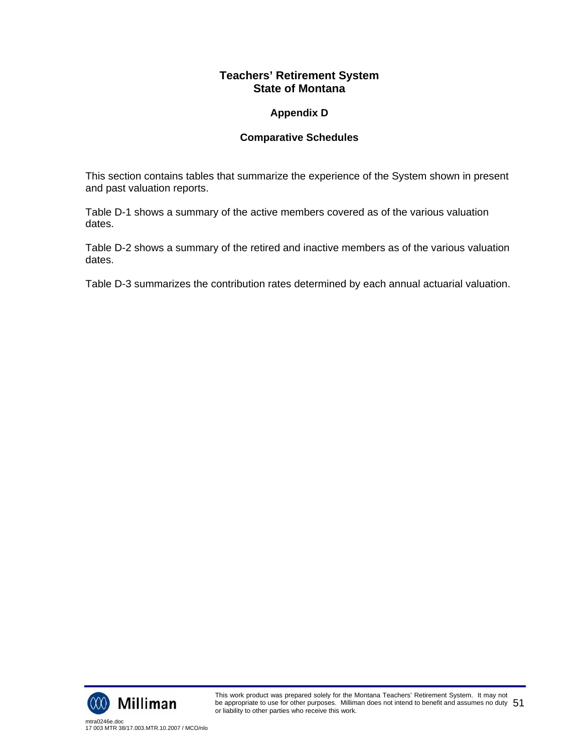# Teachers' Retirement System
# State of Montana

## Appendix D

## Comparative Schedules

This section contains tables that summarize the experience of the System shown in present and past valuation reports.

Table D-1 shows a summary of the active members covered as of the various valuation dates.

Table D-2 shows a summary of the retired and inactive members as of the various valuation dates.

Table D-3 summarizes the contribution rates determined by each annual actuarial valuation.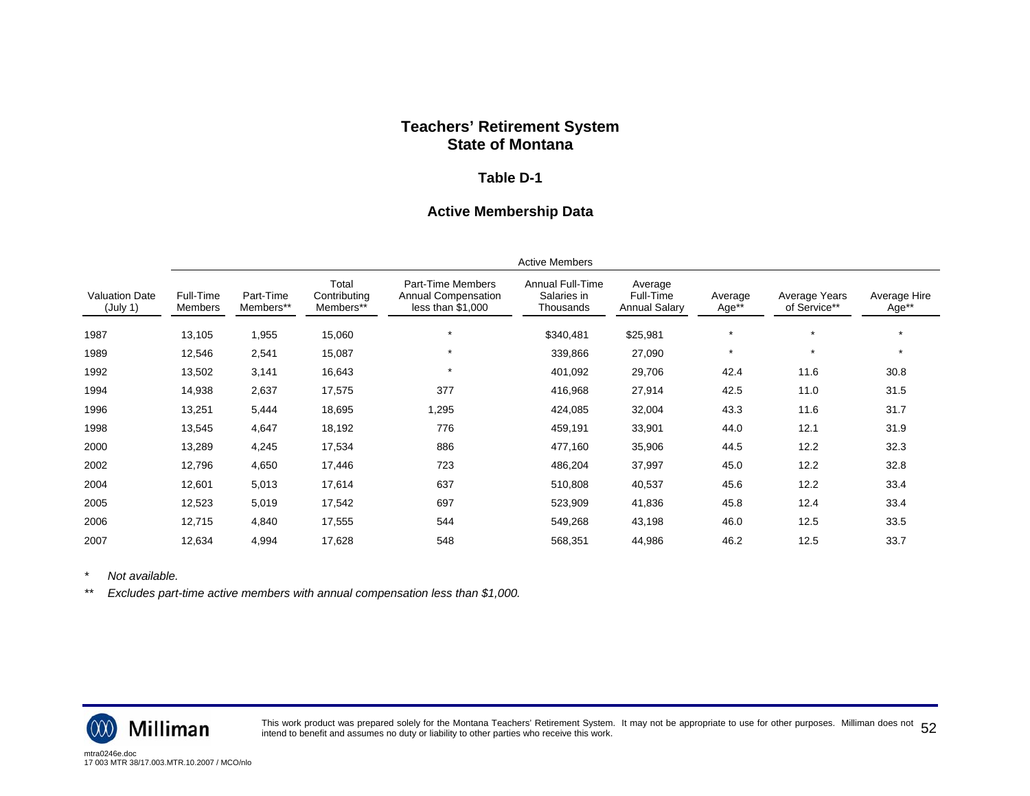# Teachers' Retirement System
# State of Montana

## Table D-1

## Active Membership Data

| Valuation Date (July 1) | Active Members | | | | | | | | |
|---|---|---|---|---|---|---|---|---|---|
| | Full-Time Members | Part-Time Members** | Total Contributing Members** | Part-Time Members Annual Compensation less than $1,000 | Annual Full-Time Salaries in Thousands | Average Full-Time Annual Salary | Average Age** | Average Years of Service** | Average Hire Age** |
| 1987 | 13,105 | 1,955 | 15,060 | * | $340,481 | $25,981 | * | * | * |
| 1989 | 12,546 | 2,541 | 15,087 | * | 339,866 | 27,090 | * | * | * |
| 1992 | 13,502 | 3,141 | 16,643 | * | 401,092 | 29,706 | 42.4 | 11.6 | 30.8 |
| 1994 | 14,938 | 2,637 | 17,575 | 377 | 416,968 | 27,914 | 42.5 | 11.0 | 31.5 |
| 1996 | 13,251 | 5,444 | 18,695 | 1,295 | 424,085 | 32,004 | 43.3 | 11.6 | 31.7 |
| 1998 | 13,545 | 4,647 | 18,192 | 776 | 459,191 | 33,901 | 44.0 | 12.1 | 31.9 |
| 2000 | 13,289 | 4,245 | 17,534 | 886 | 477,160 | 35,906 | 44.5 | 12.2 | 32.3 |
| 2002 | 12,796 | 4,650 | 17,446 | 723 | 486,204 | 37,997 | 45.0 | 12.2 | 32.8 |
| 2004 | 12,601 | 5,013 | 17,614 | 637 | 510,808 | 40,537 | 45.6 | 12.2 | 33.4 |
| 2005 | 12,523 | 5,019 | 17,542 | 697 | 523,909 | 41,836 | 45.8 | 12.4 | 33.4 |
| 2006 | 12,715 | 4,840 | 17,555 | 544 | 549,268 | 43,198 | 46.0 | 12.5 | 33.5 |
| 2007 | 12,634 | 4,994 | 17,628 | 548 | 568,351 | 44,986 | 46.2 | 12.5 | 33.7 |

\* *Not available.*

\*\* *Excludes part-time active members with annual compensation less than $1,000.*

Milliman

This work product was prepared solely for the Montana Teachers' Retirement System. It may not be appropriate to use for other purposes. Milliman does not intend to benefit and assumes no duty or liability to other parties who receive this work.

mtra0246e.doc
17 003 MTR 38/17.003.MTR.10.2007 / MCO/nlo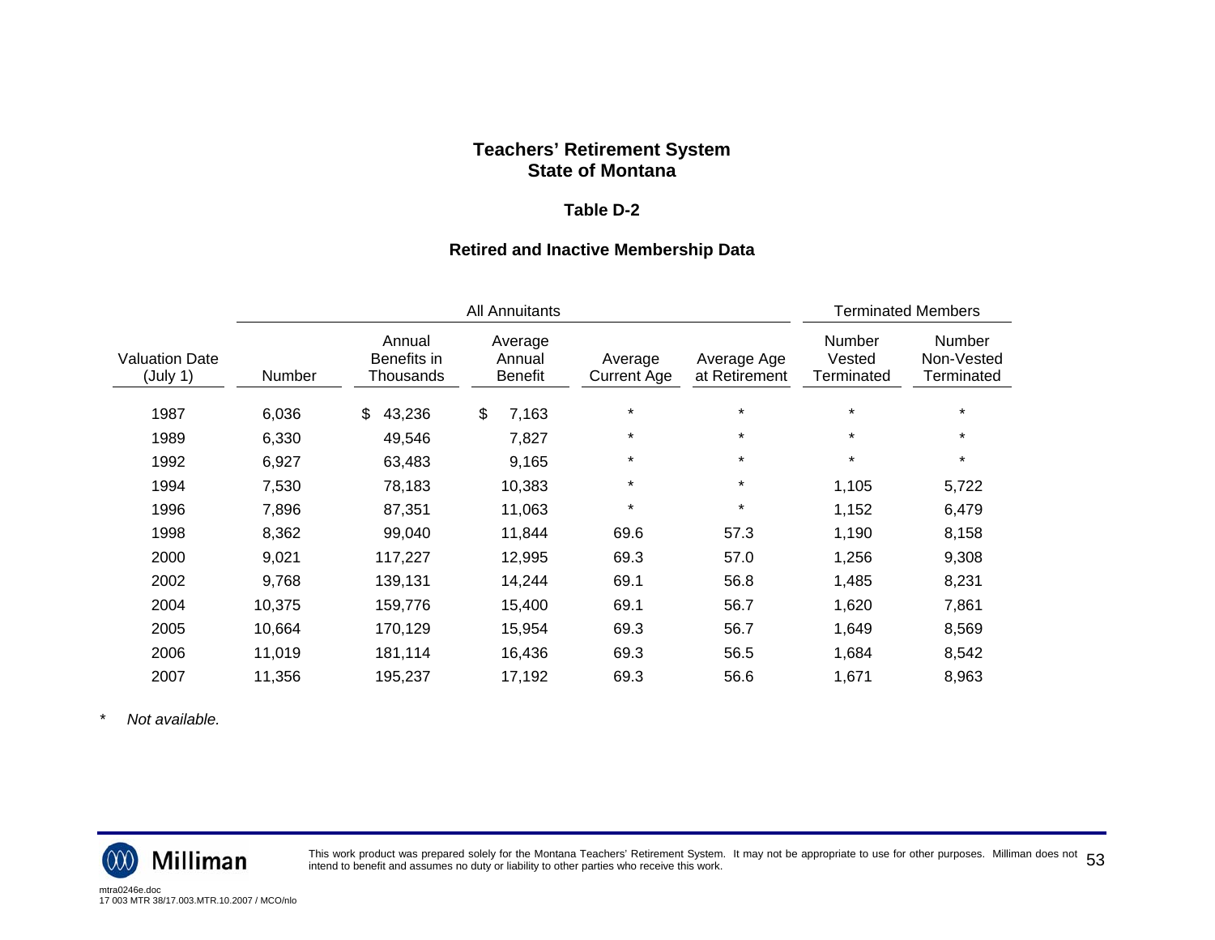# Teachers' Retirement System
# State of Montana

## Table D-2

### Retired and Inactive Membership Data

| | All Annuitants | | | | | Terminated Members | |
|---|---|---|---|---|---|---|---|
| Valuation Date (July 1) | Number | Annual Benefits in Thousands | Average Annual Benefit | Average Current Age | Average Age at Retirement | Number Vested Terminated | Number Non-Vested Terminated |
| 1987 | 6,036 | $ 43,236 | $ 7,163 | * | * | * | * |
| 1989 | 6,330 | 49,546 | 7,827 | * | * | * | * |
| 1992 | 6,927 | 63,483 | 9,165 | * | * | * | * |
| 1994 | 7,530 | 78,183 | 10,383 | * | * | 1,105 | 5,722 |
| 1996 | 7,896 | 87,351 | 11,063 | * | * | 1,152 | 6,479 |
| 1998 | 8,362 | 99,040 | 11,844 | 69.6 | 57.3 | 1,190 | 8,158 |
| 2000 | 9,021 | 117,227 | 12,995 | 69.3 | 57.0 | 1,256 | 9,308 |
| 2002 | 9,768 | 139,131 | 14,244 | 69.1 | 56.8 | 1,485 | 8,231 |
| 2004 | 10,375 | 159,776 | 15,400 | 69.1 | 56.7 | 1,620 | 7,861 |
| 2005 | 10,664 | 170,129 | 15,954 | 69.3 | 56.7 | 1,649 | 8,569 |
| 2006 | 11,019 | 181,114 | 16,436 | 69.3 | 56.5 | 1,684 | 8,542 |
| 2007 | 11,356 | 195,237 | 17,192 | 69.3 | 56.6 | 1,671 | 8,963 |

\* *Not available.*

This work product was prepared solely for the Montana Teachers' Retirement System. It may not be appropriate to use for other purposes. Milliman does not intend to benefit and assumes no duty or liability to other parties who receive this work.

mtra0246e.doc
17 003 MTR 38/17.003.MTR.10.2007 / MCO/nlo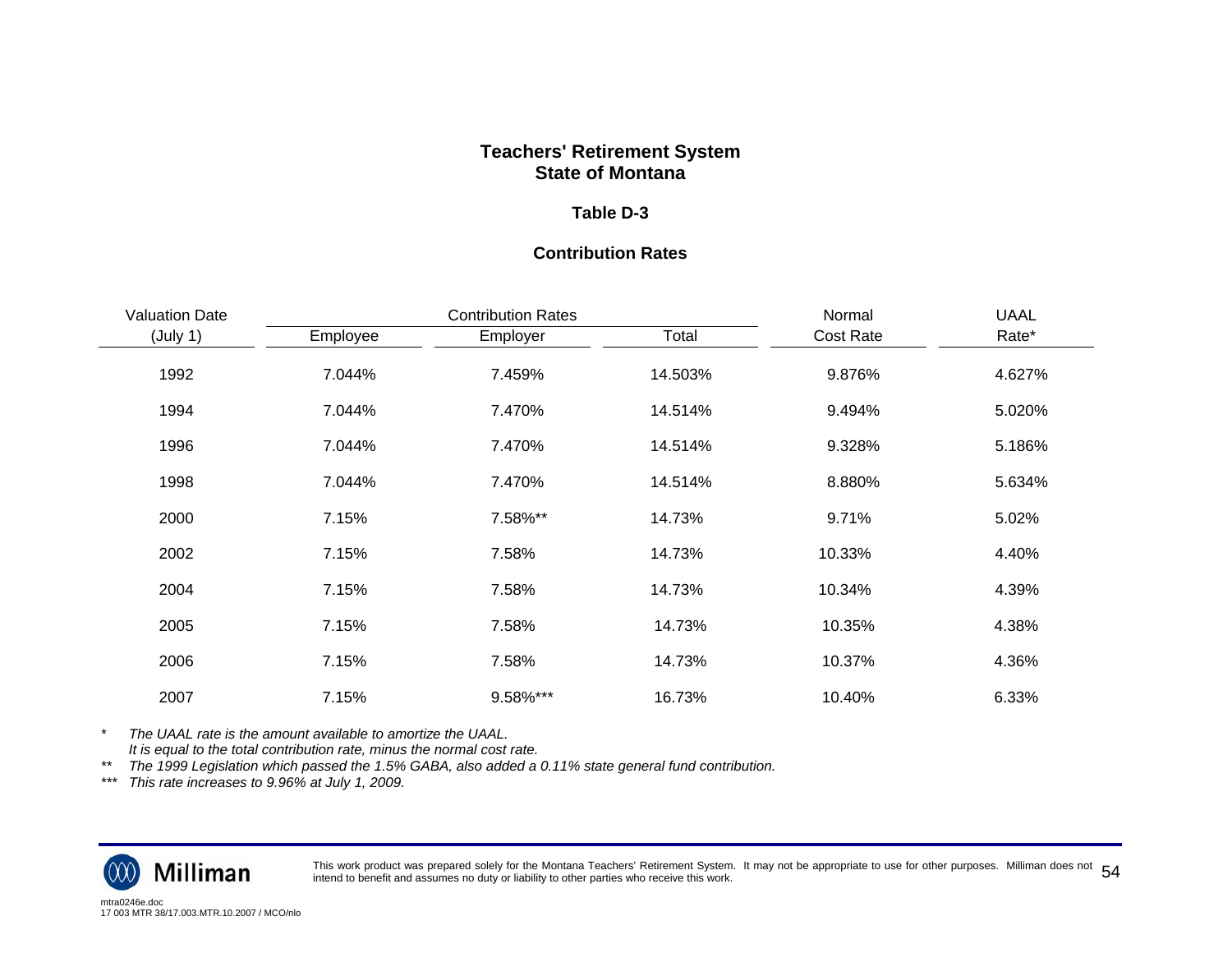# Teachers' Retirement System
# State of Montana

## Table D-3

## Contribution Rates

| Valuation Date | Contribution Rates | | | Normal | UAAL |
|---|---|---|---|---|---|
| (July 1) | Employee | Employer | Total | Cost Rate | Rate* |
| 1992 | 7.044% | 7.459% | 14.503% | 9.876% | 4.627% |
| 1994 | 7.044% | 7.470% | 14.514% | 9.494% | 5.020% |
| 1996 | 7.044% | 7.470% | 14.514% | 9.328% | 5.186% |
| 1998 | 7.044% | 7.470% | 14.514% | 8.880% | 5.634% |
| 2000 | 7.15% | 7.58%** | 14.73% | 9.71% | 5.02% |
| 2002 | 7.15% | 7.58% | 14.73% | 10.33% | 4.40% |
| 2004 | 7.15% | 7.58% | 14.73% | 10.34% | 4.39% |
| 2005 | 7.15% | 7.58% | 14.73% | 10.35% | 4.38% |
| 2006 | 7.15% | 7.58% | 14.73% | 10.37% | 4.36% |
| 2007 | 7.15% | 9.58%*** | 16.73% | 10.40% | 6.33% |

\* *The UAAL rate is the amount available to amortize the UAAL.*
*It is equal to the total contribution rate, minus the normal cost rate.*

\*\* *The 1999 Legislation which passed the 1.5% GABA, also added a 0.11% state general fund contribution.*

\*\*\* *This rate increases to 9.96% at July 1, 2009.*

This work product was prepared solely for the Montana Teachers' Retirement System. It may not be appropriate to use for other purposes. Milliman does not intend to benefit and assumes no duty or liability to other parties who receive this work.

mtra0246e.doc
17 003 MTR 38/17.003.MTR.10.2007 / MCO/nlo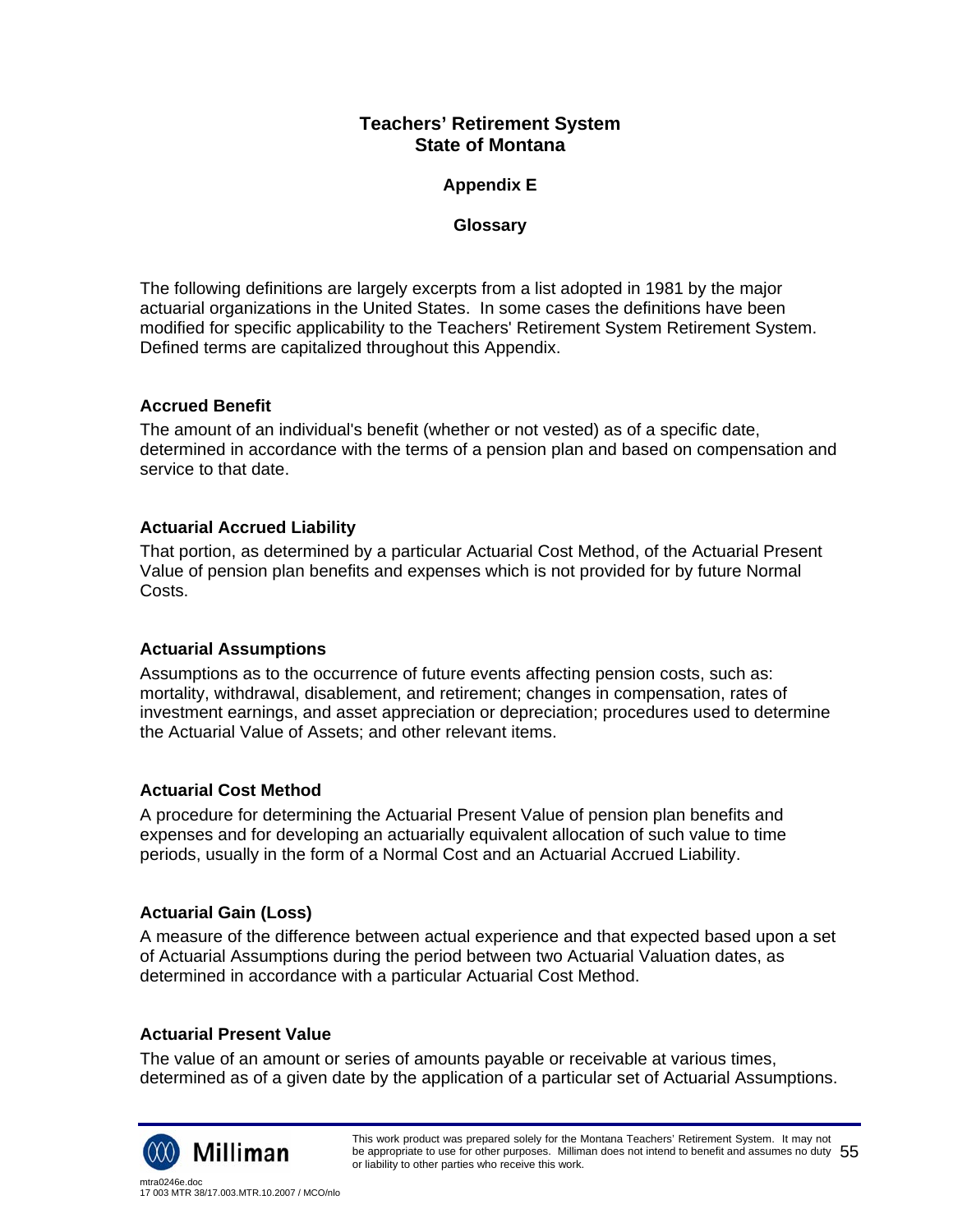# Teachers' Retirement System
# State of Montana

## Appendix E

## Glossary

The following definitions are largely excerpts from a list adopted in 1981 by the major actuarial organizations in the United States. In some cases the definitions have been modified for specific applicability to the Teachers' Retirement System Retirement System. Defined terms are capitalized throughout this Appendix.

### Accrued Benefit

The amount of an individual's benefit (whether or not vested) as of a specific date, determined in accordance with the terms of a pension plan and based on compensation and service to that date.

### Actuarial Accrued Liability

That portion, as determined by a particular Actuarial Cost Method, of the Actuarial Present Value of pension plan benefits and expenses which is not provided for by future Normal Costs.

### Actuarial Assumptions

Assumptions as to the occurrence of future events affecting pension costs, such as: mortality, withdrawal, disablement, and retirement; changes in compensation, rates of investment earnings, and asset appreciation or depreciation; procedures used to determine the Actuarial Value of Assets; and other relevant items.

### Actuarial Cost Method

A procedure for determining the Actuarial Present Value of pension plan benefits and expenses and for developing an actuarially equivalent allocation of such value to time periods, usually in the form of a Normal Cost and an Actuarial Accrued Liability.

### Actuarial Gain (Loss)

A measure of the difference between actual experience and that expected based upon a set of Actuarial Assumptions during the period between two Actuarial Valuation dates, as determined in accordance with a particular Actuarial Cost Method.

### Actuarial Present Value

The value of an amount or series of amounts payable or receivable at various times, determined as of a given date by the application of a particular set of Actuarial Assumptions.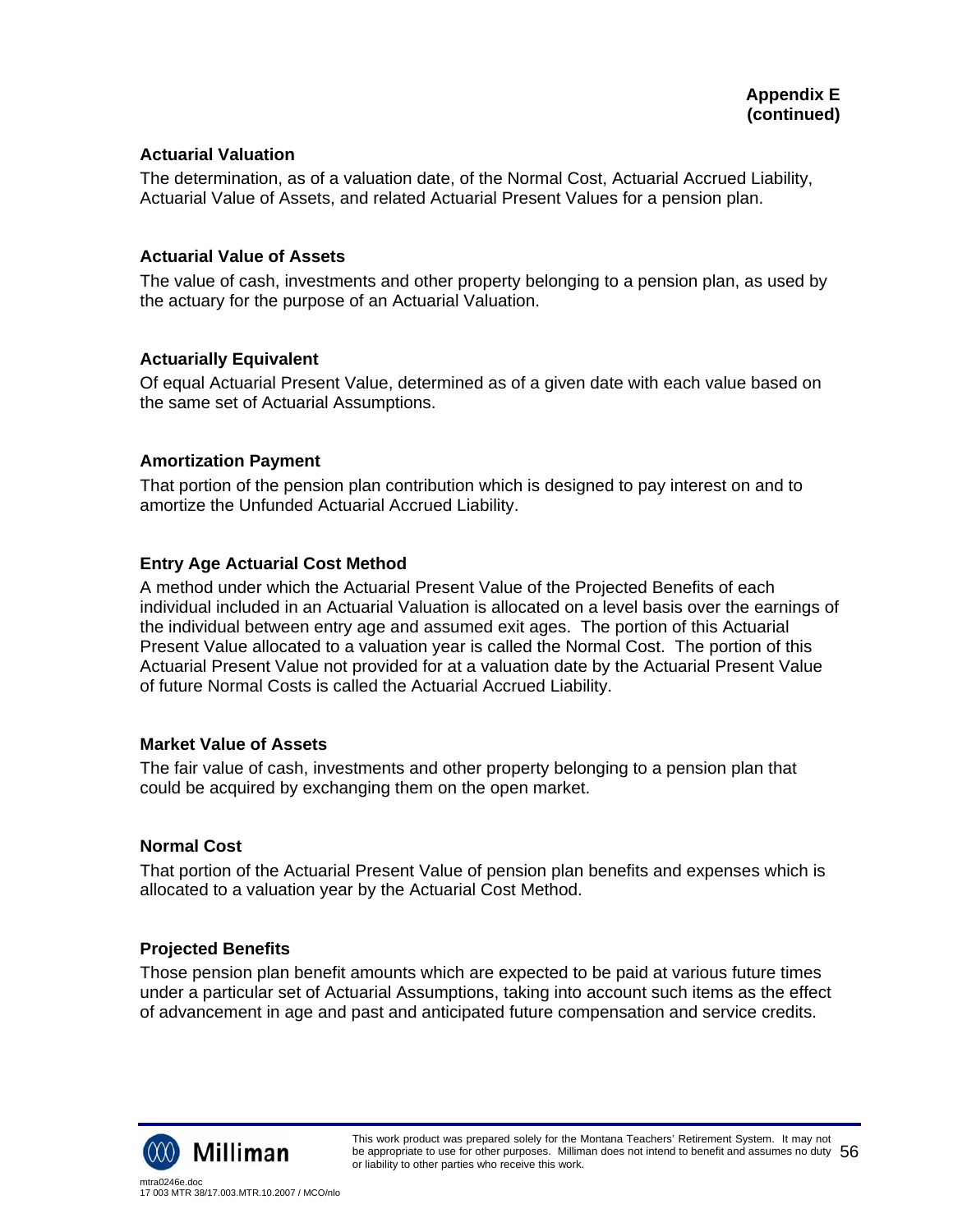**Appendix E**
**(continued)**

### Actuarial Valuation

The determination, as of a valuation date, of the Normal Cost, Actuarial Accrued Liability, Actuarial Value of Assets, and related Actuarial Present Values for a pension plan.

### Actuarial Value of Assets

The value of cash, investments and other property belonging to a pension plan, as used by the actuary for the purpose of an Actuarial Valuation.

### Actuarially Equivalent

Of equal Actuarial Present Value, determined as of a given date with each value based on the same set of Actuarial Assumptions.

### Amortization Payment

That portion of the pension plan contribution which is designed to pay interest on and to amortize the Unfunded Actuarial Accrued Liability.

### Entry Age Actuarial Cost Method

A method under which the Actuarial Present Value of the Projected Benefits of each individual included in an Actuarial Valuation is allocated on a level basis over the earnings of the individual between entry age and assumed exit ages. The portion of this Actuarial Present Value allocated to a valuation year is called the Normal Cost. The portion of this Actuarial Present Value not provided for at a valuation date by the Actuarial Present Value of future Normal Costs is called the Actuarial Accrued Liability.

### Market Value of Assets

The fair value of cash, investments and other property belonging to a pension plan that could be acquired by exchanging them on the open market.

### Normal Cost

That portion of the Actuarial Present Value of pension plan benefits and expenses which is allocated to a valuation year by the Actuarial Cost Method.

### Projected Benefits

Those pension plan benefit amounts which are expected to be paid at various future times under a particular set of Actuarial Assumptions, taking into account such items as the effect of advancement in age and past and anticipated future compensation and service credits.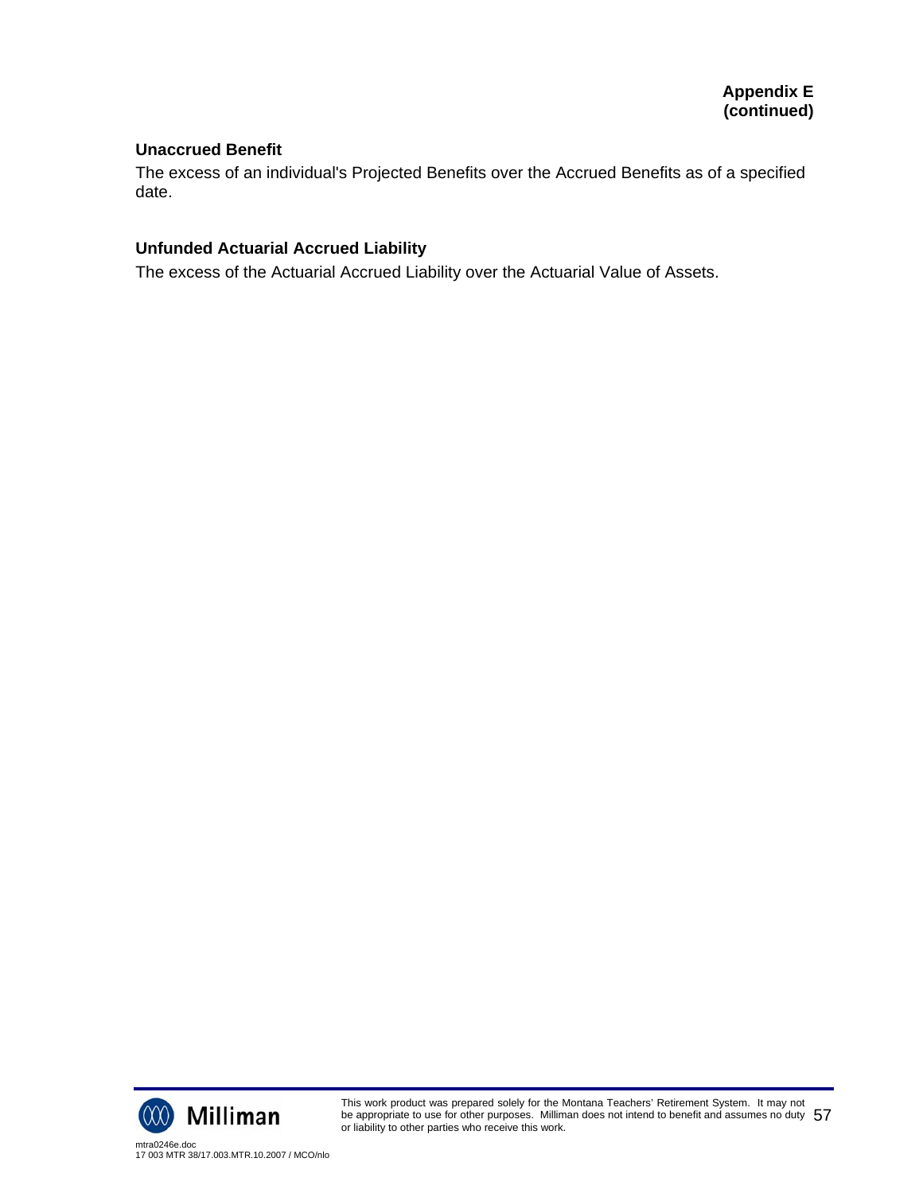### Unaccrued Benefit

The excess of an individual's Projected Benefits over the Accrued Benefits as of a specified date.

### Unfunded Actuarial Accrued Liability

The excess of the Actuarial Accrued Liability over the Actuarial Value of Assets.